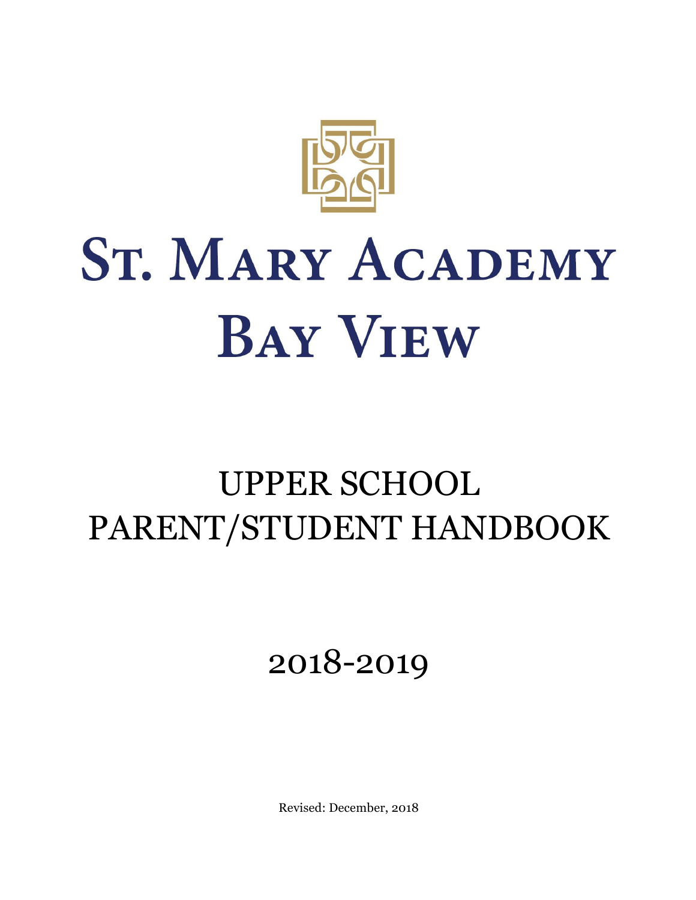# St. Mary Academy Bay View

## UPPER SCHOOL PARENT/STUDENT HANDBOOK

2018-2019

Revised: December, 2018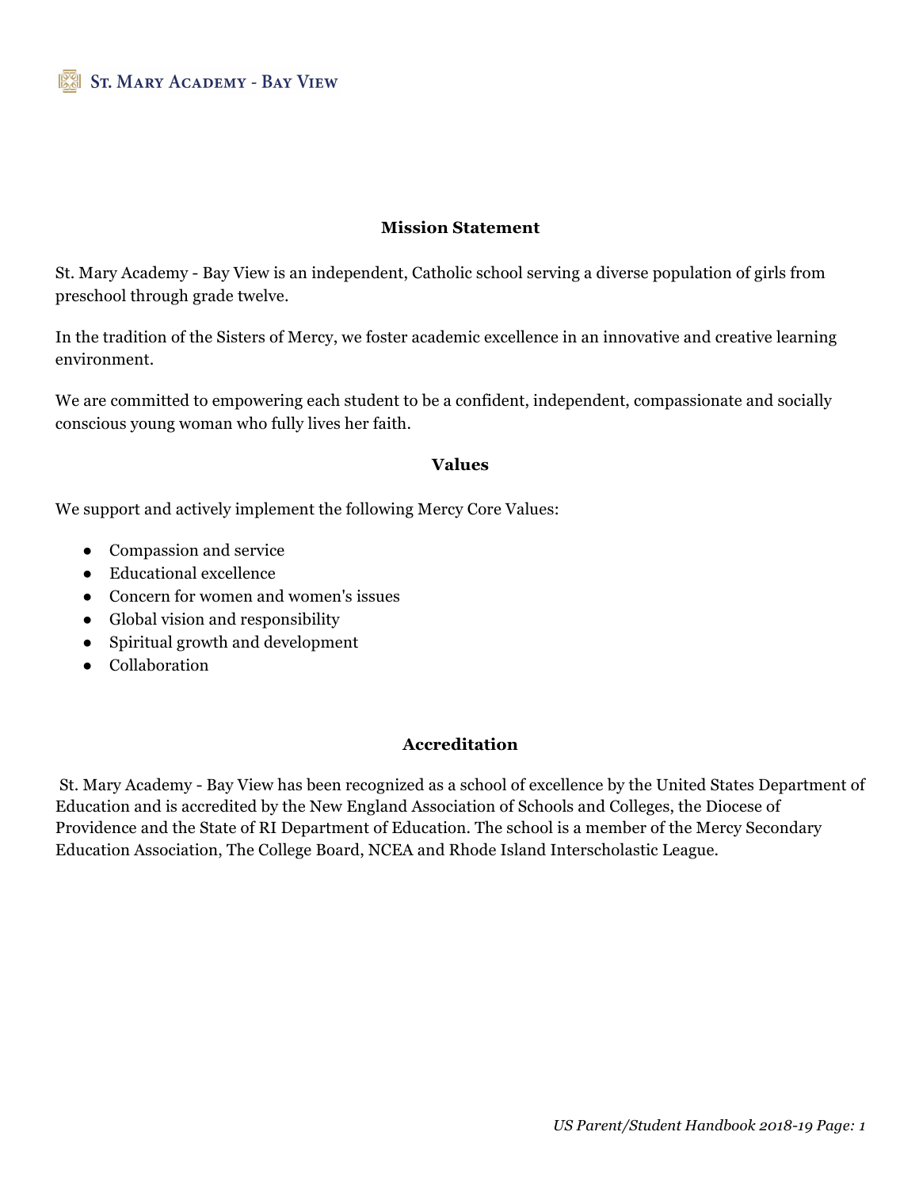## Mission Statement

St. Mary Academy - Bay View is an independent, Catholic school serving a diverse population of girls from preschool through grade twelve.

In the tradition of the Sisters of Mercy, we foster academic excellence in an innovative and creative learning environment.

We are committed to empowering each student to be a confident, independent, compassionate and socially conscious young woman who fully lives her faith.

## Values

We support and actively implement the following Mercy Core Values:

- Compassion and service
- Educational excellence
- Concern for women and women's issues
- Global vision and responsibility
- Spiritual growth and development
- Collaboration

## Accreditation

St. Mary Academy - Bay View has been recognized as a school of excellence by the United States Department of Education and is accredited by the New England Association of Schools and Colleges, the Diocese of Providence and the State of RI Department of Education. The school is a member of the Mercy Secondary Education Association, The College Board, NCEA and Rhode Island Interscholastic League.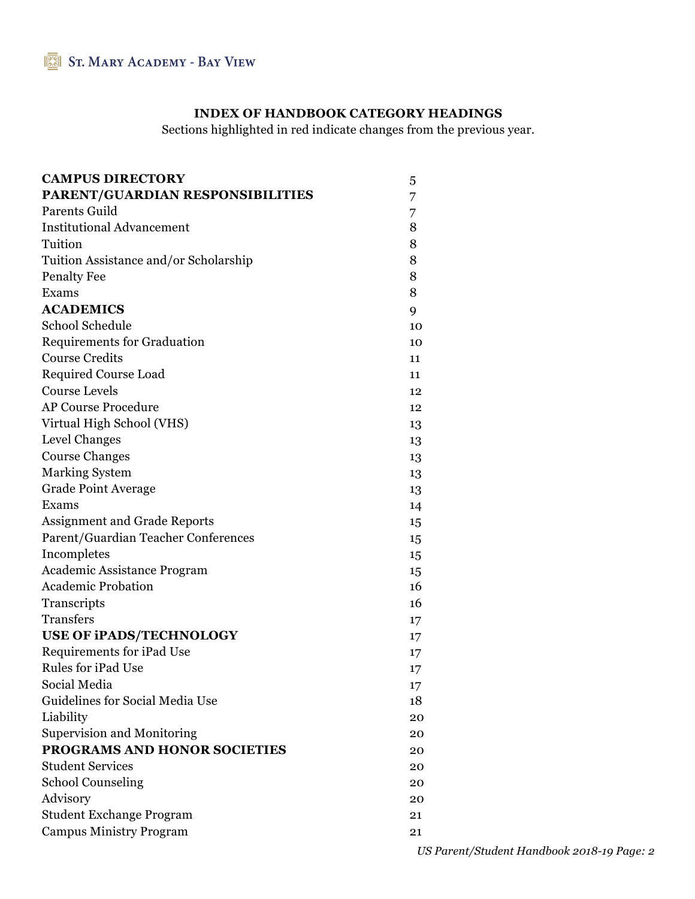## INDEX OF HANDBOOK CATEGORY HEADINGS

Sections highlighted in red indicate changes from the previous year.

| | |
|---|---|
| **CAMPUS DIRECTORY** | 5 |
| **PARENT/GUARDIAN RESPONSIBILITIES** | 7 |
| Parents Guild | 7 |
| Institutional Advancement | 8 |
| Tuition | 8 |
| Tuition Assistance and/or Scholarship | 8 |
| Penalty Fee | 8 |
| Exams | 8 |
| **ACADEMICS** | 9 |
| School Schedule | 10 |
| Requirements for Graduation | 10 |
| Course Credits | 11 |
| Required Course Load | 11 |
| Course Levels | 12 |
| AP Course Procedure | 12 |
| Virtual High School (VHS) | 13 |
| Level Changes | 13 |
| Course Changes | 13 |
| Marking System | 13 |
| Grade Point Average | 13 |
| Exams | 14 |
| Assignment and Grade Reports | 15 |
| Parent/Guardian Teacher Conferences | 15 |
| Incompletes | 15 |
| Academic Assistance Program | 15 |
| Academic Probation | 16 |
| Transcripts | 16 |
| Transfers | 17 |
| **USE OF iPADS/TECHNOLOGY** | 17 |
| Requirements for iPad Use | 17 |
| Rules for iPad Use | 17 |
| Social Media | 17 |
| Guidelines for Social Media Use | 18 |
| Liability | 20 |
| Supervision and Monitoring | 20 |
| **PROGRAMS AND HONOR SOCIETIES** | 20 |
| Student Services | 20 |
| School Counseling | 20 |
| Advisory | 20 |
| Student Exchange Program | 21 |
| Campus Ministry Program | 21 |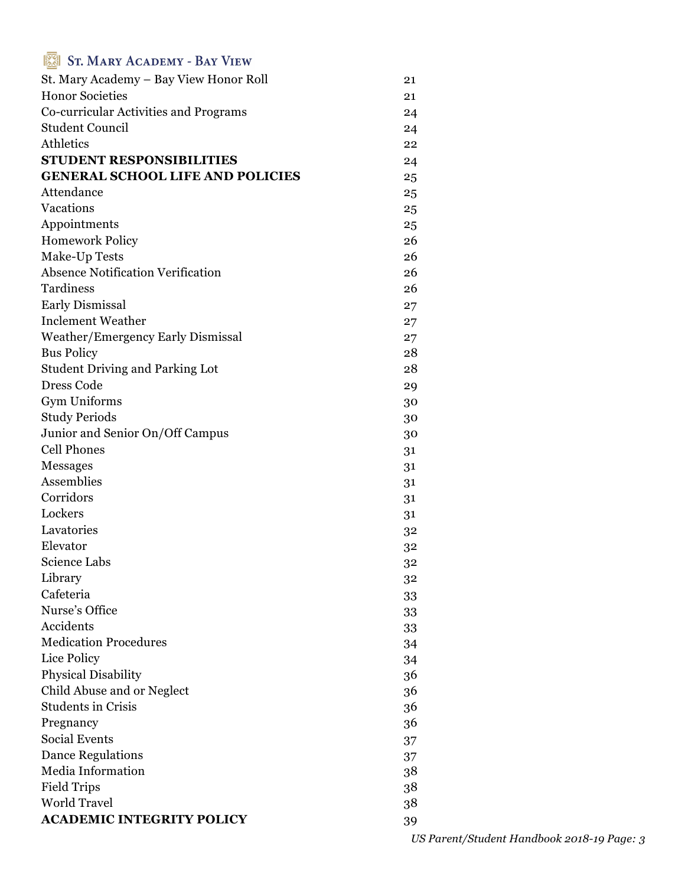| | |
|---|---|
| St. Mary Academy – Bay View Honor Roll | 21 |
| Honor Societies | 21 |
| Co-curricular Activities and Programs | 24 |
| Student Council | 24 |
| Athletics | 22 |
| **STUDENT RESPONSIBILITIES** | 24 |
| **GENERAL SCHOOL LIFE AND POLICIES** | 25 |
| Attendance | 25 |
| Vacations | 25 |
| Appointments | 25 |
| Homework Policy | 26 |
| Make-Up Tests | 26 |
| Absence Notification Verification | 26 |
| Tardiness | 26 |
| Early Dismissal | 27 |
| Inclement Weather | 27 |
| Weather/Emergency Early Dismissal | 27 |
| Bus Policy | 28 |
| Student Driving and Parking Lot | 28 |
| Dress Code | 29 |
| Gym Uniforms | 30 |
| Study Periods | 30 |
| Junior and Senior On/Off Campus | 30 |
| Cell Phones | 31 |
| Messages | 31 |
| Assemblies | 31 |
| Corridors | 31 |
| Lockers | 31 |
| Lavatories | 32 |
| Elevator | 32 |
| Science Labs | 32 |
| Library | 32 |
| Cafeteria | 33 |
| Nurse's Office | 33 |
| Accidents | 33 |
| Medication Procedures | 34 |
| Lice Policy | 34 |
| Physical Disability | 36 |
| Child Abuse and or Neglect | 36 |
| Students in Crisis | 36 |
| Pregnancy | 36 |
| Social Events | 37 |
| Dance Regulations | 37 |
| Media Information | 38 |
| Field Trips | 38 |
| World Travel | 38 |
| **ACADEMIC INTEGRITY POLICY** | 39 |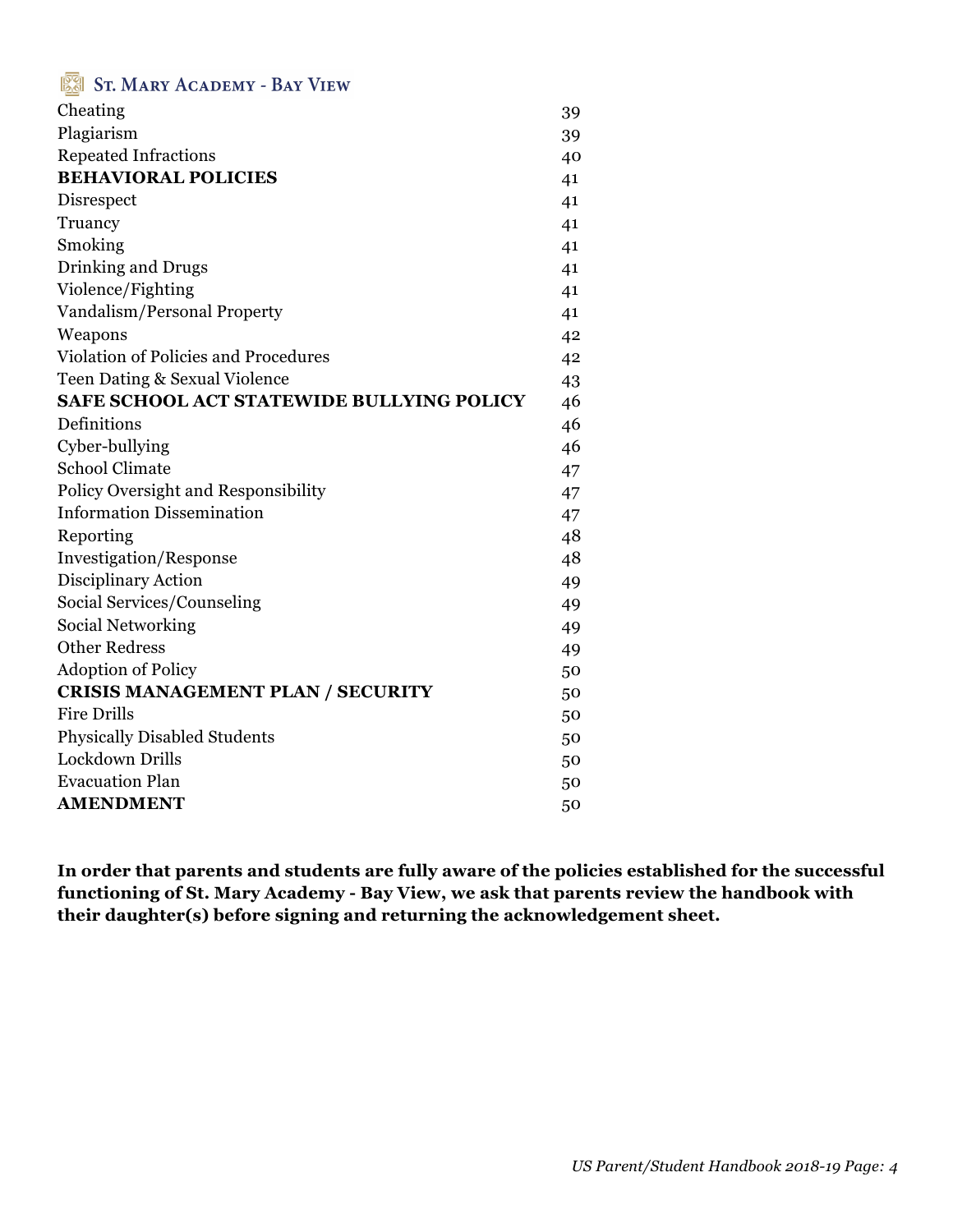| | |
|---|---|
| Cheating | 39 |
| Plagiarism | 39 |
| Repeated Infractions | 40 |
| **BEHAVIORAL POLICIES** | 41 |
| Disrespect | 41 |
| Truancy | 41 |
| Smoking | 41 |
| Drinking and Drugs | 41 |
| Violence/Fighting | 41 |
| Vandalism/Personal Property | 41 |
| Weapons | 42 |
| Violation of Policies and Procedures | 42 |
| Teen Dating & Sexual Violence | 43 |
| **SAFE SCHOOL ACT STATEWIDE BULLYING POLICY** | 46 |
| Definitions | 46 |
| Cyber-bullying | 46 |
| School Climate | 47 |
| Policy Oversight and Responsibility | 47 |
| Information Dissemination | 47 |
| Reporting | 48 |
| Investigation/Response | 48 |
| Disciplinary Action | 49 |
| Social Services/Counseling | 49 |
| Social Networking | 49 |
| Other Redress | 49 |
| Adoption of Policy | 50 |
| **CRISIS MANAGEMENT PLAN / SECURITY** | 50 |
| Fire Drills | 50 |
| Physically Disabled Students | 50 |
| Lockdown Drills | 50 |
| Evacuation Plan | 50 |
| **AMENDMENT** | 50 |

**In order that parents and students are fully aware of the policies established for the successful functioning of St. Mary Academy - Bay View, we ask that parents review the handbook with their daughter(s) before signing and returning the acknowledgement sheet.**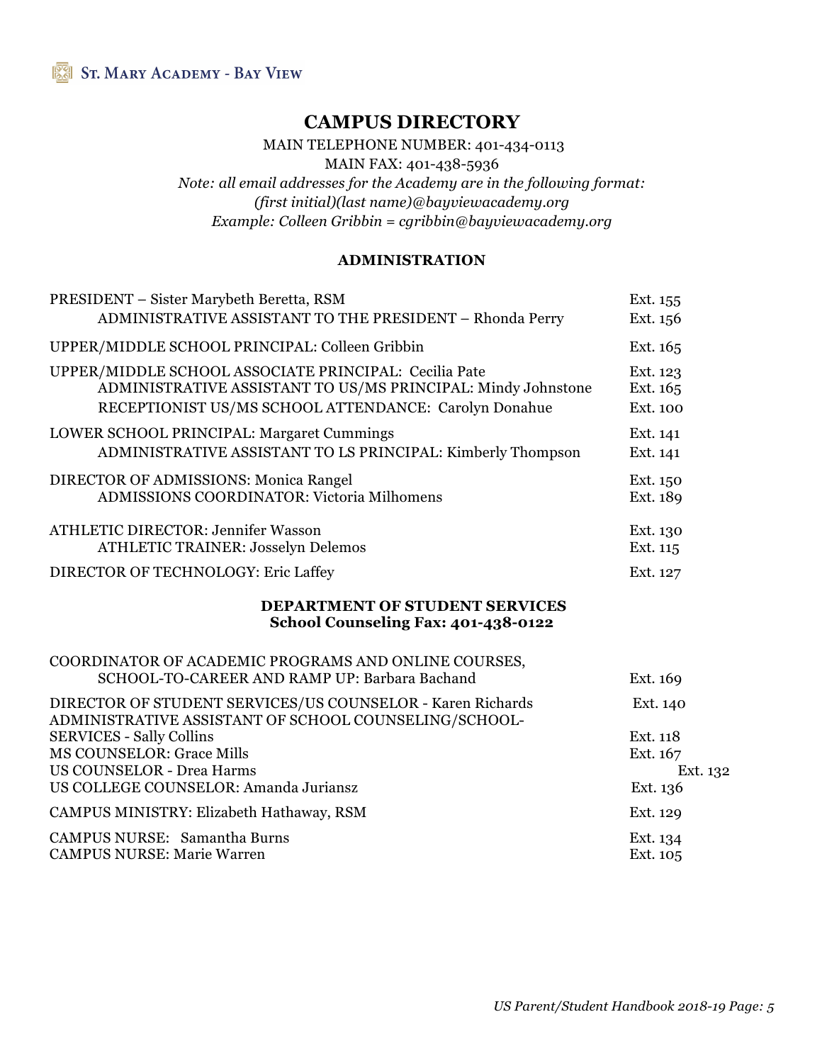# CAMPUS DIRECTORY

MAIN TELEPHONE NUMBER: 401-434-0113

MAIN FAX: 401-438-5936

*Note: all email addresses for the Academy are in the following format:*
*(first initial)(last name)@bayviewacademy.org*
*Example: Colleen Gribbin = cgribbin@bayviewacademy.org*

## ADMINISTRATION

| | |
|---|---|
| PRESIDENT – Sister Marybeth Beretta, RSM | Ext. 155 |
| ADMINISTRATIVE ASSISTANT TO THE PRESIDENT – Rhonda Perry | Ext. 156 |
| UPPER/MIDDLE SCHOOL PRINCIPAL: Colleen Gribbin | Ext. 165 |
| UPPER/MIDDLE SCHOOL ASSOCIATE PRINCIPAL: Cecilia Pate | Ext. 123 |
| ADMINISTRATIVE ASSISTANT TO US/MS PRINCIPAL: Mindy Johnstone | Ext. 165 |
| RECEPTIONIST US/MS SCHOOL ATTENDANCE: Carolyn Donahue | Ext. 100 |
| LOWER SCHOOL PRINCIPAL: Margaret Cummings | Ext. 141 |
| ADMINISTRATIVE ASSISTANT TO LS PRINCIPAL: Kimberly Thompson | Ext. 141 |
| DIRECTOR OF ADMISSIONS: Monica Rangel | Ext. 150 |
| ADMISSIONS COORDINATOR: Victoria Milhomens | Ext. 189 |
| ATHLETIC DIRECTOR: Jennifer Wasson | Ext. 130 |
| ATHLETIC TRAINER: Josselyn Delemos | Ext. 115 |
| DIRECTOR OF TECHNOLOGY: Eric Laffey | Ext. 127 |

## DEPARTMENT OF STUDENT SERVICES

**School Counseling Fax: 401-438-0122**

| | |
|---|---|
| COORDINATOR OF ACADEMIC PROGRAMS AND ONLINE COURSES, SCHOOL-TO-CAREER AND RAMP UP: Barbara Bachand | Ext. 169 |
| DIRECTOR OF STUDENT SERVICES/US COUNSELOR - Karen Richards | Ext. 140 |
| ADMINISTRATIVE ASSISTANT OF SCHOOL COUNSELING/SCHOOL-SERVICES - Sally Collins | Ext. 118 |
| MS COUNSELOR: Grace Mills | Ext. 167 |
| US COUNSELOR - Drea Harms | Ext. 132 |
| US COLLEGE COUNSELOR: Amanda Juriansz | Ext. 136 |
| CAMPUS MINISTRY: Elizabeth Hathaway, RSM | Ext. 129 |
| CAMPUS NURSE: Samantha Burns | Ext. 134 |
| CAMPUS NURSE: Marie Warren | Ext. 105 |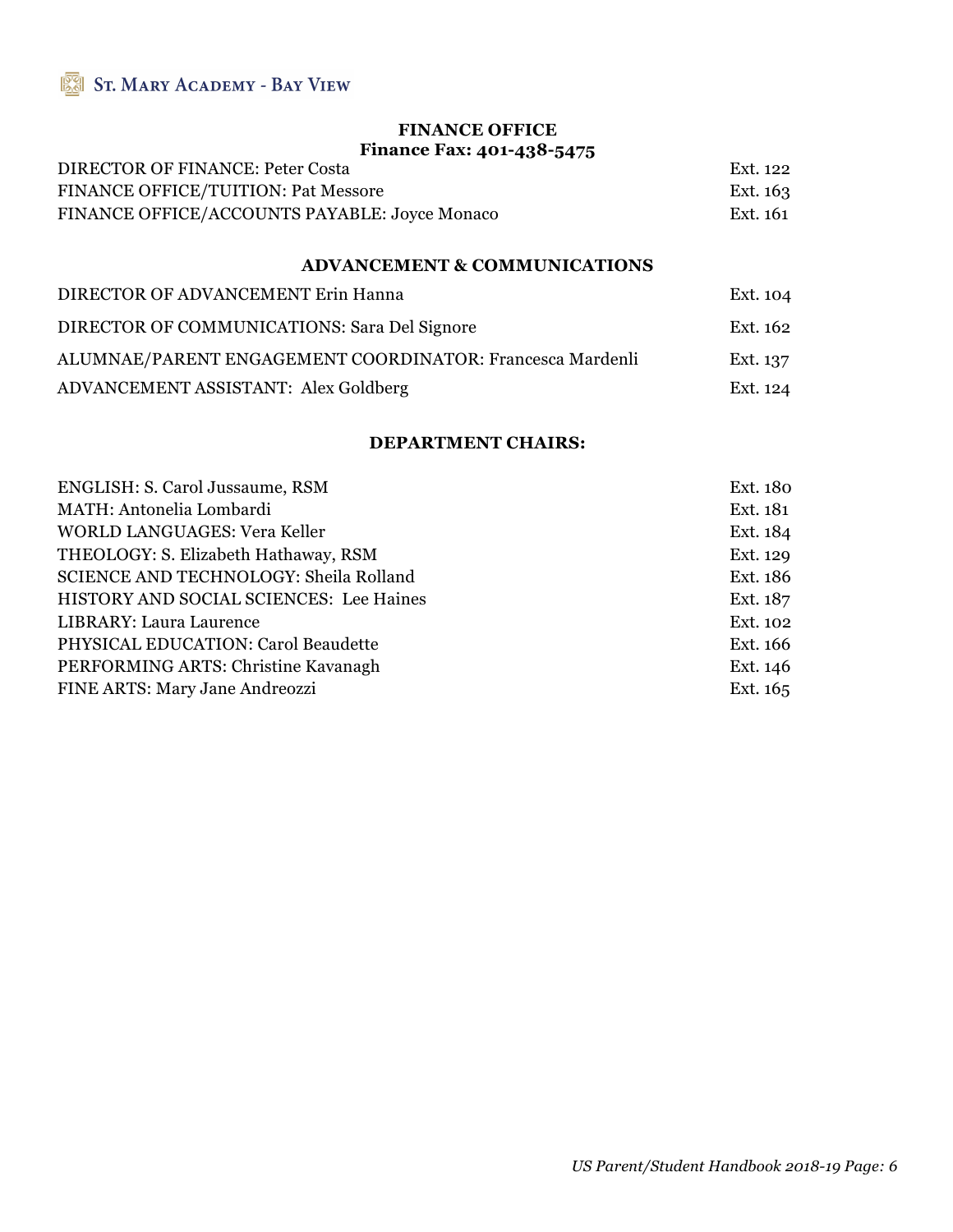## FINANCE OFFICE

**Finance Fax: 401-438-5475**

| | |
|---|---|
| DIRECTOR OF FINANCE: Peter Costa | Ext. 122 |
| FINANCE OFFICE/TUITION: Pat Messore | Ext. 163 |
| FINANCE OFFICE/ACCOUNTS PAYABLE: Joyce Monaco | Ext. 161 |

## ADVANCEMENT & COMMUNICATIONS

| | |
|---|---|
| DIRECTOR OF ADVANCEMENT Erin Hanna | Ext. 104 |
| DIRECTOR OF COMMUNICATIONS: Sara Del Signore | Ext. 162 |
| ALUMNAE/PARENT ENGAGEMENT COORDINATOR: Francesca Mardenli | Ext. 137 |
| ADVANCEMENT ASSISTANT: Alex Goldberg | Ext. 124 |

## DEPARTMENT CHAIRS:

| | |
|---|---|
| ENGLISH: S. Carol Jussaume, RSM | Ext. 180 |
| MATH: Antonelia Lombardi | Ext. 181 |
| WORLD LANGUAGES: Vera Keller | Ext. 184 |
| THEOLOGY: S. Elizabeth Hathaway, RSM | Ext. 129 |
| SCIENCE AND TECHNOLOGY: Sheila Rolland | Ext. 186 |
| HISTORY AND SOCIAL SCIENCES: Lee Haines | Ext. 187 |
| LIBRARY: Laura Laurence | Ext. 102 |
| PHYSICAL EDUCATION: Carol Beaudette | Ext. 166 |
| PERFORMING ARTS: Christine Kavanagh | Ext. 146 |
| FINE ARTS: Mary Jane Andreozzi | Ext. 165 |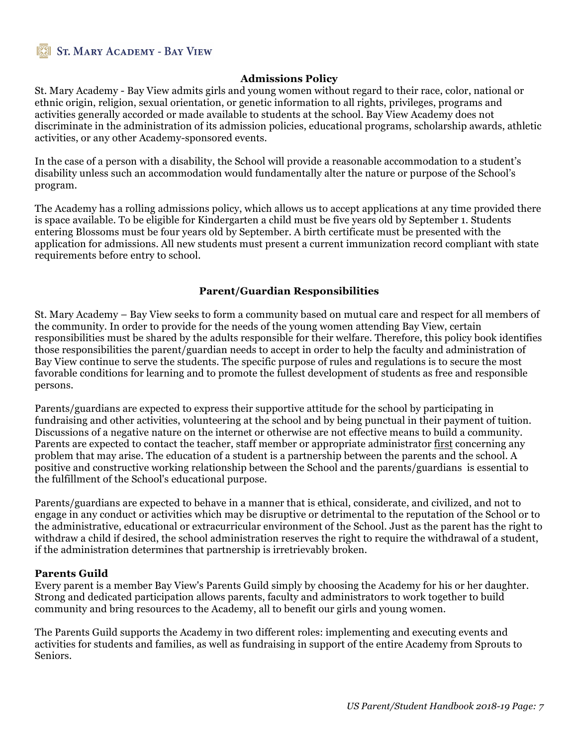## Admissions Policy

St. Mary Academy - Bay View admits girls and young women without regard to their race, color, national or ethnic origin, religion, sexual orientation, or genetic information to all rights, privileges, programs and activities generally accorded or made available to students at the school. Bay View Academy does not discriminate in the administration of its admission policies, educational programs, scholarship awards, athletic activities, or any other Academy-sponsored events.

In the case of a person with a disability, the School will provide a reasonable accommodation to a student's disability unless such an accommodation would fundamentally alter the nature or purpose of the School's program.

The Academy has a rolling admissions policy, which allows us to accept applications at any time provided there is space available. To be eligible for Kindergarten a child must be five years old by September 1. Students entering Blossoms must be four years old by September. A birth certificate must be presented with the application for admissions. All new students must present a current immunization record compliant with state requirements before entry to school.

## Parent/Guardian Responsibilities

St. Mary Academy – Bay View seeks to form a community based on mutual care and respect for all members of the community. In order to provide for the needs of the young women attending Bay View, certain responsibilities must be shared by the adults responsible for their welfare. Therefore, this policy book identifies those responsibilities the parent/guardian needs to accept in order to help the faculty and administration of Bay View continue to serve the students. The specific purpose of rules and regulations is to secure the most favorable conditions for learning and to promote the fullest development of students as free and responsible persons.

Parents/guardians are expected to express their supportive attitude for the school by participating in fundraising and other activities, volunteering at the school and by being punctual in their payment of tuition. Discussions of a negative nature on the internet or otherwise are not effective means to build a community. Parents are expected to contact the teacher, staff member or appropriate administrator first concerning any problem that may arise. The education of a student is a partnership between the parents and the school. A positive and constructive working relationship between the School and the parents/guardians is essential to the fulfillment of the School's educational purpose.

Parents/guardians are expected to behave in a manner that is ethical, considerate, and civilized, and not to engage in any conduct or activities which may be disruptive or detrimental to the reputation of the School or to the administrative, educational or extracurricular environment of the School. Just as the parent has the right to withdraw a child if desired, the school administration reserves the right to require the withdrawal of a student, if the administration determines that partnership is irretrievably broken.

### Parents Guild

Every parent is a member Bay View's Parents Guild simply by choosing the Academy for his or her daughter. Strong and dedicated participation allows parents, faculty and administrators to work together to build community and bring resources to the Academy, all to benefit our girls and young women.

The Parents Guild supports the Academy in two different roles: implementing and executing events and activities for students and families, as well as fundraising in support of the entire Academy from Sprouts to Seniors.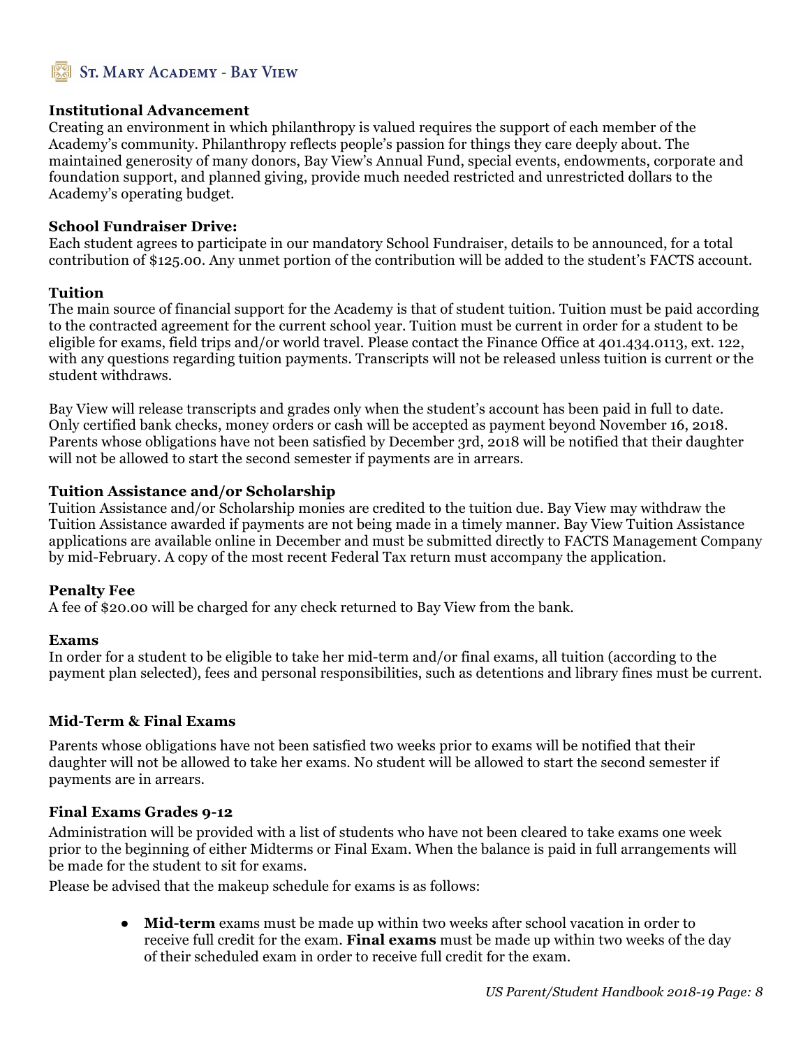### Institutional Advancement

Creating an environment in which philanthropy is valued requires the support of each member of the Academy's community. Philanthropy reflects people's passion for things they care deeply about. The maintained generosity of many donors, Bay View's Annual Fund, special events, endowments, corporate and foundation support, and planned giving, provide much needed restricted and unrestricted dollars to the Academy's operating budget.

### School Fundraiser Drive:

Each student agrees to participate in our mandatory School Fundraiser, details to be announced, for a total contribution of $125.00. Any unmet portion of the contribution will be added to the student's FACTS account.

### Tuition

The main source of financial support for the Academy is that of student tuition. Tuition must be paid according to the contracted agreement for the current school year. Tuition must be current in order for a student to be eligible for exams, field trips and/or world travel. Please contact the Finance Office at 401.434.0113, ext. 122, with any questions regarding tuition payments. Transcripts will not be released unless tuition is current or the student withdraws.

Bay View will release transcripts and grades only when the student's account has been paid in full to date. Only certified bank checks, money orders or cash will be accepted as payment beyond November 16, 2018. Parents whose obligations have not been satisfied by December 3rd, 2018 will be notified that their daughter will not be allowed to start the second semester if payments are in arrears.

### Tuition Assistance and/or Scholarship

Tuition Assistance and/or Scholarship monies are credited to the tuition due. Bay View may withdraw the Tuition Assistance awarded if payments are not being made in a timely manner. Bay View Tuition Assistance applications are available online in December and must be submitted directly to FACTS Management Company by mid-February. A copy of the most recent Federal Tax return must accompany the application.

### Penalty Fee

A fee of $20.00 will be charged for any check returned to Bay View from the bank.

### Exams

In order for a student to be eligible to take her mid-term and/or final exams, all tuition (according to the payment plan selected), fees and personal responsibilities, such as detentions and library fines must be current.

### Mid-Term & Final Exams

Parents whose obligations have not been satisfied two weeks prior to exams will be notified that their daughter will not be allowed to take her exams. No student will be allowed to start the second semester if payments are in arrears.

### Final Exams Grades 9-12

Administration will be provided with a list of students who have not been cleared to take exams one week prior to the beginning of either Midterms or Final Exam. When the balance is paid in full arrangements will be made for the student to sit for exams.

Please be advised that the makeup schedule for exams is as follows:

- **Mid-term** exams must be made up within two weeks after school vacation in order to receive full credit for the exam. **Final exams** must be made up within two weeks of the day of their scheduled exam in order to receive full credit for the exam.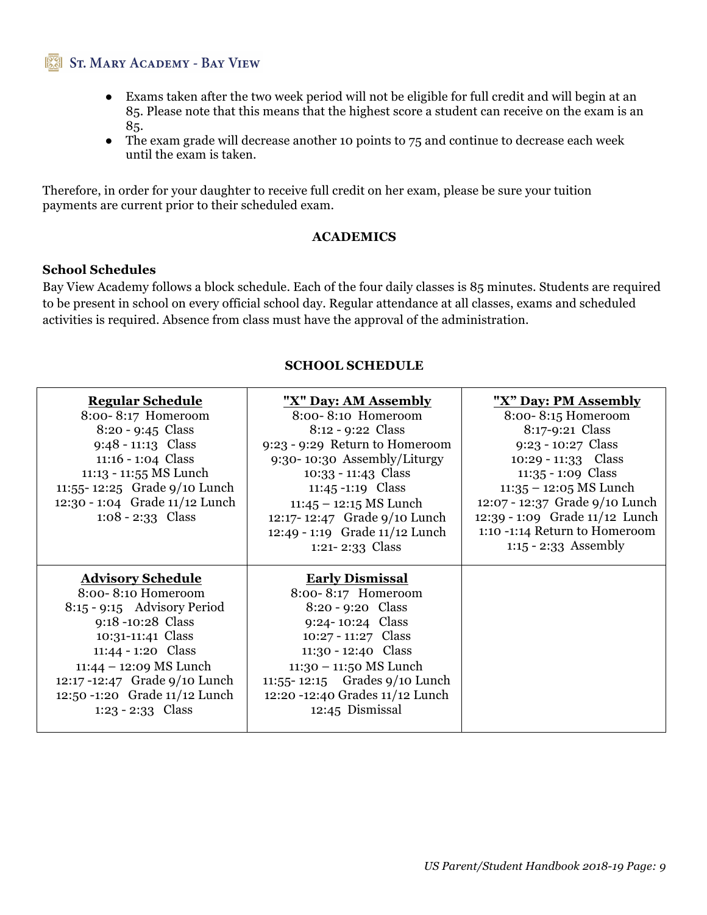- Exams taken after the two week period will not be eligible for full credit and will begin at an 85. Please note that this means that the highest score a student can receive on the exam is an 85.
- The exam grade will decrease another 10 points to 75 and continue to decrease each week until the exam is taken.

Therefore, in order for your daughter to receive full credit on her exam, please be sure your tuition payments are current prior to their scheduled exam.

## ACADEMICS

### School Schedules

Bay View Academy follows a block schedule. Each of the four daily classes is 85 minutes. Students are required to be present in school on every official school day. Regular attendance at all classes, exams and scheduled activities is required. Absence from class must have the approval of the administration.

### SCHOOL SCHEDULE

| **Regular Schedule** | **"X" Day: AM Assembly** | **"X" Day: PM Assembly** |
|---|---|---|
| 8:00- 8:17 Homeroom<br>8:20 - 9:45 Class<br>9:48 - 11:13 Class<br>11:16 - 1:04 Class<br>11:13 - 11:55 MS Lunch<br>11:55- 12:25 Grade 9/10 Lunch<br>12:30 - 1:04 Grade 11/12 Lunch<br>1:08 - 2:33 Class | 8:00- 8:10 Homeroom<br>8:12 - 9:22 Class<br>9:23 - 9:29 Return to Homeroom<br>9:30- 10:30 Assembly/Liturgy<br>10:33 - 11:43 Class<br>11:45 -1:19 Class<br>11:45 – 12:15 MS Lunch<br>12:17- 12:47 Grade 9/10 Lunch<br>12:49 - 1:19 Grade 11/12 Lunch<br>1:21- 2:33 Class | 8:00- 8:15 Homeroom<br>8:17-9:21 Class<br>9:23 - 10:27 Class<br>10:29 - 11:33 Class<br>11:35 - 1:09 Class<br>11:35 – 12:05 MS Lunch<br>12:07 - 12:37 Grade 9/10 Lunch<br>12:39 - 1:09 Grade 11/12 Lunch<br>1:10 -1:14 Return to Homeroom<br>1:15 - 2:33 Assembly |
| **Advisory Schedule**<br>8:00- 8:10 Homeroom<br>8:15 - 9:15 Advisory Period<br>9:18 -10:28 Class<br>10:31-11:41 Class<br>11:44 - 1:20 Class<br>11:44 – 12:09 MS Lunch<br>12:17 -12:47 Grade 9/10 Lunch<br>12:50 -1:20 Grade 11/12 Lunch<br>1:23 - 2:33 Class | **Early Dismissal**<br>8:00- 8:17 Homeroom<br>8:20 - 9:20 Class<br>9:24- 10:24 Class<br>10:27 - 11:27 Class<br>11:30 - 12:40 Class<br>11:30 – 11:50 MS Lunch<br>11:55- 12:15 Grades 9/10 Lunch<br>12:20 -12:40 Grades 11/12 Lunch<br>12:45 Dismissal | |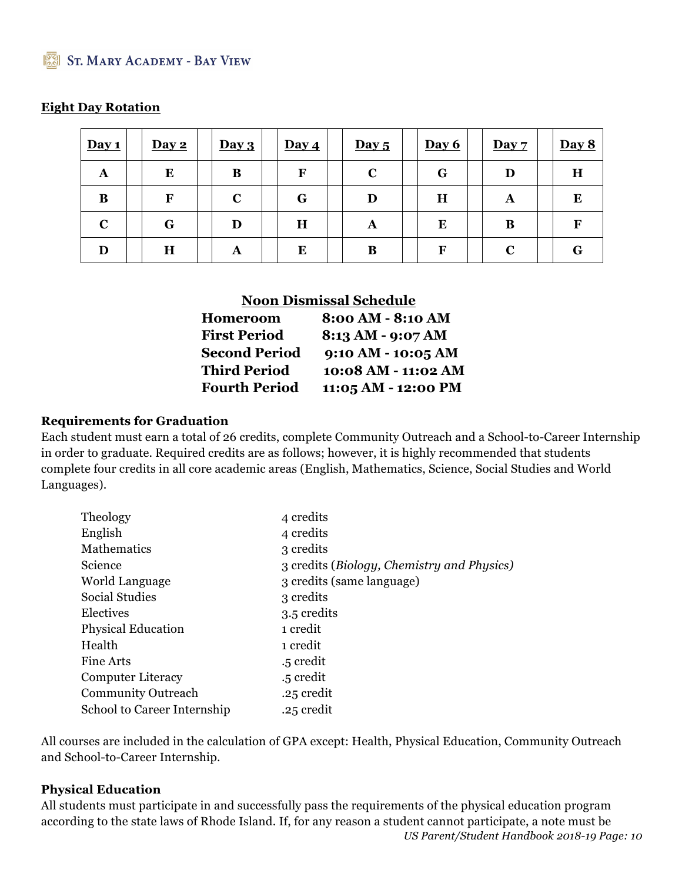## Eight Day Rotation

| Day 1 | Day 2 | Day 3 | Day 4 | Day 5 | Day 6 | Day 7 | Day 8 |
|---|---|---|---|---|---|---|---|
| A | E | B | F | C | G | D | H |
| B | F | C | G | D | H | A | E |
| C | G | D | H | A | E | B | F |
| D | H | A | E | B | F | C | G |

## Noon Dismissal Schedule

| | |
|---|---|
| **Homeroom** | **8:00 AM - 8:10 AM** |
| **First Period** | **8:13 AM - 9:07 AM** |
| **Second Period** | **9:10 AM - 10:05 AM** |
| **Third Period** | **10:08 AM - 11:02 AM** |
| **Fourth Period** | **11:05 AM - 12:00 PM** |

### Requirements for Graduation

Each student must earn a total of 26 credits, complete Community Outreach and a School-to-Career Internship in order to graduate. Required credits are as follows; however, it is highly recommended that students complete four credits in all core academic areas (English, Mathematics, Science, Social Studies and World Languages).

| | |
|---|---|
| Theology | 4 credits |
| English | 4 credits |
| Mathematics | 3 credits |
| Science | 3 credits (*Biology, Chemistry and Physics)* |
| World Language | 3 credits (same language) |
| Social Studies | 3 credits |
| Electives | 3.5 credits |
| Physical Education | 1 credit |
| Health | 1 credit |
| Fine Arts | .5 credit |
| Computer Literacy | .5 credit |
| Community Outreach | .25 credit |
| School to Career Internship | .25 credit |

All courses are included in the calculation of GPA except: Health, Physical Education, Community Outreach and School-to-Career Internship.

### Physical Education

All students must participate in and successfully pass the requirements of the physical education program according to the state laws of Rhode Island. If, for any reason a student cannot participate, a note must be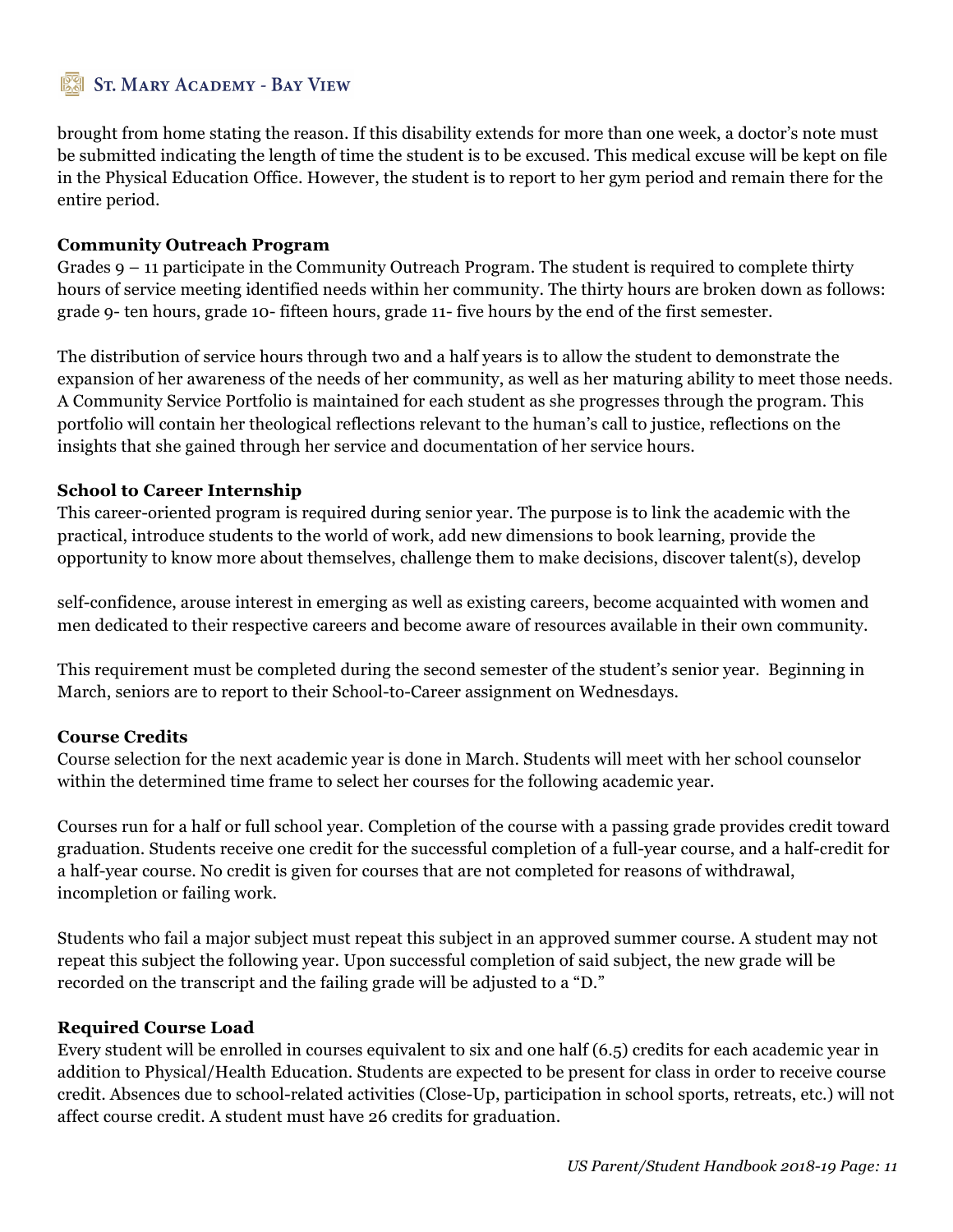brought from home stating the reason. If this disability extends for more than one week, a doctor's note must be submitted indicating the length of time the student is to be excused. This medical excuse will be kept on file in the Physical Education Office. However, the student is to report to her gym period and remain there for the entire period.

**Community Outreach Program**

Grades 9 – 11 participate in the Community Outreach Program. The student is required to complete thirty hours of service meeting identified needs within her community. The thirty hours are broken down as follows: grade 9- ten hours, grade 10- fifteen hours, grade 11- five hours by the end of the first semester.

The distribution of service hours through two and a half years is to allow the student to demonstrate the expansion of her awareness of the needs of her community, as well as her maturing ability to meet those needs. A Community Service Portfolio is maintained for each student as she progresses through the program. This portfolio will contain her theological reflections relevant to the human's call to justice, reflections on the insights that she gained through her service and documentation of her service hours.

**School to Career Internship**

This career-oriented program is required during senior year. The purpose is to link the academic with the practical, introduce students to the world of work, add new dimensions to book learning, provide the opportunity to know more about themselves, challenge them to make decisions, discover talent(s), develop self-confidence, arouse interest in emerging as well as existing careers, become acquainted with women and men dedicated to their respective careers and become aware of resources available in their own community.

This requirement must be completed during the second semester of the student's senior year. Beginning in March, seniors are to report to their School-to-Career assignment on Wednesdays.

**Course Credits**

Course selection for the next academic year is done in March. Students will meet with her school counselor within the determined time frame to select her courses for the following academic year.

Courses run for a half or full school year. Completion of the course with a passing grade provides credit toward graduation. Students receive one credit for the successful completion of a full-year course, and a half-credit for a half-year course. No credit is given for courses that are not completed for reasons of withdrawal, incompletion or failing work.

Students who fail a major subject must repeat this subject in an approved summer course. A student may not repeat this subject the following year. Upon successful completion of said subject, the new grade will be recorded on the transcript and the failing grade will be adjusted to a "D."

**Required Course Load**

Every student will be enrolled in courses equivalent to six and one half (6.5) credits for each academic year in addition to Physical/Health Education. Students are expected to be present for class in order to receive course credit. Absences due to school-related activities (Close-Up, participation in school sports, retreats, etc.) will not affect course credit. A student must have 26 credits for graduation.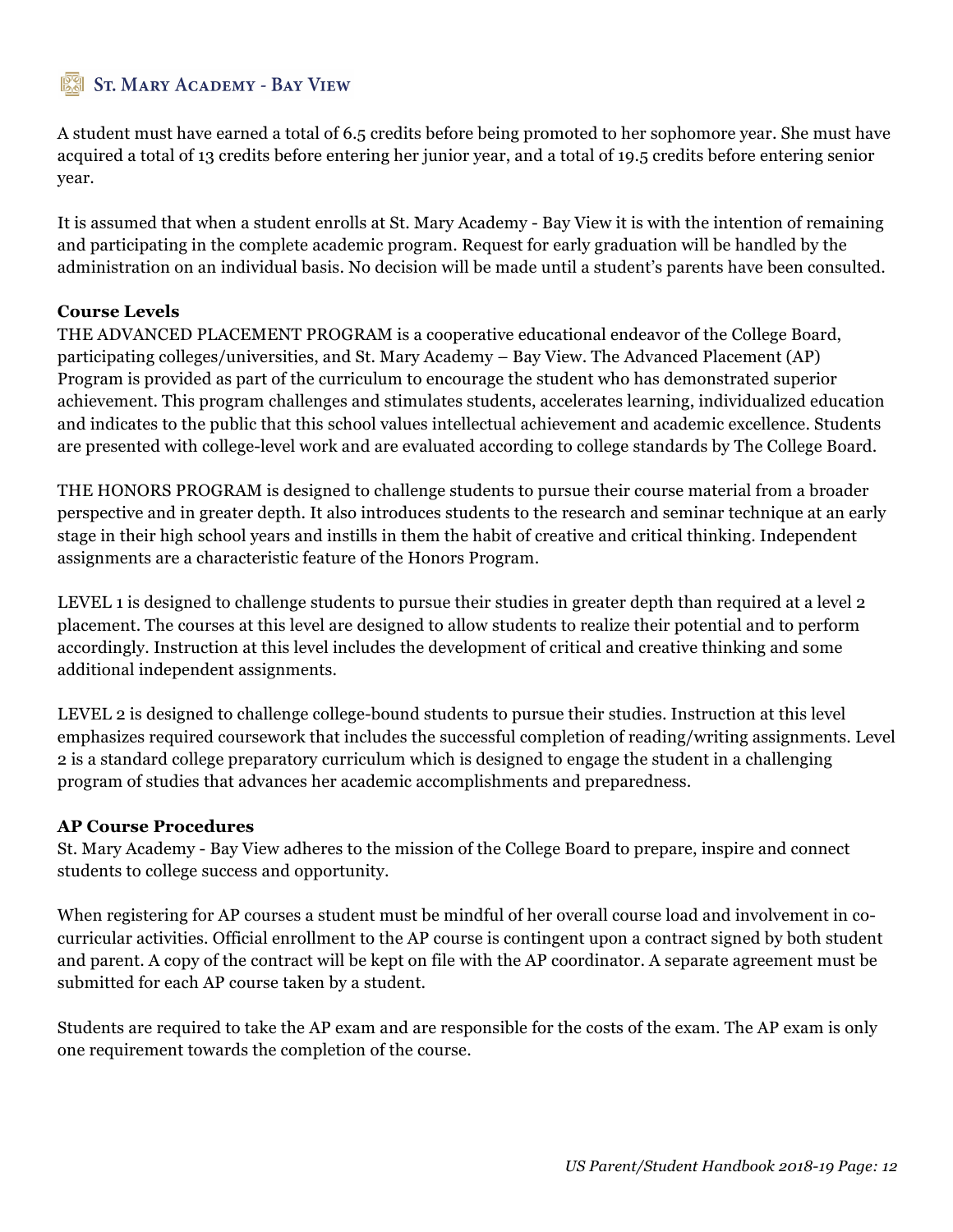A student must have earned a total of 6.5 credits before being promoted to her sophomore year. She must have acquired a total of 13 credits before entering her junior year, and a total of 19.5 credits before entering senior year.

It is assumed that when a student enrolls at St. Mary Academy - Bay View it is with the intention of remaining and participating in the complete academic program. Request for early graduation will be handled by the administration on an individual basis. No decision will be made until a student's parents have been consulted.

**Course Levels**

THE ADVANCED PLACEMENT PROGRAM is a cooperative educational endeavor of the College Board, participating colleges/universities, and St. Mary Academy – Bay View. The Advanced Placement (AP) Program is provided as part of the curriculum to encourage the student who has demonstrated superior achievement. This program challenges and stimulates students, accelerates learning, individualized education and indicates to the public that this school values intellectual achievement and academic excellence. Students are presented with college-level work and are evaluated according to college standards by The College Board.

THE HONORS PROGRAM is designed to challenge students to pursue their course material from a broader perspective and in greater depth. It also introduces students to the research and seminar technique at an early stage in their high school years and instills in them the habit of creative and critical thinking. Independent assignments are a characteristic feature of the Honors Program.

LEVEL 1 is designed to challenge students to pursue their studies in greater depth than required at a level 2 placement. The courses at this level are designed to allow students to realize their potential and to perform accordingly. Instruction at this level includes the development of critical and creative thinking and some additional independent assignments.

LEVEL 2 is designed to challenge college-bound students to pursue their studies. Instruction at this level emphasizes required coursework that includes the successful completion of reading/writing assignments. Level 2 is a standard college preparatory curriculum which is designed to engage the student in a challenging program of studies that advances her academic accomplishments and preparedness.

**AP Course Procedures**

St. Mary Academy - Bay View adheres to the mission of the College Board to prepare, inspire and connect students to college success and opportunity.

When registering for AP courses a student must be mindful of her overall course load and involvement in co-curricular activities. Official enrollment to the AP course is contingent upon a contract signed by both student and parent. A copy of the contract will be kept on file with the AP coordinator. A separate agreement must be submitted for each AP course taken by a student.

Students are required to take the AP exam and are responsible for the costs of the exam. The AP exam is only one requirement towards the completion of the course.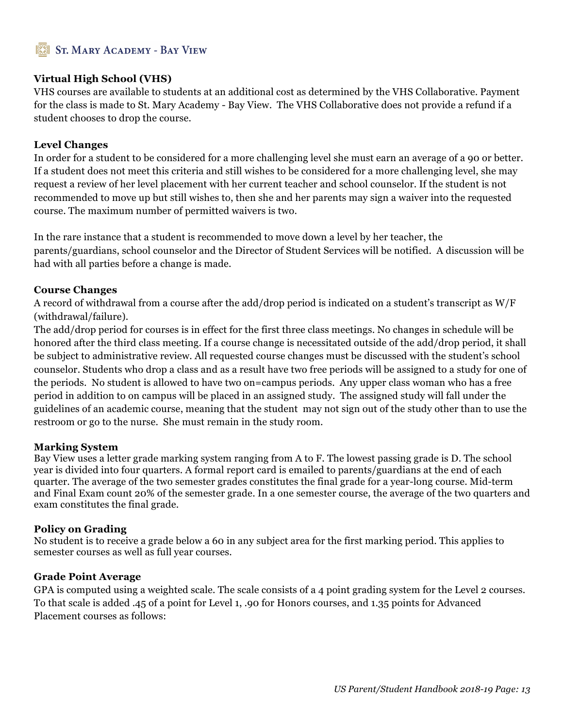### Virtual High School (VHS)

VHS courses are available to students at an additional cost as determined by the VHS Collaborative. Payment for the class is made to St. Mary Academy - Bay View. The VHS Collaborative does not provide a refund if a student chooses to drop the course.

### Level Changes

In order for a student to be considered for a more challenging level she must earn an average of a 90 or better. If a student does not meet this criteria and still wishes to be considered for a more challenging level, she may request a review of her level placement with her current teacher and school counselor. If the student is not recommended to move up but still wishes to, then she and her parents may sign a waiver into the requested course. The maximum number of permitted waivers is two.

In the rare instance that a student is recommended to move down a level by her teacher, the parents/guardians, school counselor and the Director of Student Services will be notified. A discussion will be had with all parties before a change is made.

### Course Changes

A record of withdrawal from a course after the add/drop period is indicated on a student's transcript as W/F (withdrawal/failure).

The add/drop period for courses is in effect for the first three class meetings. No changes in schedule will be honored after the third class meeting. If a course change is necessitated outside of the add/drop period, it shall be subject to administrative review. All requested course changes must be discussed with the student's school counselor. Students who drop a class and as a result have two free periods will be assigned to a study for one of the periods. No student is allowed to have two on=campus periods. Any upper class woman who has a free period in addition to on campus will be placed in an assigned study. The assigned study will fall under the guidelines of an academic course, meaning that the student may not sign out of the study other than to use the restroom or go to the nurse. She must remain in the study room.

### Marking System

Bay View uses a letter grade marking system ranging from A to F. The lowest passing grade is D. The school year is divided into four quarters. A formal report card is emailed to parents/guardians at the end of each quarter. The average of the two semester grades constitutes the final grade for a year-long course. Mid-term and Final Exam count 20% of the semester grade. In a one semester course, the average of the two quarters and exam constitutes the final grade.

### Policy on Grading

No student is to receive a grade below a 60 in any subject area for the first marking period. This applies to semester courses as well as full year courses.

### Grade Point Average

GPA is computed using a weighted scale. The scale consists of a 4 point grading system for the Level 2 courses. To that scale is added .45 of a point for Level 1, .90 for Honors courses, and 1.35 points for Advanced Placement courses as follows: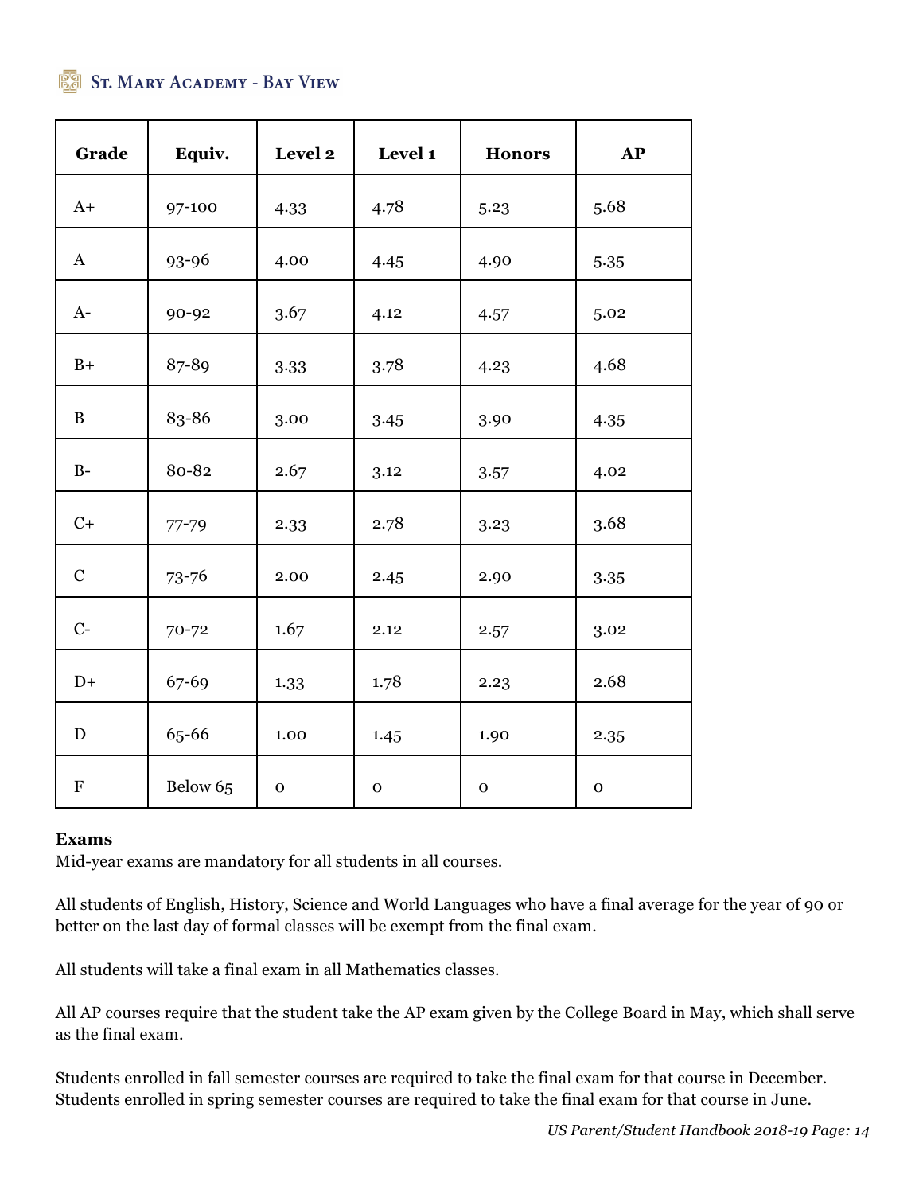| Grade | Equiv. | Level 2 | Level 1 | Honors | AP |
|---|---|---|---|---|---|
| A+ | 97-100 | 4.33 | 4.78 | 5.23 | 5.68 |
| A | 93-96 | 4.00 | 4.45 | 4.90 | 5.35 |
| A- | 90-92 | 3.67 | 4.12 | 4.57 | 5.02 |
| B+ | 87-89 | 3.33 | 3.78 | 4.23 | 4.68 |
| B | 83-86 | 3.00 | 3.45 | 3.90 | 4.35 |
| B- | 80-82 | 2.67 | 3.12 | 3.57 | 4.02 |
| C+ | 77-79 | 2.33 | 2.78 | 3.23 | 3.68 |
| C | 73-76 | 2.00 | 2.45 | 2.90 | 3.35 |
| C- | 70-72 | 1.67 | 2.12 | 2.57 | 3.02 |
| D+ | 67-69 | 1.33 | 1.78 | 2.23 | 2.68 |
| D | 65-66 | 1.00 | 1.45 | 1.90 | 2.35 |
| F | Below 65 | 0 | 0 | 0 | 0 |

**Exams**

Mid-year exams are mandatory for all students in all courses.

All students of English, History, Science and World Languages who have a final average for the year of 90 or better on the last day of formal classes will be exempt from the final exam.

All students will take a final exam in all Mathematics classes.

All AP courses require that the student take the AP exam given by the College Board in May, which shall serve as the final exam.

Students enrolled in fall semester courses are required to take the final exam for that course in December. Students enrolled in spring semester courses are required to take the final exam for that course in June.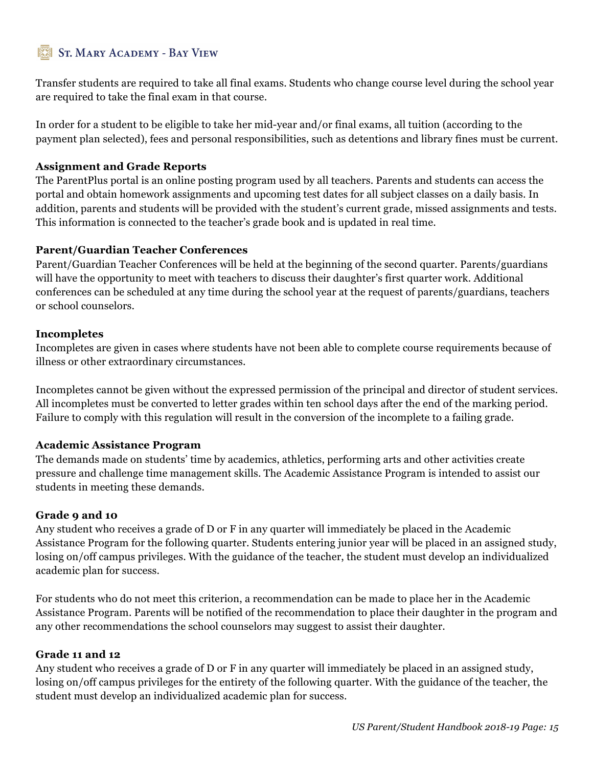Transfer students are required to take all final exams. Students who change course level during the school year are required to take the final exam in that course.

In order for a student to be eligible to take her mid-year and/or final exams, all tuition (according to the payment plan selected), fees and personal responsibilities, such as detentions and library fines must be current.

**Assignment and Grade Reports**

The ParentPlus portal is an online posting program used by all teachers. Parents and students can access the portal and obtain homework assignments and upcoming test dates for all subject classes on a daily basis. In addition, parents and students will be provided with the student's current grade, missed assignments and tests. This information is connected to the teacher's grade book and is updated in real time.

**Parent/Guardian Teacher Conferences**

Parent/Guardian Teacher Conferences will be held at the beginning of the second quarter. Parents/guardians will have the opportunity to meet with teachers to discuss their daughter's first quarter work. Additional conferences can be scheduled at any time during the school year at the request of parents/guardians, teachers or school counselors.

**Incompletes**

Incompletes are given in cases where students have not been able to complete course requirements because of illness or other extraordinary circumstances.

Incompletes cannot be given without the expressed permission of the principal and director of student services. All incompletes must be converted to letter grades within ten school days after the end of the marking period. Failure to comply with this regulation will result in the conversion of the incomplete to a failing grade.

**Academic Assistance Program**

The demands made on students' time by academics, athletics, performing arts and other activities create pressure and challenge time management skills. The Academic Assistance Program is intended to assist our students in meeting these demands.

**Grade 9 and 10**

Any student who receives a grade of D or F in any quarter will immediately be placed in the Academic Assistance Program for the following quarter. Students entering junior year will be placed in an assigned study, losing on/off campus privileges. With the guidance of the teacher, the student must develop an individualized academic plan for success.

For students who do not meet this criterion, a recommendation can be made to place her in the Academic Assistance Program. Parents will be notified of the recommendation to place their daughter in the program and any other recommendations the school counselors may suggest to assist their daughter.

**Grade 11 and 12**

Any student who receives a grade of D or F in any quarter will immediately be placed in an assigned study, losing on/off campus privileges for the entirety of the following quarter. With the guidance of the teacher, the student must develop an individualized academic plan for success.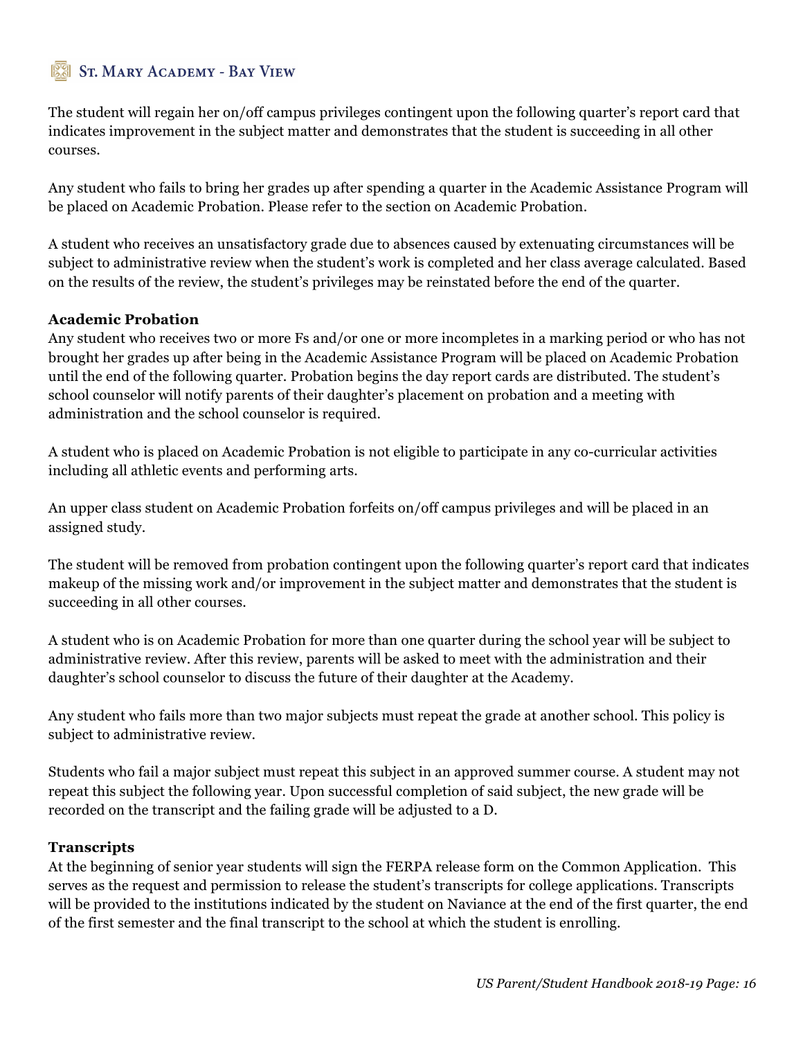The student will regain her on/off campus privileges contingent upon the following quarter's report card that indicates improvement in the subject matter and demonstrates that the student is succeeding in all other courses.

Any student who fails to bring her grades up after spending a quarter in the Academic Assistance Program will be placed on Academic Probation. Please refer to the section on Academic Probation.

A student who receives an unsatisfactory grade due to absences caused by extenuating circumstances will be subject to administrative review when the student's work is completed and her class average calculated. Based on the results of the review, the student's privileges may be reinstated before the end of the quarter.

**Academic Probation**

Any student who receives two or more Fs and/or one or more incompletes in a marking period or who has not brought her grades up after being in the Academic Assistance Program will be placed on Academic Probation until the end of the following quarter. Probation begins the day report cards are distributed. The student's school counselor will notify parents of their daughter's placement on probation and a meeting with administration and the school counselor is required.

A student who is placed on Academic Probation is not eligible to participate in any co-curricular activities including all athletic events and performing arts.

An upper class student on Academic Probation forfeits on/off campus privileges and will be placed in an assigned study.

The student will be removed from probation contingent upon the following quarter's report card that indicates makeup of the missing work and/or improvement in the subject matter and demonstrates that the student is succeeding in all other courses.

A student who is on Academic Probation for more than one quarter during the school year will be subject to administrative review. After this review, parents will be asked to meet with the administration and their daughter's school counselor to discuss the future of their daughter at the Academy.

Any student who fails more than two major subjects must repeat the grade at another school. This policy is subject to administrative review.

Students who fail a major subject must repeat this subject in an approved summer course. A student may not repeat this subject the following year. Upon successful completion of said subject, the new grade will be recorded on the transcript and the failing grade will be adjusted to a D.

**Transcripts**

At the beginning of senior year students will sign the FERPA release form on the Common Application. This serves as the request and permission to release the student's transcripts for college applications. Transcripts will be provided to the institutions indicated by the student on Naviance at the end of the first quarter, the end of the first semester and the final transcript to the school at which the student is enrolling.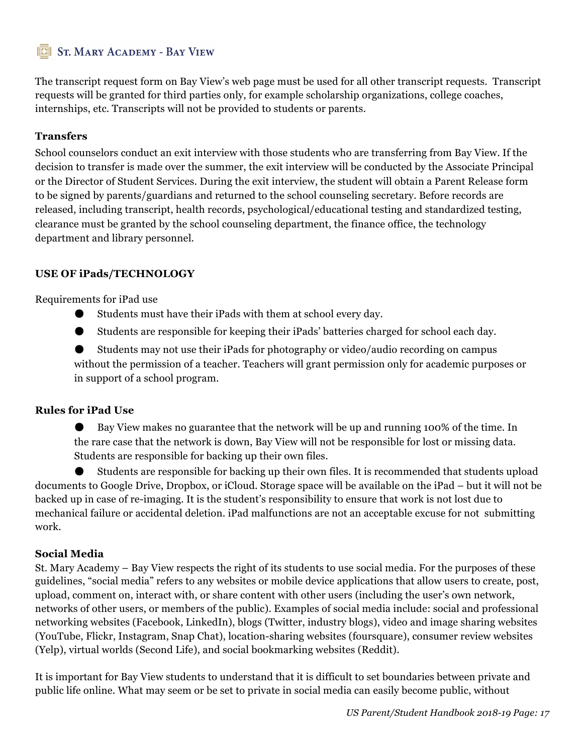The transcript request form on Bay View's web page must be used for all other transcript requests. Transcript requests will be granted for third parties only, for example scholarship organizations, college coaches, internships, etc. Transcripts will not be provided to students or parents.

**Transfers**

School counselors conduct an exit interview with those students who are transferring from Bay View. If the decision to transfer is made over the summer, the exit interview will be conducted by the Associate Principal or the Director of Student Services. During the exit interview, the student will obtain a Parent Release form to be signed by parents/guardians and returned to the school counseling secretary. Before records are released, including transcript, health records, psychological/educational testing and standardized testing, clearance must be granted by the school counseling department, the finance office, the technology department and library personnel.

**USE OF iPads/TECHNOLOGY**

Requirements for iPad use

- Students must have their iPads with them at school every day.
- Students are responsible for keeping their iPads' batteries charged for school each day.
- Students may not use their iPads for photography or video/audio recording on campus without the permission of a teacher. Teachers will grant permission only for academic purposes or in support of a school program.

**Rules for iPad Use**

- Bay View makes no guarantee that the network will be up and running 100% of the time. In the rare case that the network is down, Bay View will not be responsible for lost or missing data. Students are responsible for backing up their own files.
- Students are responsible for backing up their own files. It is recommended that students upload documents to Google Drive, Dropbox, or iCloud. Storage space will be available on the iPad – but it will not be backed up in case of re-imaging. It is the student's responsibility to ensure that work is not lost due to mechanical failure or accidental deletion. iPad malfunctions are not an acceptable excuse for not submitting work.

**Social Media**

St. Mary Academy – Bay View respects the right of its students to use social media. For the purposes of these guidelines, "social media" refers to any websites or mobile device applications that allow users to create, post, upload, comment on, interact with, or share content with other users (including the user's own network, networks of other users, or members of the public). Examples of social media include: social and professional networking websites (Facebook, LinkedIn), blogs (Twitter, industry blogs), video and image sharing websites (YouTube, Flickr, Instagram, Snap Chat), location-sharing websites (foursquare), consumer review websites (Yelp), virtual worlds (Second Life), and social bookmarking websites (Reddit).

It is important for Bay View students to understand that it is difficult to set boundaries between private and public life online. What may seem or be set to private in social media can easily become public, without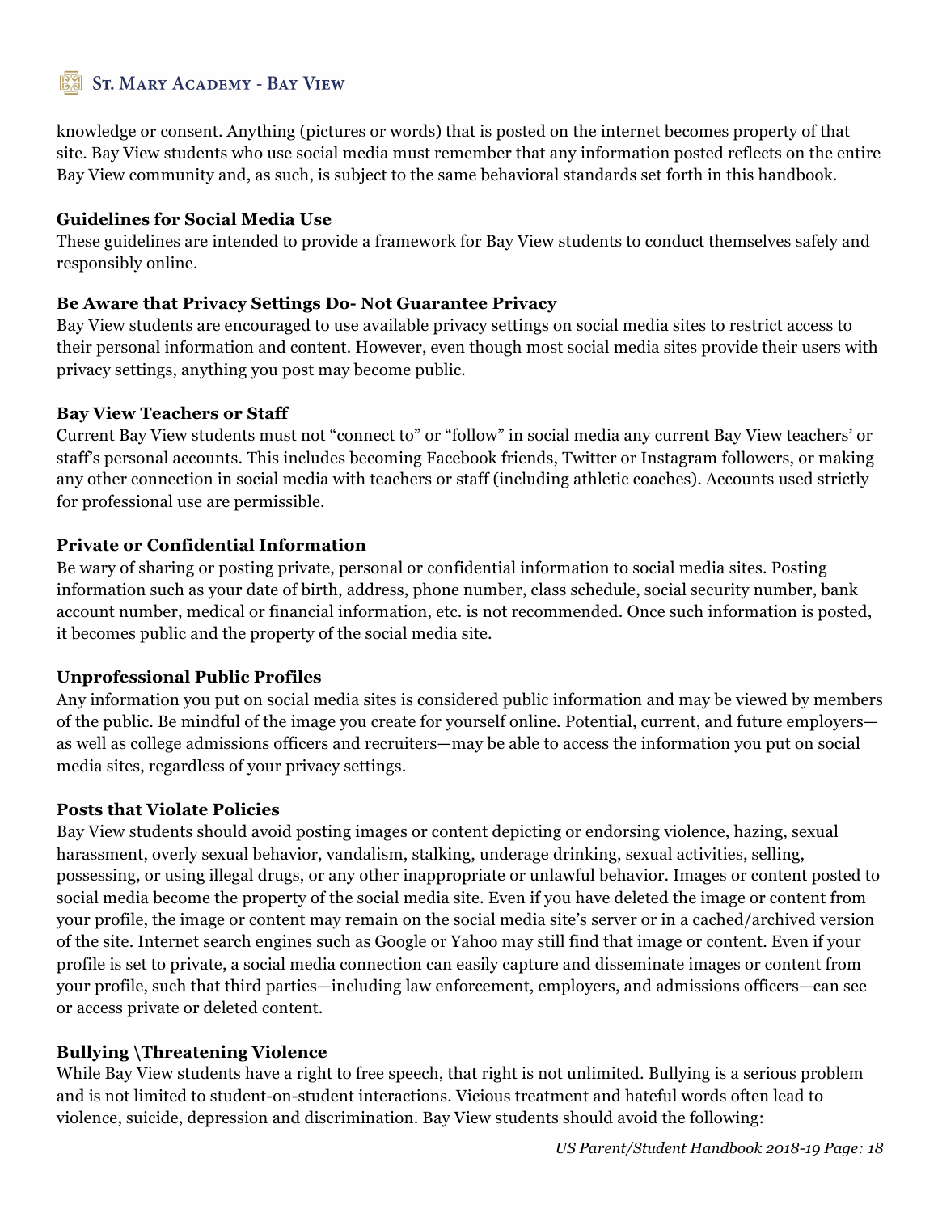knowledge or consent. Anything (pictures or words) that is posted on the internet becomes property of that site. Bay View students who use social media must remember that any information posted reflects on the entire Bay View community and, as such, is subject to the same behavioral standards set forth in this handbook.

**Guidelines for Social Media Use**

These guidelines are intended to provide a framework for Bay View students to conduct themselves safely and responsibly online.

**Be Aware that Privacy Settings Do- Not Guarantee Privacy**

Bay View students are encouraged to use available privacy settings on social media sites to restrict access to their personal information and content. However, even though most social media sites provide their users with privacy settings, anything you post may become public.

**Bay View Teachers or Staff**

Current Bay View students must not "connect to" or "follow" in social media any current Bay View teachers' or staff's personal accounts. This includes becoming Facebook friends, Twitter or Instagram followers, or making any other connection in social media with teachers or staff (including athletic coaches). Accounts used strictly for professional use are permissible.

**Private or Confidential Information**

Be wary of sharing or posting private, personal or confidential information to social media sites. Posting information such as your date of birth, address, phone number, class schedule, social security number, bank account number, medical or financial information, etc. is not recommended. Once such information is posted, it becomes public and the property of the social media site.

**Unprofessional Public Profiles**

Any information you put on social media sites is considered public information and may be viewed by members of the public. Be mindful of the image you create for yourself online. Potential, current, and future employers—as well as college admissions officers and recruiters—may be able to access the information you put on social media sites, regardless of your privacy settings.

**Posts that Violate Policies**

Bay View students should avoid posting images or content depicting or endorsing violence, hazing, sexual harassment, overly sexual behavior, vandalism, stalking, underage drinking, sexual activities, selling, possessing, or using illegal drugs, or any other inappropriate or unlawful behavior. Images or content posted to social media become the property of the social media site. Even if you have deleted the image or content from your profile, the image or content may remain on the social media site's server or in a cached/archived version of the site. Internet search engines such as Google or Yahoo may still find that image or content. Even if your profile is set to private, a social media connection can easily capture and disseminate images or content from your profile, such that third parties—including law enforcement, employers, and admissions officers—can see or access private or deleted content.

**Bullying \Threatening Violence**

While Bay View students have a right to free speech, that right is not unlimited. Bullying is a serious problem and is not limited to student-on-student interactions. Vicious treatment and hateful words often lead to violence, suicide, depression and discrimination. Bay View students should avoid the following: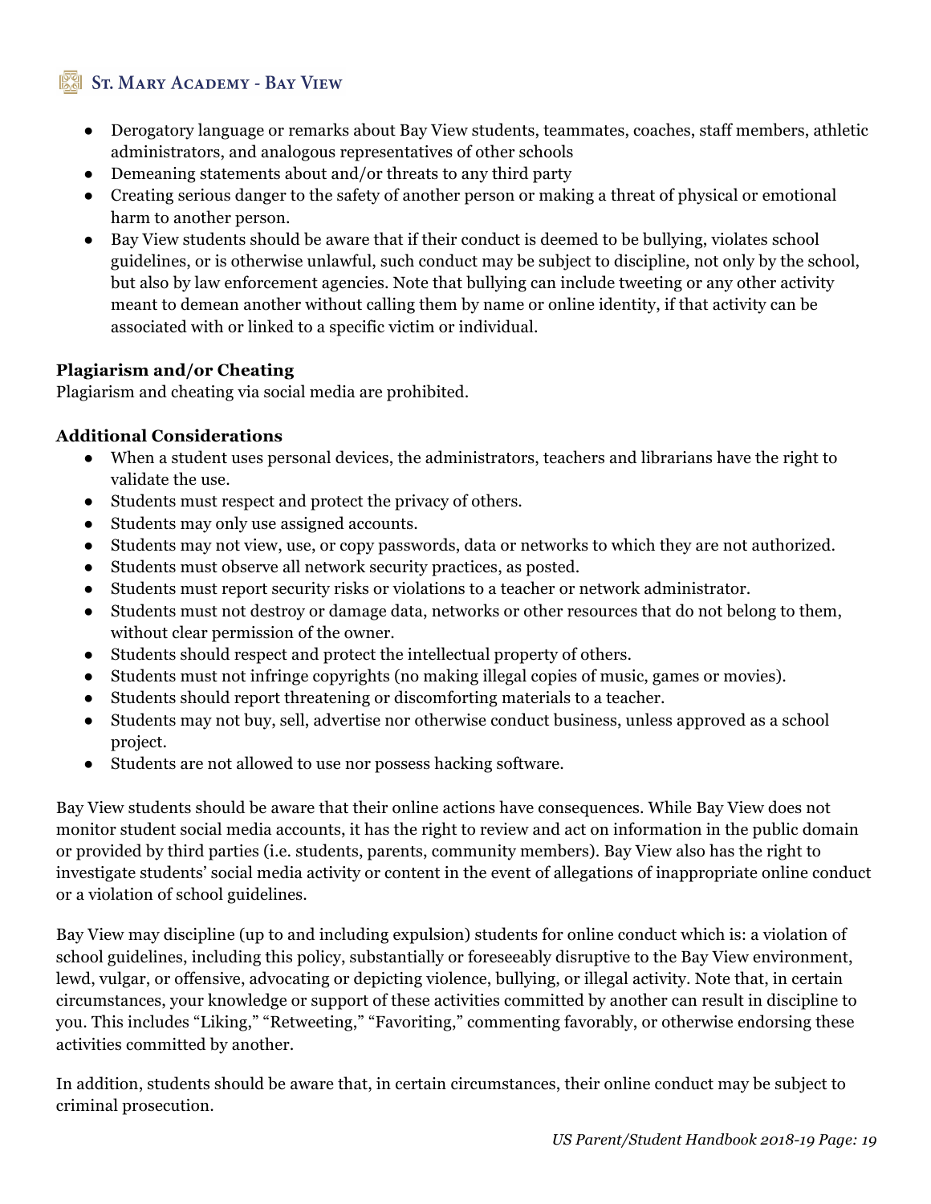- Derogatory language or remarks about Bay View students, teammates, coaches, staff members, athletic administrators, and analogous representatives of other schools
- Demeaning statements about and/or threats to any third party
- Creating serious danger to the safety of another person or making a threat of physical or emotional harm to another person.
- Bay View students should be aware that if their conduct is deemed to be bullying, violates school guidelines, or is otherwise unlawful, such conduct may be subject to discipline, not only by the school, but also by law enforcement agencies. Note that bullying can include tweeting or any other activity meant to demean another without calling them by name or online identity, if that activity can be associated with or linked to a specific victim or individual.

**Plagiarism and/or Cheating**

Plagiarism and cheating via social media are prohibited.

**Additional Considerations**

- When a student uses personal devices, the administrators, teachers and librarians have the right to validate the use.
- Students must respect and protect the privacy of others.
- Students may only use assigned accounts.
- Students may not view, use, or copy passwords, data or networks to which they are not authorized.
- Students must observe all network security practices, as posted.
- Students must report security risks or violations to a teacher or network administrator.
- Students must not destroy or damage data, networks or other resources that do not belong to them, without clear permission of the owner.
- Students should respect and protect the intellectual property of others.
- Students must not infringe copyrights (no making illegal copies of music, games or movies).
- Students should report threatening or discomforting materials to a teacher.
- Students may not buy, sell, advertise nor otherwise conduct business, unless approved as a school project.
- Students are not allowed to use nor possess hacking software.

Bay View students should be aware that their online actions have consequences. While Bay View does not monitor student social media accounts, it has the right to review and act on information in the public domain or provided by third parties (i.e. students, parents, community members). Bay View also has the right to investigate students' social media activity or content in the event of allegations of inappropriate online conduct or a violation of school guidelines.

Bay View may discipline (up to and including expulsion) students for online conduct which is: a violation of school guidelines, including this policy, substantially or foreseeably disruptive to the Bay View environment, lewd, vulgar, or offensive, advocating or depicting violence, bullying, or illegal activity. Note that, in certain circumstances, your knowledge or support of these activities committed by another can result in discipline to you. This includes "Liking," "Retweeting," "Favoriting," commenting favorably, or otherwise endorsing these activities committed by another.

In addition, students should be aware that, in certain circumstances, their online conduct may be subject to criminal prosecution.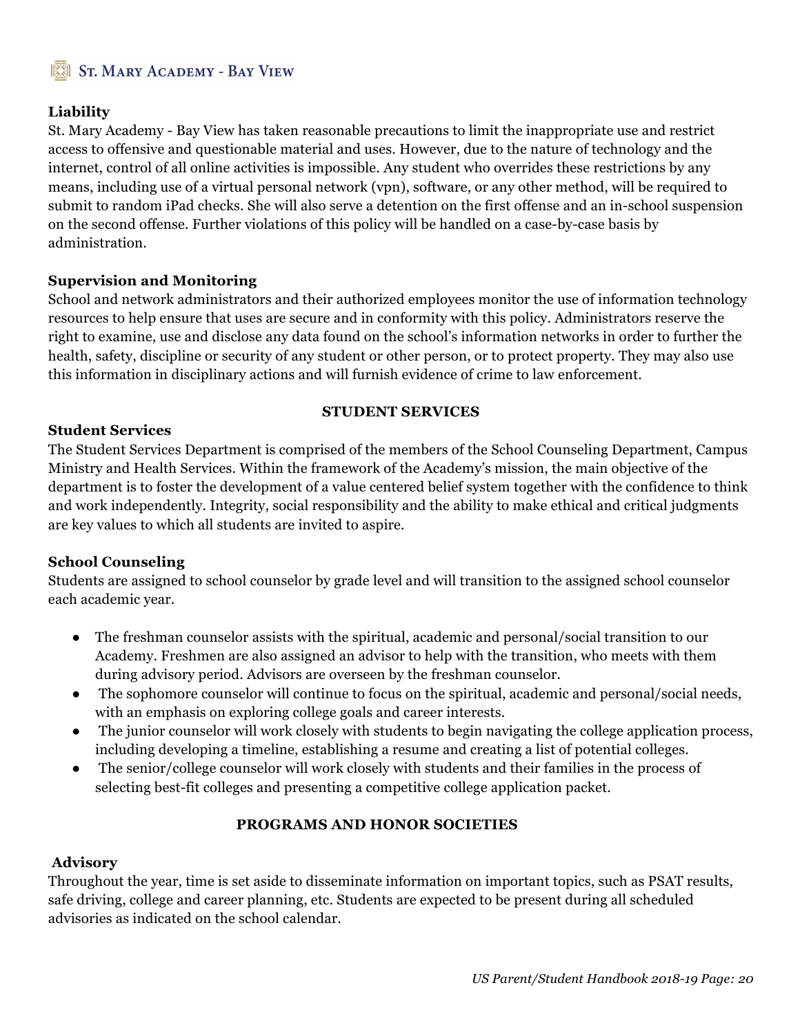### Liability

St. Mary Academy - Bay View has taken reasonable precautions to limit the inappropriate use and restrict access to offensive and questionable material and uses. However, due to the nature of technology and the internet, control of all online activities is impossible. Any student who overrides these restrictions by any means, including use of a virtual personal network (vpn), software, or any other method, will be required to submit to random iPad checks. She will also serve a detention on the first offense and an in-school suspension on the second offense. Further violations of this policy will be handled on a case-by-case basis by administration.

### Supervision and Monitoring

School and network administrators and their authorized employees monitor the use of information technology resources to help ensure that uses are secure and in conformity with this policy. Administrators reserve the right to examine, use and disclose any data found on the school's information networks in order to further the health, safety, discipline or security of any student or other person, or to protect property. They may also use this information in disciplinary actions and will furnish evidence of crime to law enforcement.

## STUDENT SERVICES

### Student Services

The Student Services Department is comprised of the members of the School Counseling Department, Campus Ministry and Health Services. Within the framework of the Academy's mission, the main objective of the department is to foster the development of a value centered belief system together with the confidence to think and work independently. Integrity, social responsibility and the ability to make ethical and critical judgments are key values to which all students are invited to aspire.

### School Counseling

Students are assigned to school counselor by grade level and will transition to the assigned school counselor each academic year.

- The freshman counselor assists with the spiritual, academic and personal/social transition to our Academy. Freshmen are also assigned an advisor to help with the transition, who meets with them during advisory period. Advisors are overseen by the freshman counselor.
- The sophomore counselor will continue to focus on the spiritual, academic and personal/social needs, with an emphasis on exploring college goals and career interests.
- The junior counselor will work closely with students to begin navigating the college application process, including developing a timeline, establishing a resume and creating a list of potential colleges.
- The senior/college counselor will work closely with students and their families in the process of selecting best-fit colleges and presenting a competitive college application packet.

## PROGRAMS AND HONOR SOCIETIES

### Advisory

Throughout the year, time is set aside to disseminate information on important topics, such as PSAT results, safe driving, college and career planning, etc. Students are expected to be present during all scheduled advisories as indicated on the school calendar.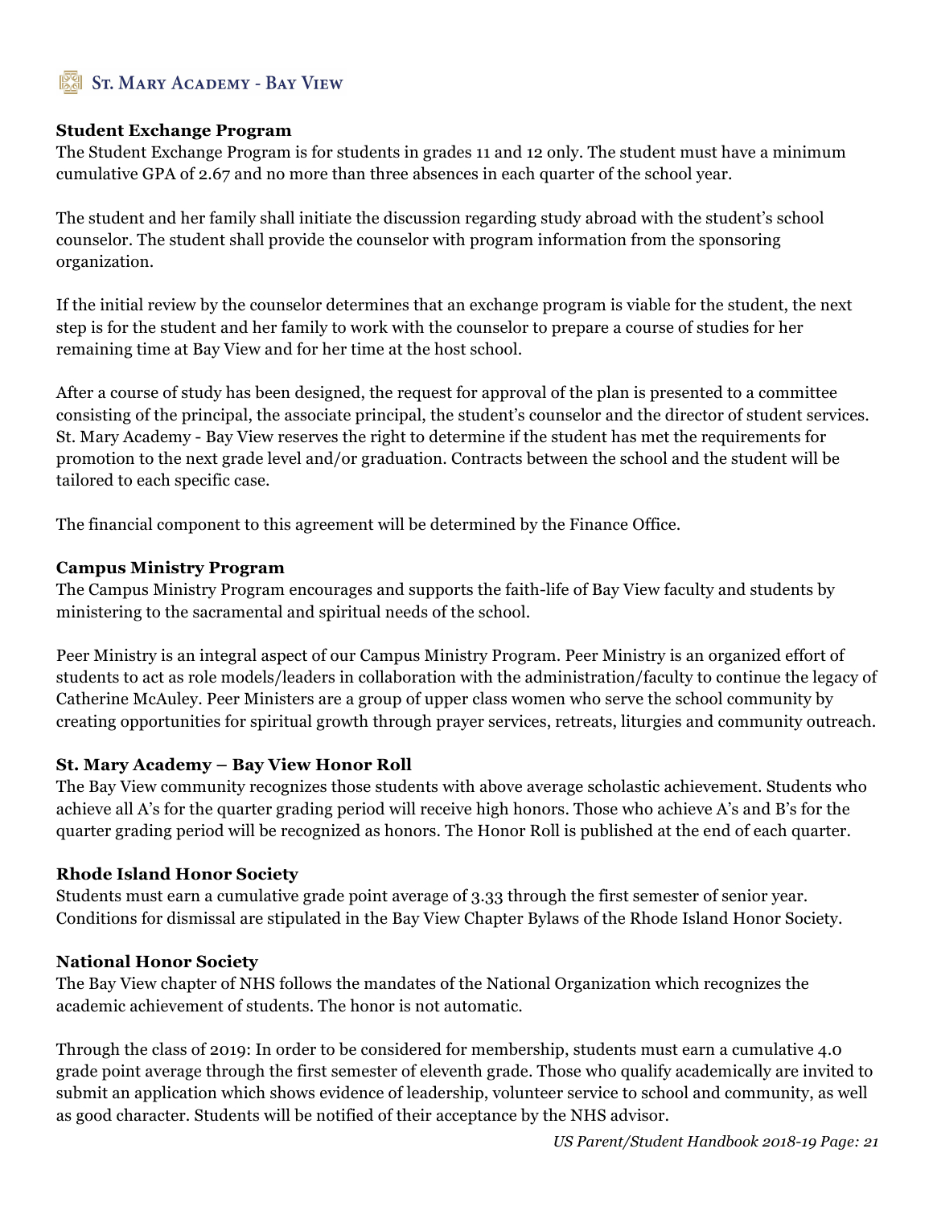## Student Exchange Program

The Student Exchange Program is for students in grades 11 and 12 only. The student must have a minimum cumulative GPA of 2.67 and no more than three absences in each quarter of the school year.

The student and her family shall initiate the discussion regarding study abroad with the student's school counselor. The student shall provide the counselor with program information from the sponsoring organization.

If the initial review by the counselor determines that an exchange program is viable for the student, the next step is for the student and her family to work with the counselor to prepare a course of studies for her remaining time at Bay View and for her time at the host school.

After a course of study has been designed, the request for approval of the plan is presented to a committee consisting of the principal, the associate principal, the student's counselor and the director of student services. St. Mary Academy - Bay View reserves the right to determine if the student has met the requirements for promotion to the next grade level and/or graduation. Contracts between the school and the student will be tailored to each specific case.

The financial component to this agreement will be determined by the Finance Office.

## Campus Ministry Program

The Campus Ministry Program encourages and supports the faith-life of Bay View faculty and students by ministering to the sacramental and spiritual needs of the school.

Peer Ministry is an integral aspect of our Campus Ministry Program. Peer Ministry is an organized effort of students to act as role models/leaders in collaboration with the administration/faculty to continue the legacy of Catherine McAuley. Peer Ministers are a group of upper class women who serve the school community by creating opportunities for spiritual growth through prayer services, retreats, liturgies and community outreach.

## St. Mary Academy – Bay View Honor Roll

The Bay View community recognizes those students with above average scholastic achievement. Students who achieve all A's for the quarter grading period will receive high honors. Those who achieve A's and B's for the quarter grading period will be recognized as honors. The Honor Roll is published at the end of each quarter.

## Rhode Island Honor Society

Students must earn a cumulative grade point average of 3.33 through the first semester of senior year. Conditions for dismissal are stipulated in the Bay View Chapter Bylaws of the Rhode Island Honor Society.

## National Honor Society

The Bay View chapter of NHS follows the mandates of the National Organization which recognizes the academic achievement of students. The honor is not automatic.

Through the class of 2019: In order to be considered for membership, students must earn a cumulative 4.0 grade point average through the first semester of eleventh grade. Those who qualify academically are invited to submit an application which shows evidence of leadership, volunteer service to school and community, as well as good character. Students will be notified of their acceptance by the NHS advisor.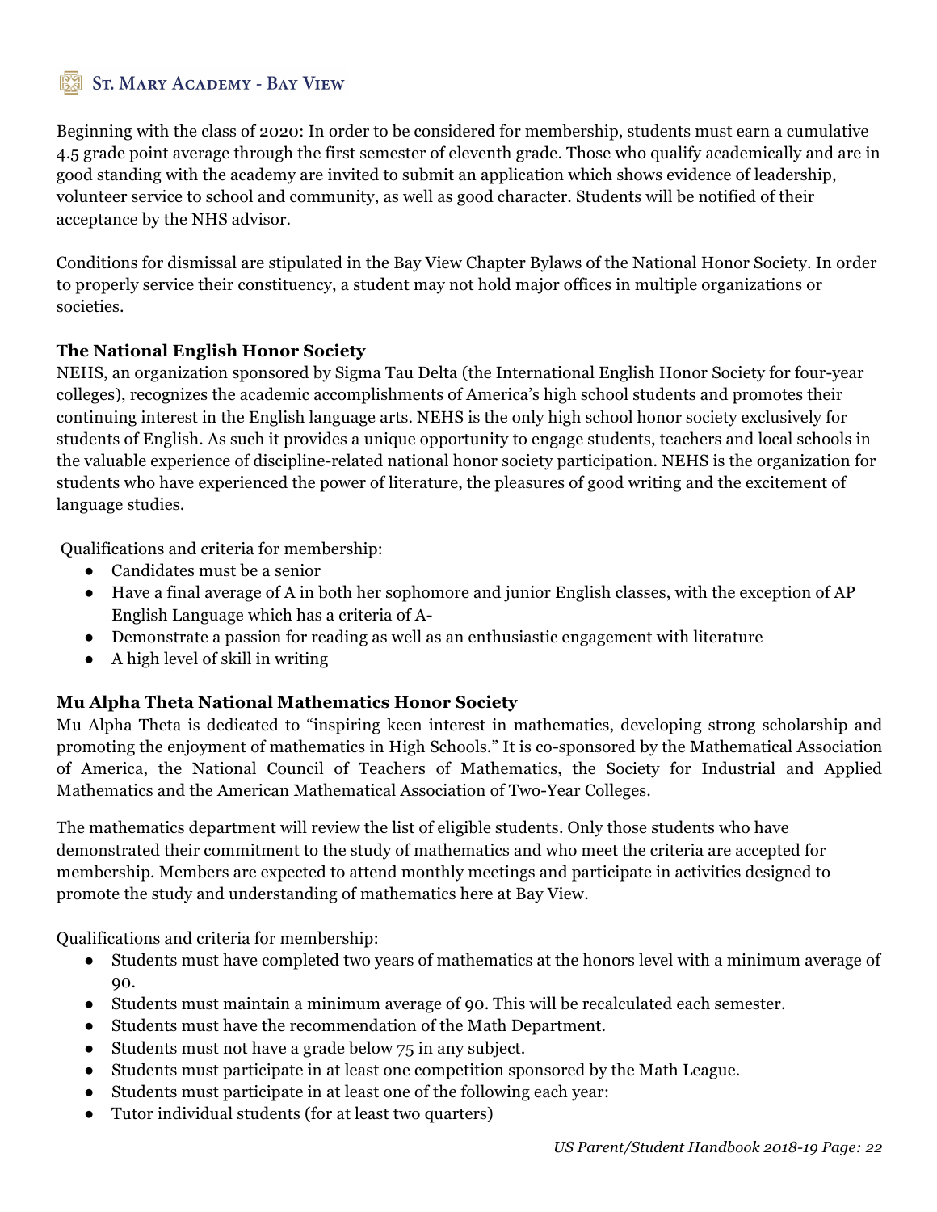Beginning with the class of 2020: In order to be considered for membership, students must earn a cumulative 4.5 grade point average through the first semester of eleventh grade. Those who qualify academically and are in good standing with the academy are invited to submit an application which shows evidence of leadership, volunteer service to school and community, as well as good character. Students will be notified of their acceptance by the NHS advisor.

Conditions for dismissal are stipulated in the Bay View Chapter Bylaws of the National Honor Society. In order to properly service their constituency, a student may not hold major offices in multiple organizations or societies.

**The National English Honor Society**

NEHS, an organization sponsored by Sigma Tau Delta (the International English Honor Society for four-year colleges), recognizes the academic accomplishments of America's high school students and promotes their continuing interest in the English language arts. NEHS is the only high school honor society exclusively for students of English. As such it provides a unique opportunity to engage students, teachers and local schools in the valuable experience of discipline-related national honor society participation. NEHS is the organization for students who have experienced the power of literature, the pleasures of good writing and the excitement of language studies.

Qualifications and criteria for membership:

- Candidates must be a senior
- Have a final average of A in both her sophomore and junior English classes, with the exception of AP English Language which has a criteria of A-
- Demonstrate a passion for reading as well as an enthusiastic engagement with literature
- A high level of skill in writing

**Mu Alpha Theta National Mathematics Honor Society**

Mu Alpha Theta is dedicated to "inspiring keen interest in mathematics, developing strong scholarship and promoting the enjoyment of mathematics in High Schools." It is co-sponsored by the Mathematical Association of America, the National Council of Teachers of Mathematics, the Society for Industrial and Applied Mathematics and the American Mathematical Association of Two-Year Colleges.

The mathematics department will review the list of eligible students. Only those students who have demonstrated their commitment to the study of mathematics and who meet the criteria are accepted for membership. Members are expected to attend monthly meetings and participate in activities designed to promote the study and understanding of mathematics here at Bay View.

Qualifications and criteria for membership:

- Students must have completed two years of mathematics at the honors level with a minimum average of 90.
- Students must maintain a minimum average of 90. This will be recalculated each semester.
- Students must have the recommendation of the Math Department.
- Students must not have a grade below 75 in any subject.
- Students must participate in at least one competition sponsored by the Math League.
- Students must participate in at least one of the following each year:
- Tutor individual students (for at least two quarters)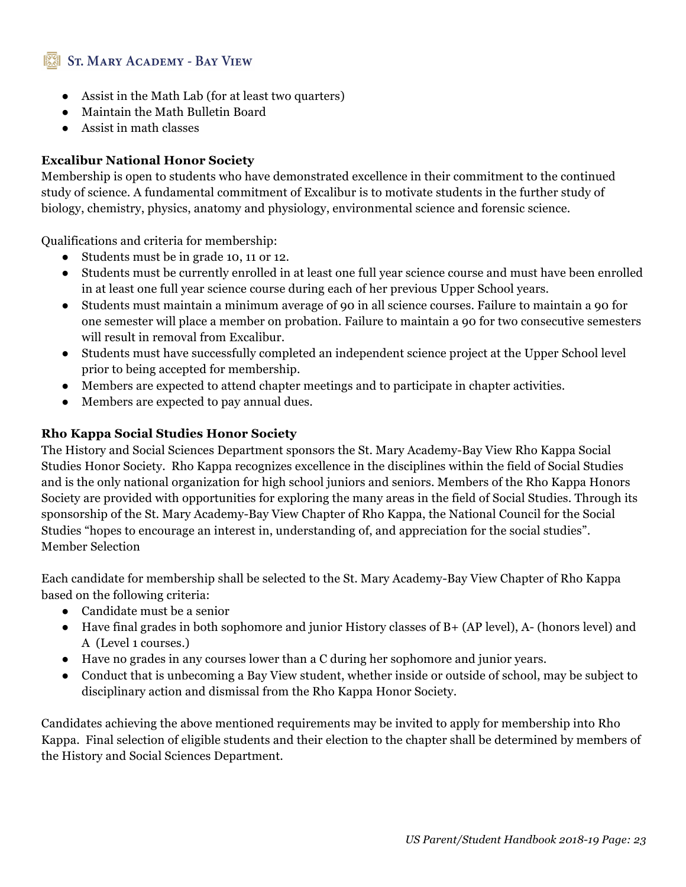- Assist in the Math Lab (for at least two quarters)
- Maintain the Math Bulletin Board
- Assist in math classes

**Excalibur National Honor Society**

Membership is open to students who have demonstrated excellence in their commitment to the continued study of science. A fundamental commitment of Excalibur is to motivate students in the further study of biology, chemistry, physics, anatomy and physiology, environmental science and forensic science.

Qualifications and criteria for membership:

- Students must be in grade 10, 11 or 12.
- Students must be currently enrolled in at least one full year science course and must have been enrolled in at least one full year science course during each of her previous Upper School years.
- Students must maintain a minimum average of 90 in all science courses. Failure to maintain a 90 for one semester will place a member on probation. Failure to maintain a 90 for two consecutive semesters will result in removal from Excalibur.
- Students must have successfully completed an independent science project at the Upper School level prior to being accepted for membership.
- Members are expected to attend chapter meetings and to participate in chapter activities.
- Members are expected to pay annual dues.

**Rho Kappa Social Studies Honor Society**

The History and Social Sciences Department sponsors the St. Mary Academy-Bay View Rho Kappa Social Studies Honor Society. Rho Kappa recognizes excellence in the disciplines within the field of Social Studies and is the only national organization for high school juniors and seniors. Members of the Rho Kappa Honors Society are provided with opportunities for exploring the many areas in the field of Social Studies. Through its sponsorship of the St. Mary Academy-Bay View Chapter of Rho Kappa, the National Council for the Social Studies "hopes to encourage an interest in, understanding of, and appreciation for the social studies".
Member Selection

Each candidate for membership shall be selected to the St. Mary Academy-Bay View Chapter of Rho Kappa based on the following criteria:

- Candidate must be a senior
- Have final grades in both sophomore and junior History classes of B+ (AP level), A- (honors level) and A (Level 1 courses.)
- Have no grades in any courses lower than a C during her sophomore and junior years.
- Conduct that is unbecoming a Bay View student, whether inside or outside of school, may be subject to disciplinary action and dismissal from the Rho Kappa Honor Society.

Candidates achieving the above mentioned requirements may be invited to apply for membership into Rho Kappa. Final selection of eligible students and their election to the chapter shall be determined by members of the History and Social Sciences Department.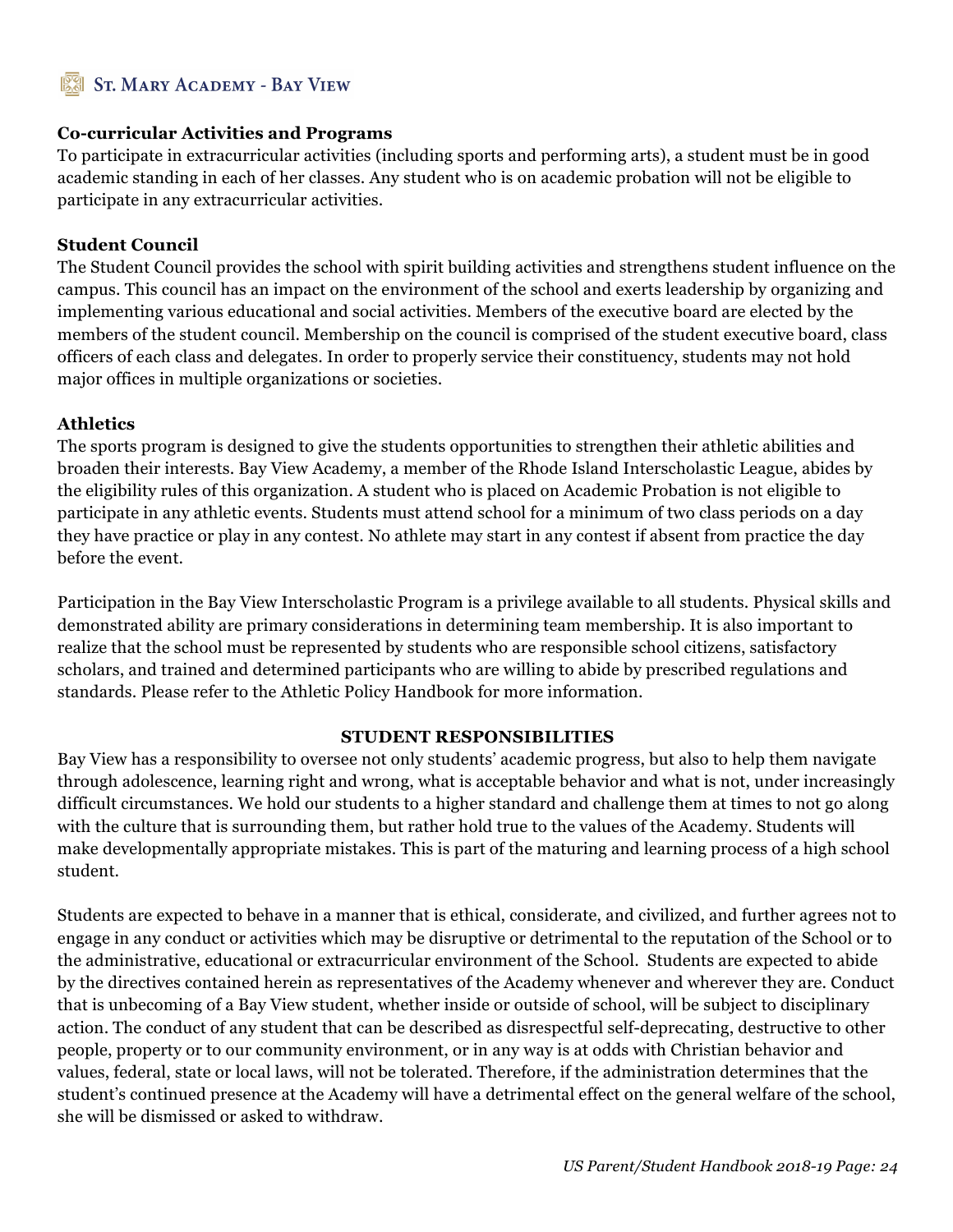### Co-curricular Activities and Programs

To participate in extracurricular activities (including sports and performing arts), a student must be in good academic standing in each of her classes. Any student who is on academic probation will not be eligible to participate in any extracurricular activities.

### Student Council

The Student Council provides the school with spirit building activities and strengthens student influence on the campus. This council has an impact on the environment of the school and exerts leadership by organizing and implementing various educational and social activities. Members of the executive board are elected by the members of the student council. Membership on the council is comprised of the student executive board, class officers of each class and delegates. In order to properly service their constituency, students may not hold major offices in multiple organizations or societies.

### Athletics

The sports program is designed to give the students opportunities to strengthen their athletic abilities and broaden their interests. Bay View Academy, a member of the Rhode Island Interscholastic League, abides by the eligibility rules of this organization. A student who is placed on Academic Probation is not eligible to participate in any athletic events. Students must attend school for a minimum of two class periods on a day they have practice or play in any contest. No athlete may start in any contest if absent from practice the day before the event.

Participation in the Bay View Interscholastic Program is a privilege available to all students. Physical skills and demonstrated ability are primary considerations in determining team membership. It is also important to realize that the school must be represented by students who are responsible school citizens, satisfactory scholars, and trained and determined participants who are willing to abide by prescribed regulations and standards. Please refer to the Athletic Policy Handbook for more information.

## STUDENT RESPONSIBILITIES

Bay View has a responsibility to oversee not only students' academic progress, but also to help them navigate through adolescence, learning right and wrong, what is acceptable behavior and what is not, under increasingly difficult circumstances. We hold our students to a higher standard and challenge them at times to not go along with the culture that is surrounding them, but rather hold true to the values of the Academy. Students will make developmentally appropriate mistakes. This is part of the maturing and learning process of a high school student.

Students are expected to behave in a manner that is ethical, considerate, and civilized, and further agrees not to engage in any conduct or activities which may be disruptive or detrimental to the reputation of the School or to the administrative, educational or extracurricular environment of the School. Students are expected to abide by the directives contained herein as representatives of the Academy whenever and wherever they are. Conduct that is unbecoming of a Bay View student, whether inside or outside of school, will be subject to disciplinary action. The conduct of any student that can be described as disrespectful self-deprecating, destructive to other people, property or to our community environment, or in any way is at odds with Christian behavior and values, federal, state or local laws, will not be tolerated. Therefore, if the administration determines that the student's continued presence at the Academy will have a detrimental effect on the general welfare of the school, she will be dismissed or asked to withdraw.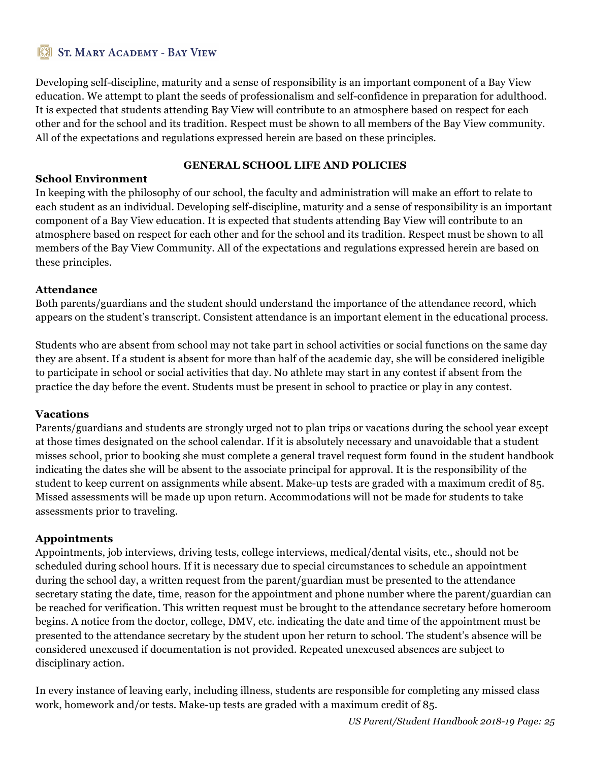Developing self-discipline, maturity and a sense of responsibility is an important component of a Bay View education. We attempt to plant the seeds of professionalism and self-confidence in preparation for adulthood. It is expected that students attending Bay View will contribute to an atmosphere based on respect for each other and for the school and its tradition. Respect must be shown to all members of the Bay View community. All of the expectations and regulations expressed herein are based on these principles.

## GENERAL SCHOOL LIFE AND POLICIES

### School Environment

In keeping with the philosophy of our school, the faculty and administration will make an effort to relate to each student as an individual. Developing self-discipline, maturity and a sense of responsibility is an important component of a Bay View education. It is expected that students attending Bay View will contribute to an atmosphere based on respect for each other and for the school and its tradition. Respect must be shown to all members of the Bay View Community. All of the expectations and regulations expressed herein are based on these principles.

### Attendance

Both parents/guardians and the student should understand the importance of the attendance record, which appears on the student's transcript. Consistent attendance is an important element in the educational process.

Students who are absent from school may not take part in school activities or social functions on the same day they are absent. If a student is absent for more than half of the academic day, she will be considered ineligible to participate in school or social activities that day. No athlete may start in any contest if absent from the practice the day before the event. Students must be present in school to practice or play in any contest.

### Vacations

Parents/guardians and students are strongly urged not to plan trips or vacations during the school year except at those times designated on the school calendar. If it is absolutely necessary and unavoidable that a student misses school, prior to booking she must complete a general travel request form found in the student handbook indicating the dates she will be absent to the associate principal for approval. It is the responsibility of the student to keep current on assignments while absent. Make-up tests are graded with a maximum credit of 85. Missed assessments will be made up upon return. Accommodations will not be made for students to take assessments prior to traveling.

### Appointments

Appointments, job interviews, driving tests, college interviews, medical/dental visits, etc., should not be scheduled during school hours. If it is necessary due to special circumstances to schedule an appointment during the school day, a written request from the parent/guardian must be presented to the attendance secretary stating the date, time, reason for the appointment and phone number where the parent/guardian can be reached for verification. This written request must be brought to the attendance secretary before homeroom begins. A notice from the doctor, college, DMV, etc. indicating the date and time of the appointment must be presented to the attendance secretary by the student upon her return to school. The student's absence will be considered unexcused if documentation is not provided. Repeated unexcused absences are subject to disciplinary action.

In every instance of leaving early, including illness, students are responsible for completing any missed class work, homework and/or tests. Make-up tests are graded with a maximum credit of 85.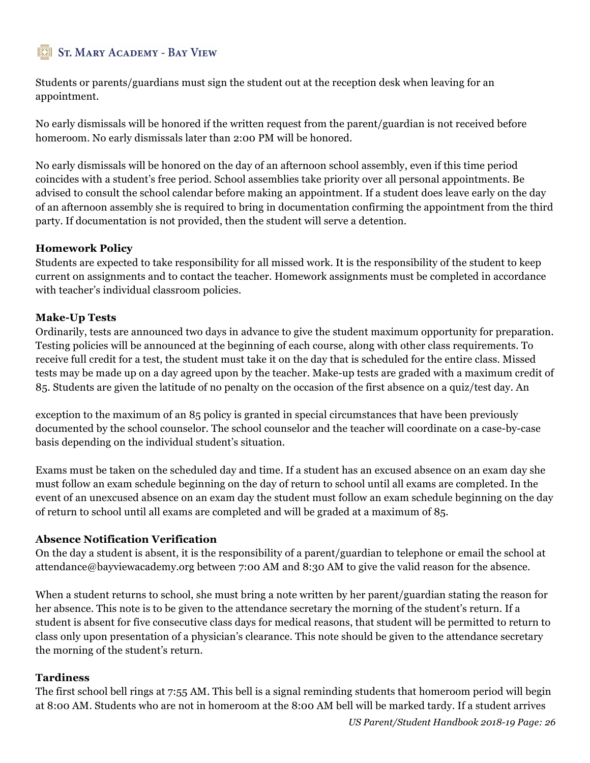Students or parents/guardians must sign the student out at the reception desk when leaving for an appointment.

No early dismissals will be honored if the written request from the parent/guardian is not received before homeroom. No early dismissals later than 2:00 PM will be honored.

No early dismissals will be honored on the day of an afternoon school assembly, even if this time period coincides with a student's free period. School assemblies take priority over all personal appointments. Be advised to consult the school calendar before making an appointment. If a student does leave early on the day of an afternoon assembly she is required to bring in documentation confirming the appointment from the third party. If documentation is not provided, then the student will serve a detention.

**Homework Policy**

Students are expected to take responsibility for all missed work. It is the responsibility of the student to keep current on assignments and to contact the teacher. Homework assignments must be completed in accordance with teacher's individual classroom policies.

**Make-Up Tests**

Ordinarily, tests are announced two days in advance to give the student maximum opportunity for preparation. Testing policies will be announced at the beginning of each course, along with other class requirements. To receive full credit for a test, the student must take it on the day that is scheduled for the entire class. Missed tests may be made up on a day agreed upon by the teacher. Make-up tests are graded with a maximum credit of 85. Students are given the latitude of no penalty on the occasion of the first absence on a quiz/test day. An exception to the maximum of an 85 policy is granted in special circumstances that have been previously documented by the school counselor. The school counselor and the teacher will coordinate on a case-by-case basis depending on the individual student's situation.

Exams must be taken on the scheduled day and time. If a student has an excused absence on an exam day she must follow an exam schedule beginning on the day of return to school until all exams are completed. In the event of an unexcused absence on an exam day the student must follow an exam schedule beginning on the day of return to school until all exams are completed and will be graded at a maximum of 85.

**Absence Notification Verification**

On the day a student is absent, it is the responsibility of a parent/guardian to telephone or email the school at attendance@bayviewacademy.org between 7:00 AM and 8:30 AM to give the valid reason for the absence.

When a student returns to school, she must bring a note written by her parent/guardian stating the reason for her absence. This note is to be given to the attendance secretary the morning of the student's return. If a student is absent for five consecutive class days for medical reasons, that student will be permitted to return to class only upon presentation of a physician's clearance. This note should be given to the attendance secretary the morning of the student's return.

**Tardiness**

The first school bell rings at 7:55 AM. This bell is a signal reminding students that homeroom period will begin at 8:00 AM. Students who are not in homeroom at the 8:00 AM bell will be marked tardy. If a student arrives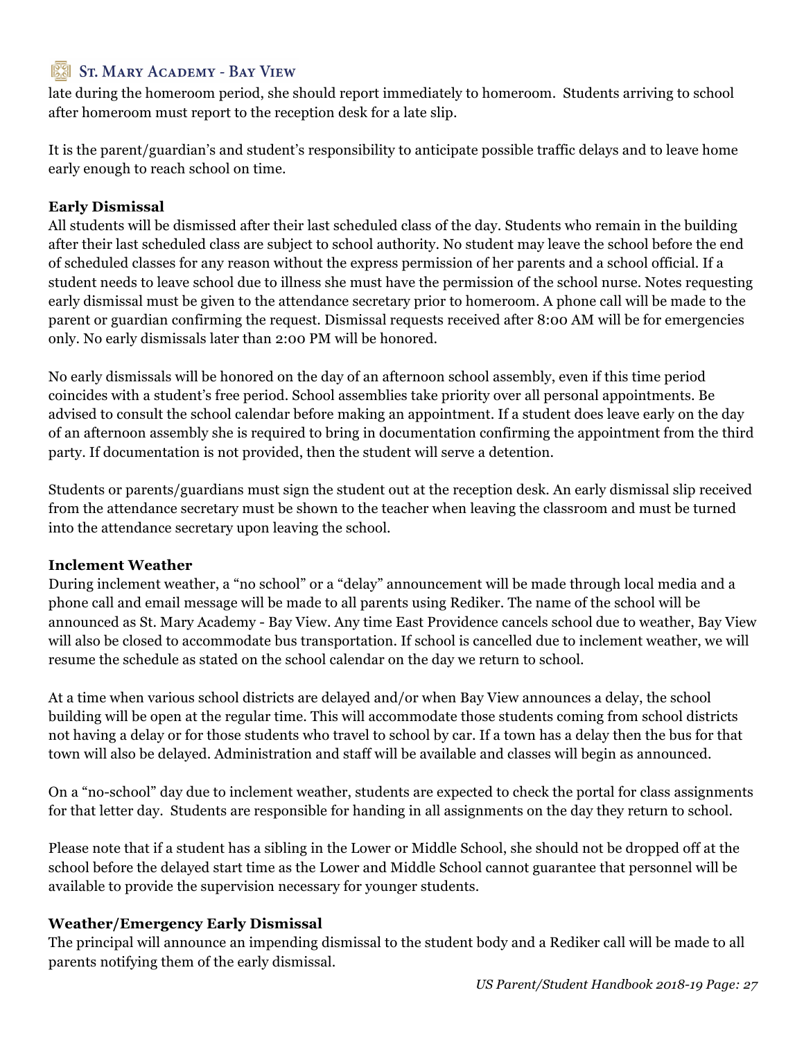late during the homeroom period, she should report immediately to homeroom.  Students arriving to school after homeroom must report to the reception desk for a late slip.

It is the parent/guardian's and student's responsibility to anticipate possible traffic delays and to leave home early enough to reach school on time.

**Early Dismissal**

All students will be dismissed after their last scheduled class of the day. Students who remain in the building after their last scheduled class are subject to school authority. No student may leave the school before the end of scheduled classes for any reason without the express permission of her parents and a school official. If a student needs to leave school due to illness she must have the permission of the school nurse. Notes requesting early dismissal must be given to the attendance secretary prior to homeroom. A phone call will be made to the parent or guardian confirming the request. Dismissal requests received after 8:00 AM will be for emergencies only. No early dismissals later than 2:00 PM will be honored.

No early dismissals will be honored on the day of an afternoon school assembly, even if this time period coincides with a student's free period. School assemblies take priority over all personal appointments. Be advised to consult the school calendar before making an appointment. If a student does leave early on the day of an afternoon assembly she is required to bring in documentation confirming the appointment from the third party. If documentation is not provided, then the student will serve a detention.

Students or parents/guardians must sign the student out at the reception desk. An early dismissal slip received from the attendance secretary must be shown to the teacher when leaving the classroom and must be turned into the attendance secretary upon leaving the school.

**Inclement Weather**

During inclement weather, a "no school" or a "delay" announcement will be made through local media and a phone call and email message will be made to all parents using Rediker. The name of the school will be announced as St. Mary Academy - Bay View. Any time East Providence cancels school due to weather, Bay View will also be closed to accommodate bus transportation. If school is cancelled due to inclement weather, we will resume the schedule as stated on the school calendar on the day we return to school.

At a time when various school districts are delayed and/or when Bay View announces a delay, the school building will be open at the regular time. This will accommodate those students coming from school districts not having a delay or for those students who travel to school by car. If a town has a delay then the bus for that town will also be delayed. Administration and staff will be available and classes will begin as announced.

On a "no-school" day due to inclement weather, students are expected to check the portal for class assignments for that letter day.  Students are responsible for handing in all assignments on the day they return to school.

Please note that if a student has a sibling in the Lower or Middle School, she should not be dropped off at the school before the delayed start time as the Lower and Middle School cannot guarantee that personnel will be available to provide the supervision necessary for younger students.

**Weather/Emergency Early Dismissal**

The principal will announce an impending dismissal to the student body and a Rediker call will be made to all parents notifying them of the early dismissal.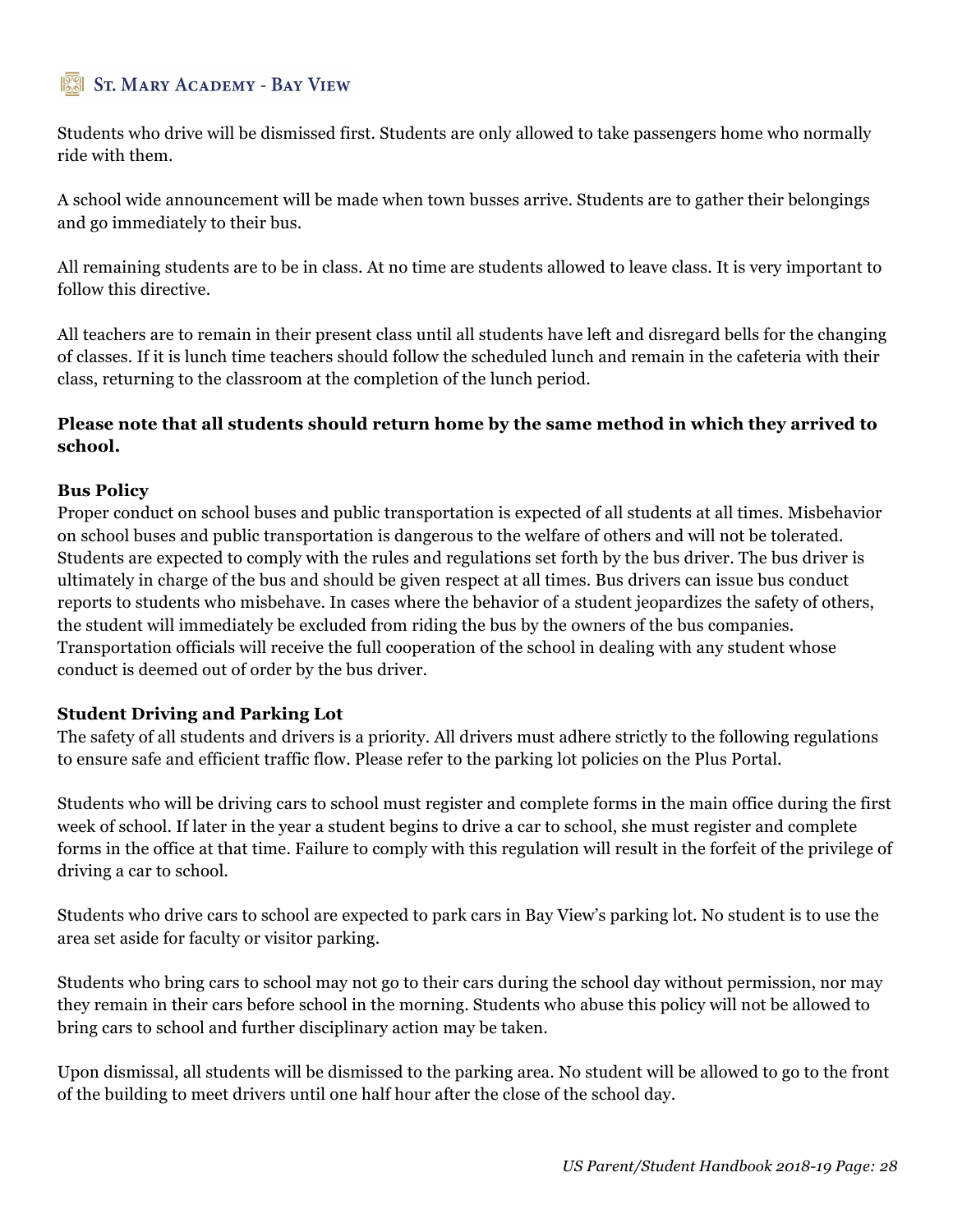Students who drive will be dismissed first. Students are only allowed to take passengers home who normally ride with them.

A school wide announcement will be made when town busses arrive. Students are to gather their belongings and go immediately to their bus.

All remaining students are to be in class. At no time are students allowed to leave class. It is very important to follow this directive.

All teachers are to remain in their present class until all students have left and disregard bells for the changing of classes. If it is lunch time teachers should follow the scheduled lunch and remain in the cafeteria with their class, returning to the classroom at the completion of the lunch period.

**Please note that all students should return home by the same method in which they arrived to school.**

### Bus Policy

Proper conduct on school buses and public transportation is expected of all students at all times. Misbehavior on school buses and public transportation is dangerous to the welfare of others and will not be tolerated. Students are expected to comply with the rules and regulations set forth by the bus driver. The bus driver is ultimately in charge of the bus and should be given respect at all times. Bus drivers can issue bus conduct reports to students who misbehave. In cases where the behavior of a student jeopardizes the safety of others, the student will immediately be excluded from riding the bus by the owners of the bus companies. Transportation officials will receive the full cooperation of the school in dealing with any student whose conduct is deemed out of order by the bus driver.

### Student Driving and Parking Lot

The safety of all students and drivers is a priority. All drivers must adhere strictly to the following regulations to ensure safe and efficient traffic flow. Please refer to the parking lot policies on the Plus Portal.

Students who will be driving cars to school must register and complete forms in the main office during the first week of school. If later in the year a student begins to drive a car to school, she must register and complete forms in the office at that time. Failure to comply with this regulation will result in the forfeit of the privilege of driving a car to school.

Students who drive cars to school are expected to park cars in Bay View's parking lot. No student is to use the area set aside for faculty or visitor parking.

Students who bring cars to school may not go to their cars during the school day without permission, nor may they remain in their cars before school in the morning. Students who abuse this policy will not be allowed to bring cars to school and further disciplinary action may be taken.

Upon dismissal, all students will be dismissed to the parking area. No student will be allowed to go to the front of the building to meet drivers until one half hour after the close of the school day.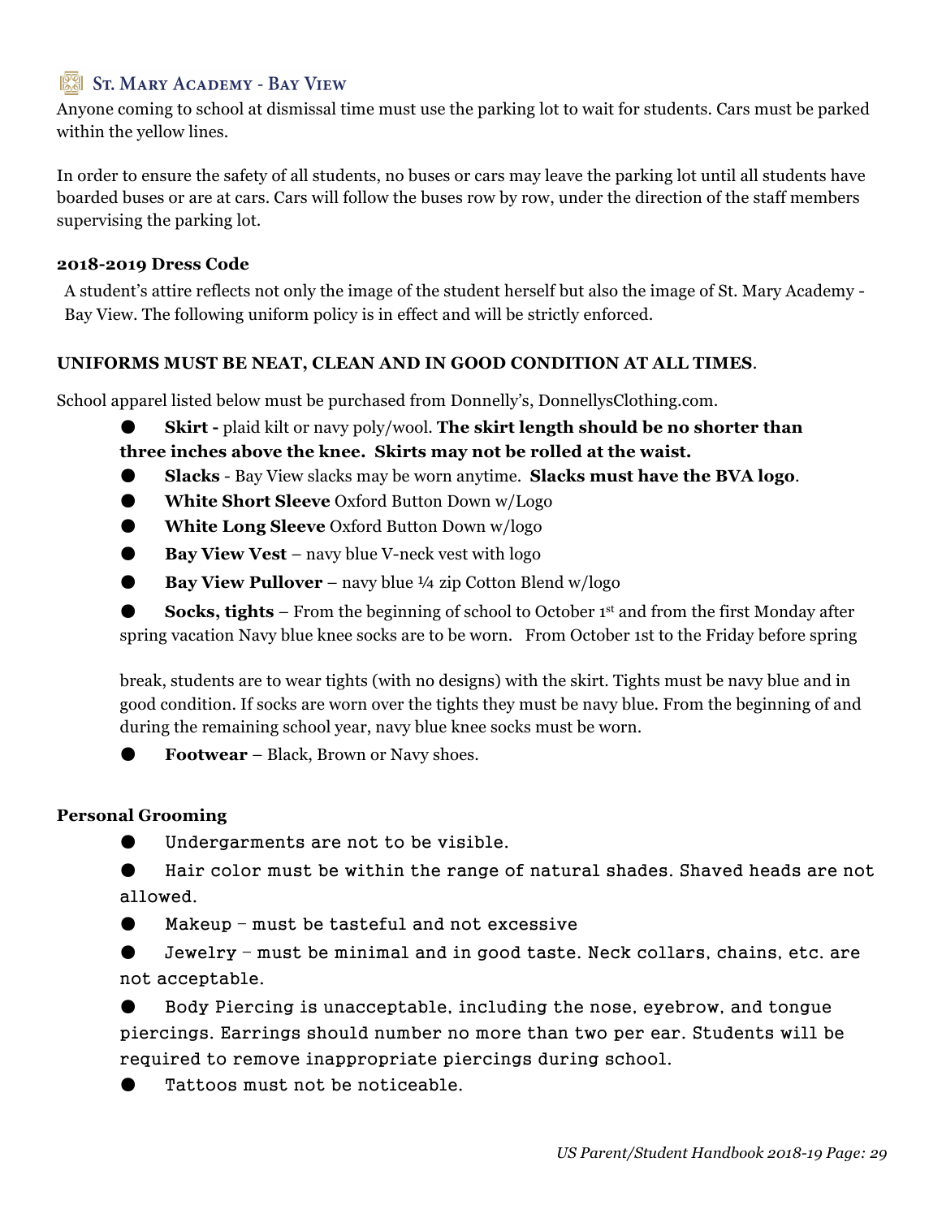Anyone coming to school at dismissal time must use the parking lot to wait for students. Cars must be parked within the yellow lines.

In order to ensure the safety of all students, no buses or cars may leave the parking lot until all students have boarded buses or are at cars. Cars will follow the buses row by row, under the direction of the staff members supervising the parking lot.

#### 2018-2019 Dress Code

A student's attire reflects not only the image of the student herself but also the image of St. Mary Academy - Bay View. The following uniform policy is in effect and will be strictly enforced.

**UNIFORMS MUST BE NEAT, CLEAN AND IN GOOD CONDITION AT ALL TIMES**.

School apparel listed below must be purchased from Donnelly's, DonnellysClothing.com.

- **Skirt -** plaid kilt or navy poly/wool. **The skirt length should be no shorter than three inches above the knee. Skirts may not be rolled at the waist.**
- **Slacks** - Bay View slacks may be worn anytime. **Slacks must have the BVA logo**.
- **White Short Sleeve** Oxford Button Down w/Logo
- **White Long Sleeve** Oxford Button Down w/logo
- **Bay View Vest** – navy blue V-neck vest with logo
- **Bay View Pullover** – navy blue ¼ zip Cotton Blend w/logo
- **Socks, tights** – From the beginning of school to October 1st and from the first Monday after spring vacation Navy blue knee socks are to be worn. From October 1st to the Friday before spring break, students are to wear tights (with no designs) with the skirt. Tights must be navy blue and in good condition. If socks are worn over the tights they must be navy blue. From the beginning of and during the remaining school year, navy blue knee socks must be worn.
- **Footwear** – Black, Brown or Navy shoes.

#### Personal Grooming

- Undergarments are not to be visible.
- Hair color must be within the range of natural shades. Shaved heads are not allowed.
- Makeup – must be tasteful and not excessive
- Jewelry – must be minimal and in good taste. Neck collars, chains, etc. are not acceptable.
- Body Piercing is unacceptable, including the nose, eyebrow, and tongue piercings. Earrings should number no more than two per ear. Students will be required to remove inappropriate piercings during school.
- Tattoos must not be noticeable.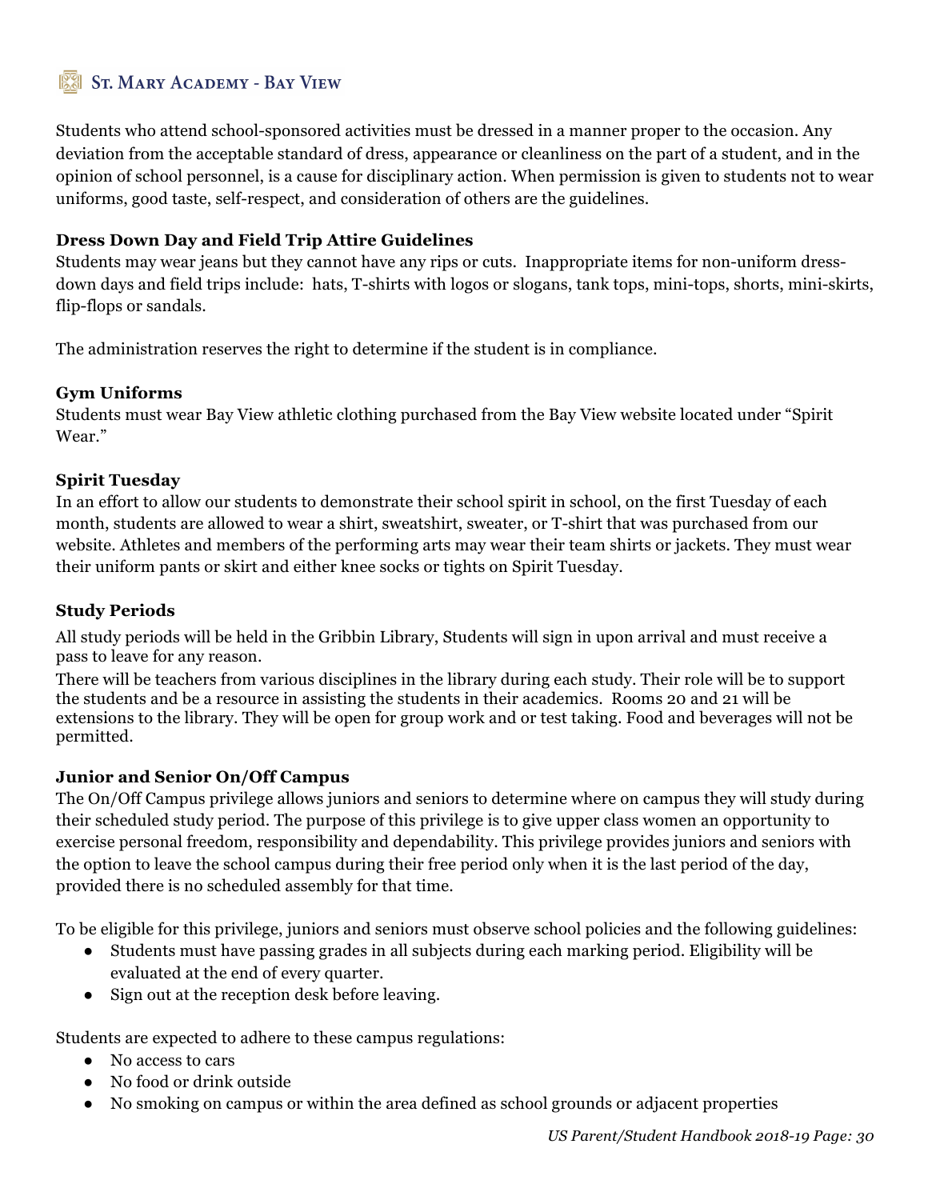Students who attend school-sponsored activities must be dressed in a manner proper to the occasion. Any deviation from the acceptable standard of dress, appearance or cleanliness on the part of a student, and in the opinion of school personnel, is a cause for disciplinary action. When permission is given to students not to wear uniforms, good taste, self-respect, and consideration of others are the guidelines.

**Dress Down Day and Field Trip Attire Guidelines**

Students may wear jeans but they cannot have any rips or cuts. Inappropriate items for non-uniform dress-down days and field trips include: hats, T-shirts with logos or slogans, tank tops, mini-tops, shorts, mini-skirts, flip-flops or sandals.

The administration reserves the right to determine if the student is in compliance.

**Gym Uniforms**

Students must wear Bay View athletic clothing purchased from the Bay View website located under "Spirit Wear."

**Spirit Tuesday**

In an effort to allow our students to demonstrate their school spirit in school, on the first Tuesday of each month, students are allowed to wear a shirt, sweatshirt, sweater, or T-shirt that was purchased from our website. Athletes and members of the performing arts may wear their team shirts or jackets. They must wear their uniform pants or skirt and either knee socks or tights on Spirit Tuesday.

**Study Periods**

All study periods will be held in the Gribbin Library, Students will sign in upon arrival and must receive a pass to leave for any reason.

There will be teachers from various disciplines in the library during each study. Their role will be to support the students and be a resource in assisting the students in their academics. Rooms 20 and 21 will be extensions to the library. They will be open for group work and or test taking. Food and beverages will not be permitted.

**Junior and Senior On/Off Campus**

The On/Off Campus privilege allows juniors and seniors to determine where on campus they will study during their scheduled study period. The purpose of this privilege is to give upper class women an opportunity to exercise personal freedom, responsibility and dependability. This privilege provides juniors and seniors with the option to leave the school campus during their free period only when it is the last period of the day, provided there is no scheduled assembly for that time.

To be eligible for this privilege, juniors and seniors must observe school policies and the following guidelines:

- Students must have passing grades in all subjects during each marking period. Eligibility will be evaluated at the end of every quarter.
- Sign out at the reception desk before leaving.

Students are expected to adhere to these campus regulations:

- No access to cars
- No food or drink outside
- No smoking on campus or within the area defined as school grounds or adjacent properties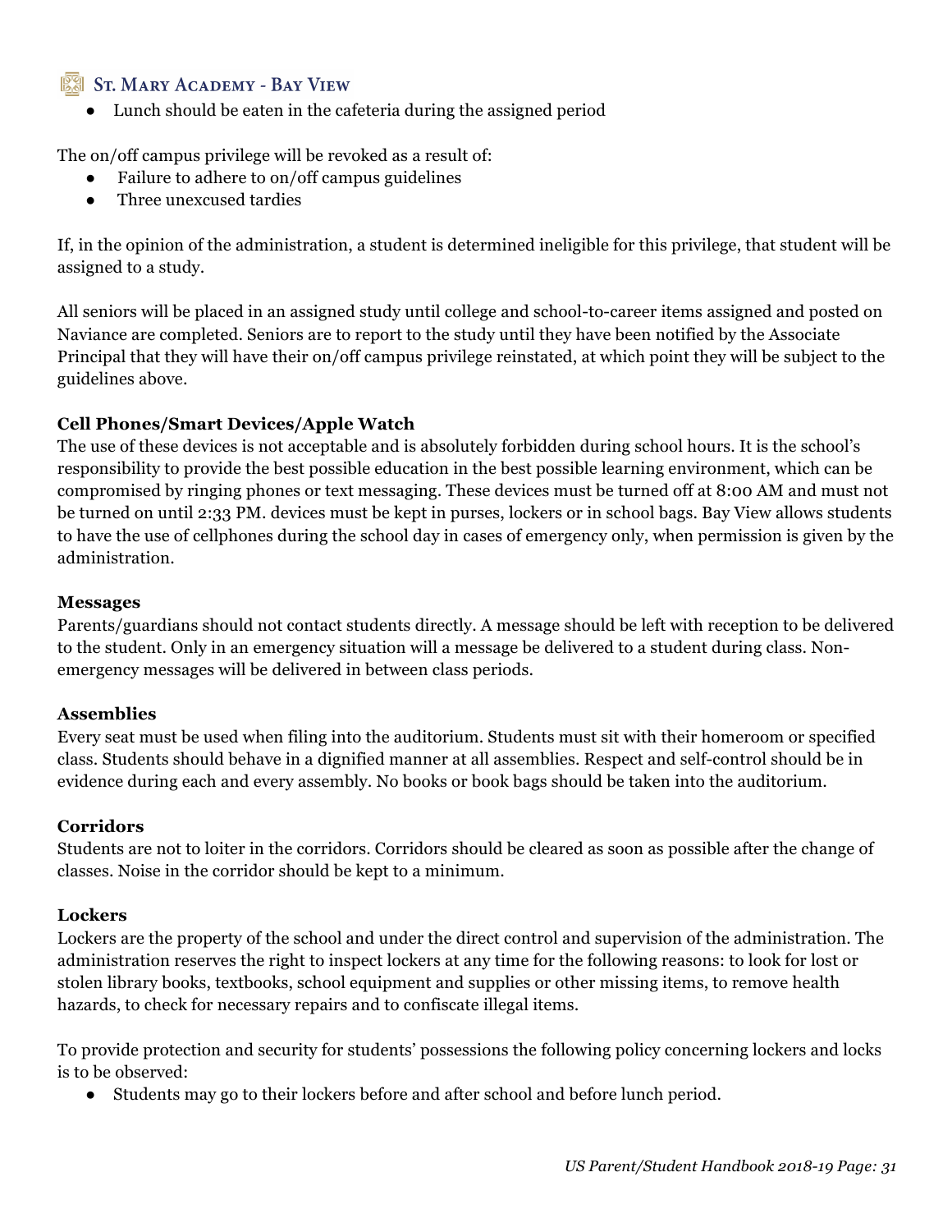- Lunch should be eaten in the cafeteria during the assigned period

The on/off campus privilege will be revoked as a result of:

- Failure to adhere to on/off campus guidelines
- Three unexcused tardies

If, in the opinion of the administration, a student is determined ineligible for this privilege, that student will be assigned to a study.

All seniors will be placed in an assigned study until college and school-to-career items assigned and posted on Naviance are completed. Seniors are to report to the study until they have been notified by the Associate Principal that they will have their on/off campus privilege reinstated, at which point they will be subject to the guidelines above.

**Cell Phones/Smart Devices/Apple Watch**

The use of these devices is not acceptable and is absolutely forbidden during school hours. It is the school's responsibility to provide the best possible education in the best possible learning environment, which can be compromised by ringing phones or text messaging. These devices must be turned off at 8:00 AM and must not be turned on until 2:33 PM. devices must be kept in purses, lockers or in school bags. Bay View allows students to have the use of cellphones during the school day in cases of emergency only, when permission is given by the administration.

**Messages**

Parents/guardians should not contact students directly. A message should be left with reception to be delivered to the student. Only in an emergency situation will a message be delivered to a student during class. Non-emergency messages will be delivered in between class periods.

**Assemblies**

Every seat must be used when filing into the auditorium. Students must sit with their homeroom or specified class. Students should behave in a dignified manner at all assemblies. Respect and self-control should be in evidence during each and every assembly. No books or book bags should be taken into the auditorium.

**Corridors**

Students are not to loiter in the corridors. Corridors should be cleared as soon as possible after the change of classes. Noise in the corridor should be kept to a minimum.

**Lockers**

Lockers are the property of the school and under the direct control and supervision of the administration. The administration reserves the right to inspect lockers at any time for the following reasons: to look for lost or stolen library books, textbooks, school equipment and supplies or other missing items, to remove health hazards, to check for necessary repairs and to confiscate illegal items.

To provide protection and security for students' possessions the following policy concerning lockers and locks is to be observed:

- Students may go to their lockers before and after school and before lunch period.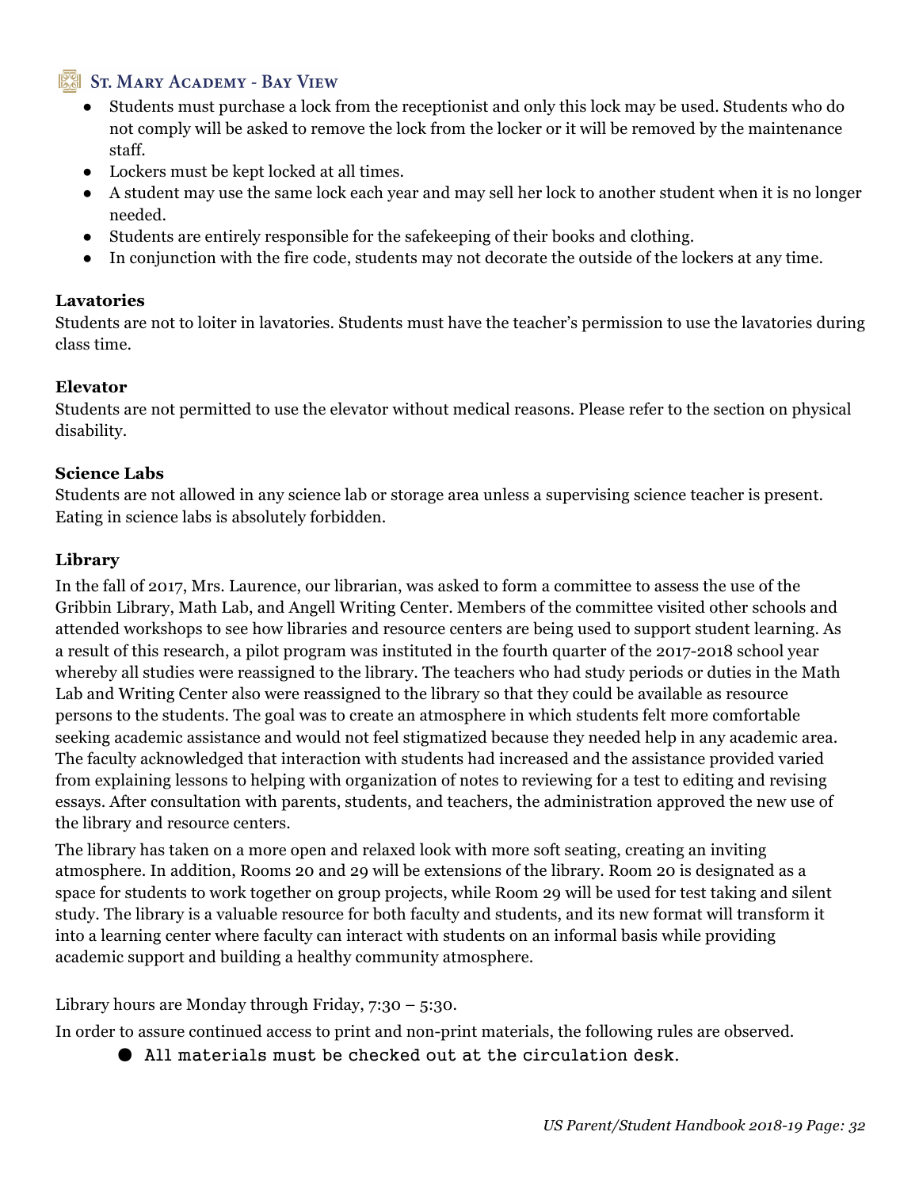- Students must purchase a lock from the receptionist and only this lock may be used. Students who do not comply will be asked to remove the lock from the locker or it will be removed by the maintenance staff.
- Lockers must be kept locked at all times.
- A student may use the same lock each year and may sell her lock to another student when it is no longer needed.
- Students are entirely responsible for the safekeeping of their books and clothing.
- In conjunction with the fire code, students may not decorate the outside of the lockers at any time.

**Lavatories**

Students are not to loiter in lavatories. Students must have the teacher's permission to use the lavatories during class time.

**Elevator**

Students are not permitted to use the elevator without medical reasons. Please refer to the section on physical disability.

**Science Labs**

Students are not allowed in any science lab or storage area unless a supervising science teacher is present. Eating in science labs is absolutely forbidden.

**Library**

In the fall of 2017, Mrs. Laurence, our librarian, was asked to form a committee to assess the use of the Gribbin Library, Math Lab, and Angell Writing Center. Members of the committee visited other schools and attended workshops to see how libraries and resource centers are being used to support student learning. As a result of this research, a pilot program was instituted in the fourth quarter of the 2017-2018 school year whereby all studies were reassigned to the library. The teachers who had study periods or duties in the Math Lab and Writing Center also were reassigned to the library so that they could be available as resource persons to the students. The goal was to create an atmosphere in which students felt more comfortable seeking academic assistance and would not feel stigmatized because they needed help in any academic area. The faculty acknowledged that interaction with students had increased and the assistance provided varied from explaining lessons to helping with organization of notes to reviewing for a test to editing and revising essays. After consultation with parents, students, and teachers, the administration approved the new use of the library and resource centers.

The library has taken on a more open and relaxed look with more soft seating, creating an inviting atmosphere. In addition, Rooms 20 and 29 will be extensions of the library. Room 20 is designated as a space for students to work together on group projects, while Room 29 will be used for test taking and silent study. The library is a valuable resource for both faculty and students, and its new format will transform it into a learning center where faculty can interact with students on an informal basis while providing academic support and building a healthy community atmosphere.

Library hours are Monday through Friday, 7:30 – 5:30.

In order to assure continued access to print and non-print materials, the following rules are observed.

- All materials must be checked out at the circulation desk.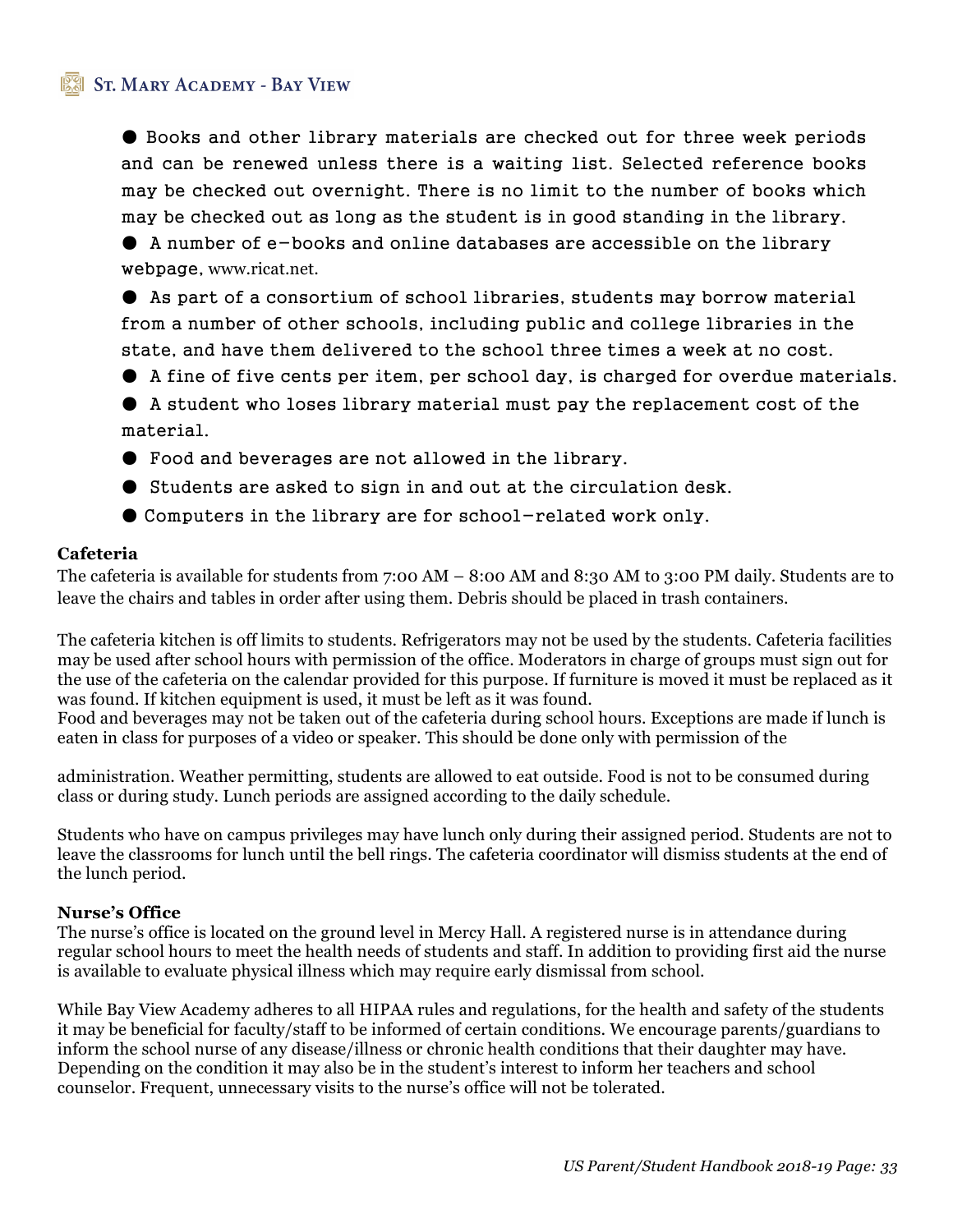- Books and other library materials are checked out for three week periods and can be renewed unless there is a waiting list. Selected reference books may be checked out overnight. There is no limit to the number of books which may be checked out as long as the student is in good standing in the library.
- A number of e-books and online databases are accessible on the library webpage, www.ricat.net.
- As part of a consortium of school libraries, students may borrow material from a number of other schools, including public and college libraries in the state, and have them delivered to the school three times a week at no cost.
- A fine of five cents per item, per school day, is charged for overdue materials.
- A student who loses library material must pay the replacement cost of the material.
- Food and beverages are not allowed in the library.
- Students are asked to sign in and out at the circulation desk.
- Computers in the library are for school-related work only.

**Cafeteria**

The cafeteria is available for students from 7:00 AM – 8:00 AM and 8:30 AM to 3:00 PM daily. Students are to leave the chairs and tables in order after using them. Debris should be placed in trash containers.

The cafeteria kitchen is off limits to students. Refrigerators may not be used by the students. Cafeteria facilities may be used after school hours with permission of the office. Moderators in charge of groups must sign out for the use of the cafeteria on the calendar provided for this purpose. If furniture is moved it must be replaced as it was found. If kitchen equipment is used, it must be left as it was found.
Food and beverages may not be taken out of the cafeteria during school hours. Exceptions are made if lunch is eaten in class for purposes of a video or speaker. This should be done only with permission of the administration. Weather permitting, students are allowed to eat outside. Food is not to be consumed during class or during study. Lunch periods are assigned according to the daily schedule.

Students who have on campus privileges may have lunch only during their assigned period. Students are not to leave the classrooms for lunch until the bell rings. The cafeteria coordinator will dismiss students at the end of the lunch period.

**Nurse's Office**

The nurse's office is located on the ground level in Mercy Hall. A registered nurse is in attendance during regular school hours to meet the health needs of students and staff. In addition to providing first aid the nurse is available to evaluate physical illness which may require early dismissal from school.

While Bay View Academy adheres to all HIPAA rules and regulations, for the health and safety of the students it may be beneficial for faculty/staff to be informed of certain conditions. We encourage parents/guardians to inform the school nurse of any disease/illness or chronic health conditions that their daughter may have. Depending on the condition it may also be in the student's interest to inform her teachers and school counselor. Frequent, unnecessary visits to the nurse's office will not be tolerated.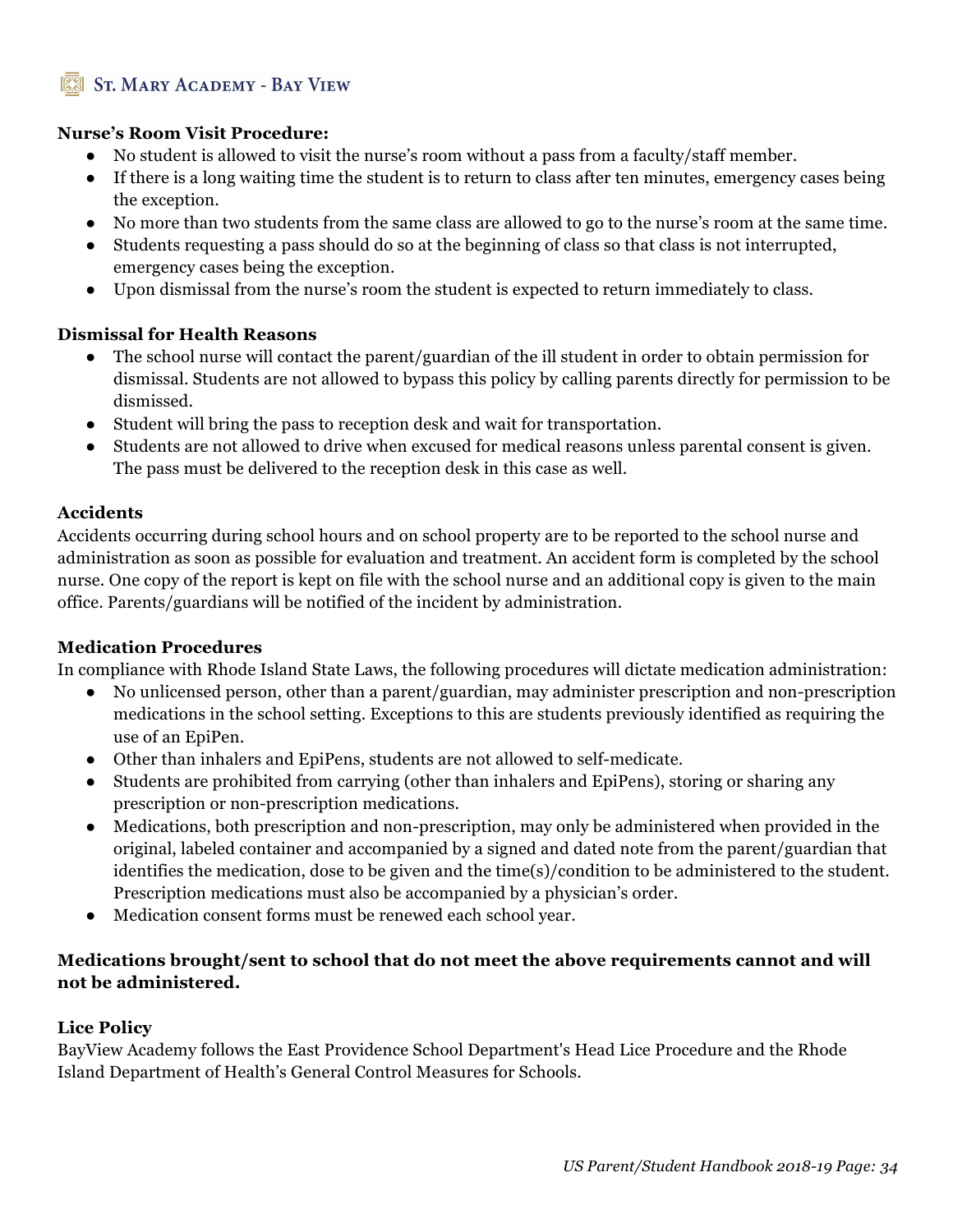**Nurse's Room Visit Procedure:**

- No student is allowed to visit the nurse's room without a pass from a faculty/staff member.
- If there is a long waiting time the student is to return to class after ten minutes, emergency cases being the exception.
- No more than two students from the same class are allowed to go to the nurse's room at the same time.
- Students requesting a pass should do so at the beginning of class so that class is not interrupted, emergency cases being the exception.
- Upon dismissal from the nurse's room the student is expected to return immediately to class.

**Dismissal for Health Reasons**

- The school nurse will contact the parent/guardian of the ill student in order to obtain permission for dismissal. Students are not allowed to bypass this policy by calling parents directly for permission to be dismissed.
- Student will bring the pass to reception desk and wait for transportation.
- Students are not allowed to drive when excused for medical reasons unless parental consent is given. The pass must be delivered to the reception desk in this case as well.

**Accidents**

Accidents occurring during school hours and on school property are to be reported to the school nurse and administration as soon as possible for evaluation and treatment. An accident form is completed by the school nurse. One copy of the report is kept on file with the school nurse and an additional copy is given to the main office. Parents/guardians will be notified of the incident by administration.

**Medication Procedures**

In compliance with Rhode Island State Laws, the following procedures will dictate medication administration:

- No unlicensed person, other than a parent/guardian, may administer prescription and non-prescription medications in the school setting. Exceptions to this are students previously identified as requiring the use of an EpiPen.
- Other than inhalers and EpiPens, students are not allowed to self-medicate.
- Students are prohibited from carrying (other than inhalers and EpiPens), storing or sharing any prescription or non-prescription medications.
- Medications, both prescription and non-prescription, may only be administered when provided in the original, labeled container and accompanied by a signed and dated note from the parent/guardian that identifies the medication, dose to be given and the time(s)/condition to be administered to the student. Prescription medications must also be accompanied by a physician's order.
- Medication consent forms must be renewed each school year.

**Medications brought/sent to school that do not meet the above requirements cannot and will not be administered.**

**Lice Policy**

BayView Academy follows the East Providence School Department's Head Lice Procedure and the Rhode Island Department of Health's General Control Measures for Schools.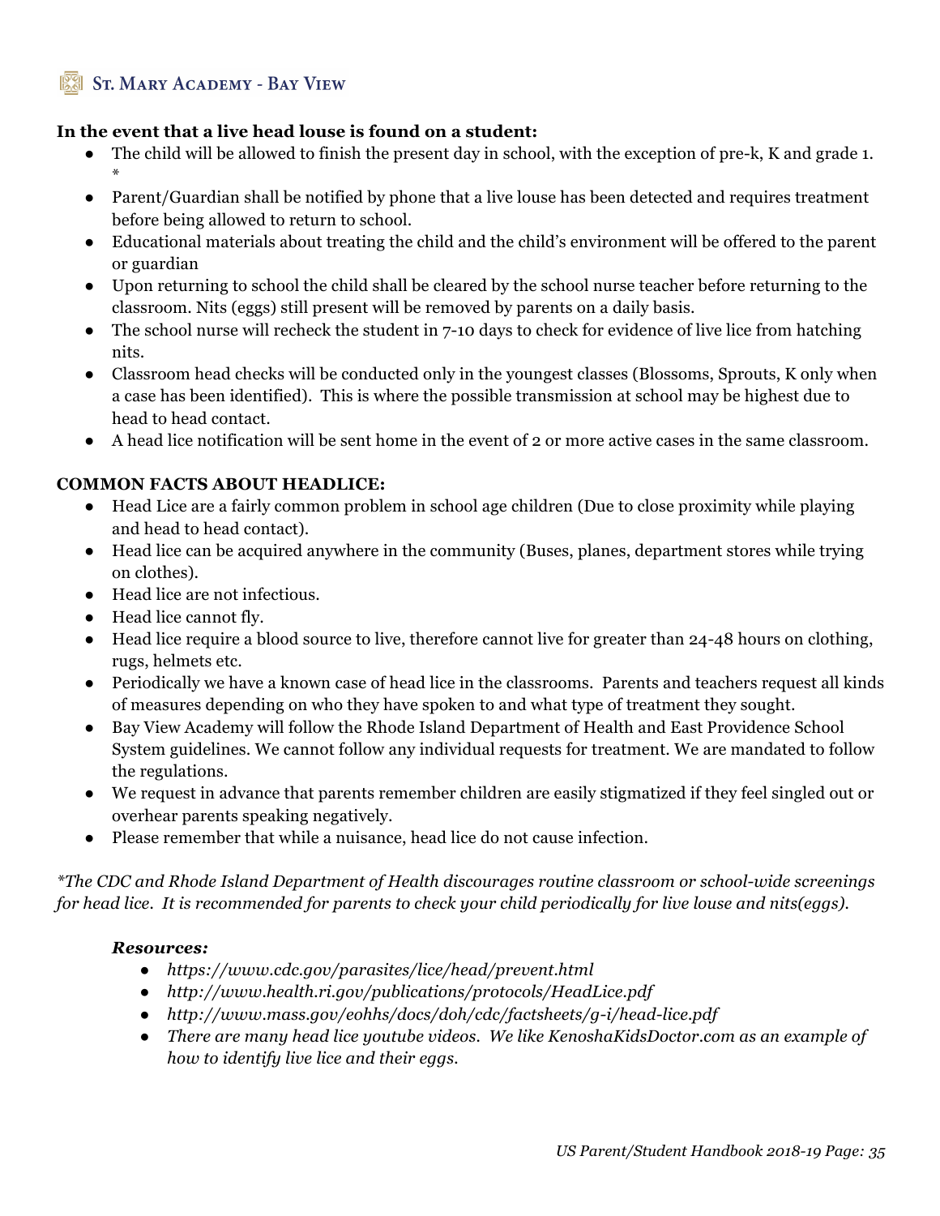**In the event that a live head louse is found on a student:**

- The child will be allowed to finish the present day in school, with the exception of pre-k, K and grade 1. *
- Parent/Guardian shall be notified by phone that a live louse has been detected and requires treatment before being allowed to return to school.
- Educational materials about treating the child and the child's environment will be offered to the parent or guardian
- Upon returning to school the child shall be cleared by the school nurse teacher before returning to the classroom. Nits (eggs) still present will be removed by parents on a daily basis.
- The school nurse will recheck the student in 7-10 days to check for evidence of live lice from hatching nits.
- Classroom head checks will be conducted only in the youngest classes (Blossoms, Sprouts, K only when a case has been identified). This is where the possible transmission at school may be highest due to head to head contact.
- A head lice notification will be sent home in the event of 2 or more active cases in the same classroom.

**COMMON FACTS ABOUT HEADLICE:**

- Head Lice are a fairly common problem in school age children (Due to close proximity while playing and head to head contact).
- Head lice can be acquired anywhere in the community (Buses, planes, department stores while trying on clothes).
- Head lice are not infectious.
- Head lice cannot fly.
- Head lice require a blood source to live, therefore cannot live for greater than 24-48 hours on clothing, rugs, helmets etc.
- Periodically we have a known case of head lice in the classrooms. Parents and teachers request all kinds of measures depending on who they have spoken to and what type of treatment they sought.
- Bay View Academy will follow the Rhode Island Department of Health and East Providence School System guidelines. We cannot follow any individual requests for treatment. We are mandated to follow the regulations.
- We request in advance that parents remember children are easily stigmatized if they feel singled out or overhear parents speaking negatively.
- Please remember that while a nuisance, head lice do not cause infection.

*\*The CDC and Rhode Island Department of Health discourages routine classroom or school-wide screenings for head lice. It is recommended for parents to check your child periodically for live louse and nits(eggs).*

***Resources:***

- *https://www.cdc.gov/parasites/lice/head/prevent.html*
- *http://www.health.ri.gov/publications/protocols/HeadLice.pdf*
- *http://www.mass.gov/eohhs/docs/doh/cdc/factsheets/g-i/head-lice.pdf*
- *There are many head lice youtube videos. We like KenoshaKidsDoctor.com as an example of how to identify live lice and their eggs.*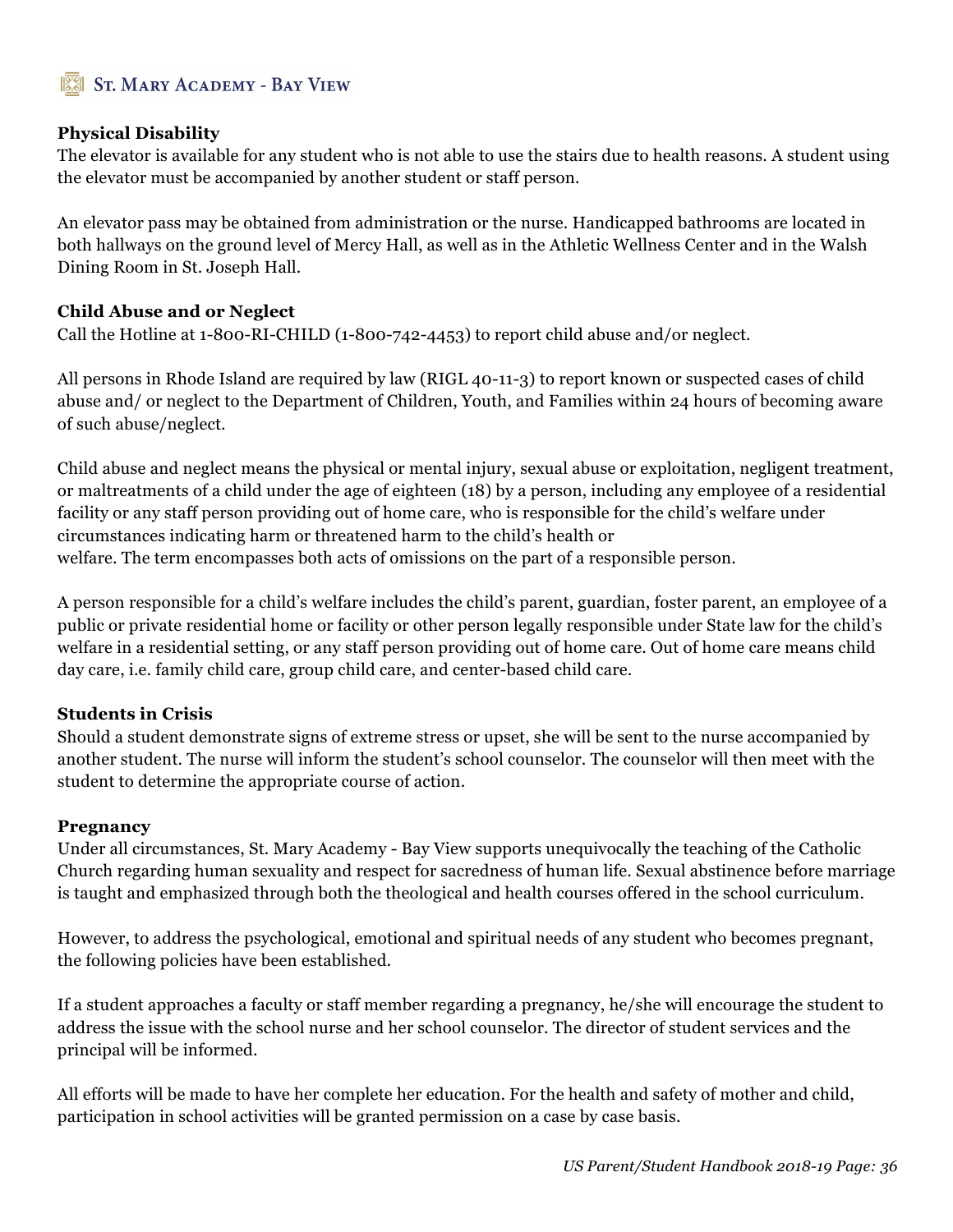**Physical Disability**

The elevator is available for any student who is not able to use the stairs due to health reasons. A student using the elevator must be accompanied by another student or staff person.

An elevator pass may be obtained from administration or the nurse. Handicapped bathrooms are located in both hallways on the ground level of Mercy Hall, as well as in the Athletic Wellness Center and in the Walsh Dining Room in St. Joseph Hall.

**Child Abuse and or Neglect**

Call the Hotline at 1-800-RI-CHILD (1-800-742-4453) to report child abuse and/or neglect.

All persons in Rhode Island are required by law (RIGL 40-11-3) to report known or suspected cases of child abuse and/ or neglect to the Department of Children, Youth, and Families within 24 hours of becoming aware of such abuse/neglect.

Child abuse and neglect means the physical or mental injury, sexual abuse or exploitation, negligent treatment, or maltreatments of a child under the age of eighteen (18) by a person, including any employee of a residential facility or any staff person providing out of home care, who is responsible for the child's welfare under circumstances indicating harm or threatened harm to the child's health or welfare. The term encompasses both acts of omissions on the part of a responsible person.

A person responsible for a child's welfare includes the child's parent, guardian, foster parent, an employee of a public or private residential home or facility or other person legally responsible under State law for the child's welfare in a residential setting, or any staff person providing out of home care. Out of home care means child day care, i.e. family child care, group child care, and center-based child care.

**Students in Crisis**

Should a student demonstrate signs of extreme stress or upset, she will be sent to the nurse accompanied by another student. The nurse will inform the student's school counselor. The counselor will then meet with the student to determine the appropriate course of action.

**Pregnancy**

Under all circumstances, St. Mary Academy - Bay View supports unequivocally the teaching of the Catholic Church regarding human sexuality and respect for sacredness of human life. Sexual abstinence before marriage is taught and emphasized through both the theological and health courses offered in the school curriculum.

However, to address the psychological, emotional and spiritual needs of any student who becomes pregnant, the following policies have been established.

If a student approaches a faculty or staff member regarding a pregnancy, he/she will encourage the student to address the issue with the school nurse and her school counselor. The director of student services and the principal will be informed.

All efforts will be made to have her complete her education. For the health and safety of mother and child, participation in school activities will be granted permission on a case by case basis.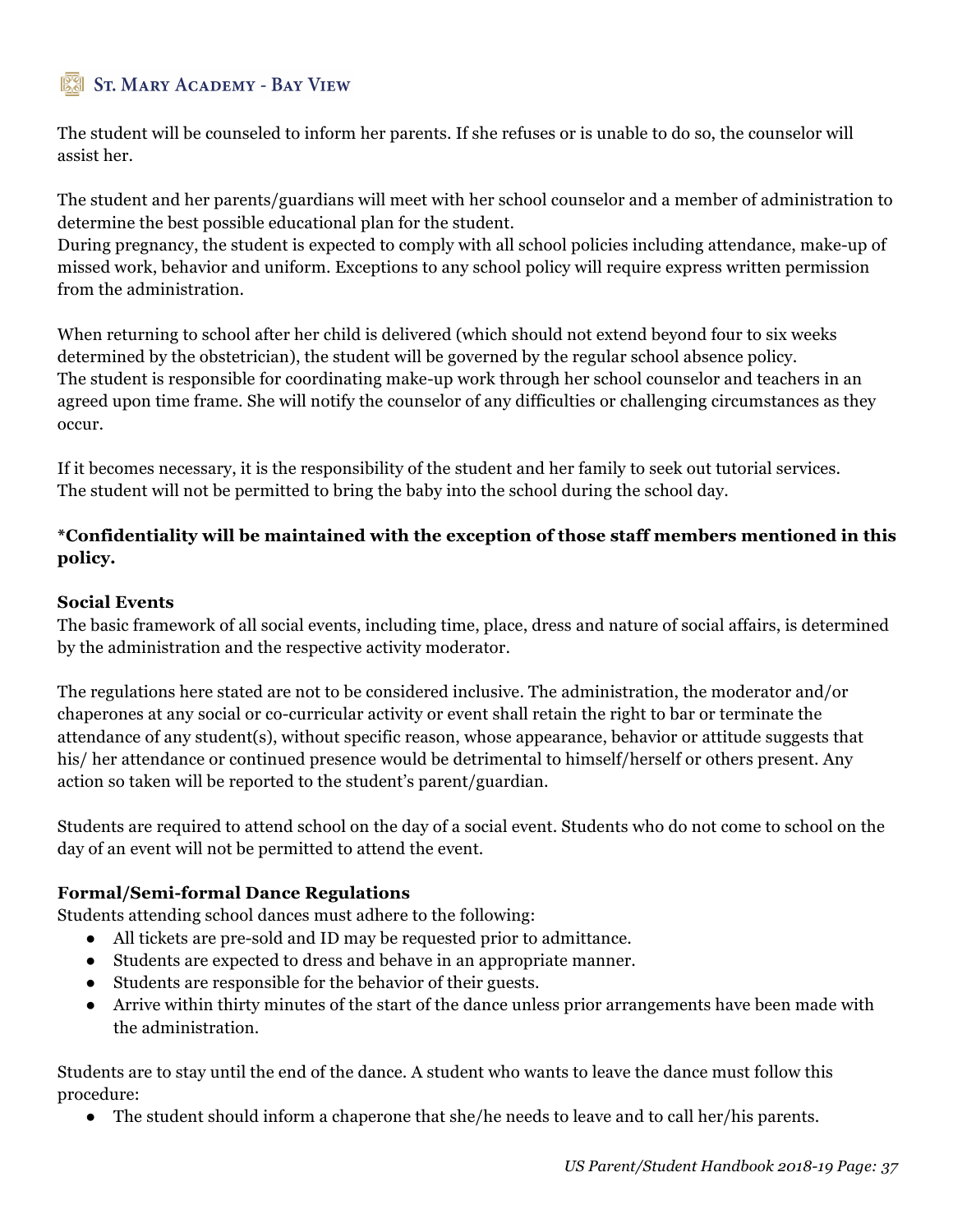The student will be counseled to inform her parents. If she refuses or is unable to do so, the counselor will assist her.

The student and her parents/guardians will meet with her school counselor and a member of administration to determine the best possible educational plan for the student.
During pregnancy, the student is expected to comply with all school policies including attendance, make-up of missed work, behavior and uniform. Exceptions to any school policy will require express written permission from the administration.

When returning to school after her child is delivered (which should not extend beyond four to six weeks determined by the obstetrician), the student will be governed by the regular school absence policy.
The student is responsible for coordinating make-up work through her school counselor and teachers in an agreed upon time frame. She will notify the counselor of any difficulties or challenging circumstances as they occur.

If it becomes necessary, it is the responsibility of the student and her family to seek out tutorial services.
The student will not be permitted to bring the baby into the school during the school day.

**\*Confidentiality will be maintained with the exception of those staff members mentioned in this policy.**

**Social Events**
The basic framework of all social events, including time, place, dress and nature of social affairs, is determined by the administration and the respective activity moderator.

The regulations here stated are not to be considered inclusive. The administration, the moderator and/or chaperones at any social or co-curricular activity or event shall retain the right to bar or terminate the attendance of any student(s), without specific reason, whose appearance, behavior or attitude suggests that his/ her attendance or continued presence would be detrimental to himself/herself or others present. Any action so taken will be reported to the student's parent/guardian.

Students are required to attend school on the day of a social event. Students who do not come to school on the day of an event will not be permitted to attend the event.

**Formal/Semi-formal Dance Regulations**
Students attending school dances must adhere to the following:

- All tickets are pre-sold and ID may be requested prior to admittance.
- Students are expected to dress and behave in an appropriate manner.
- Students are responsible for the behavior of their guests.
- Arrive within thirty minutes of the start of the dance unless prior arrangements have been made with the administration.

Students are to stay until the end of the dance. A student who wants to leave the dance must follow this procedure:

- The student should inform a chaperone that she/he needs to leave and to call her/his parents.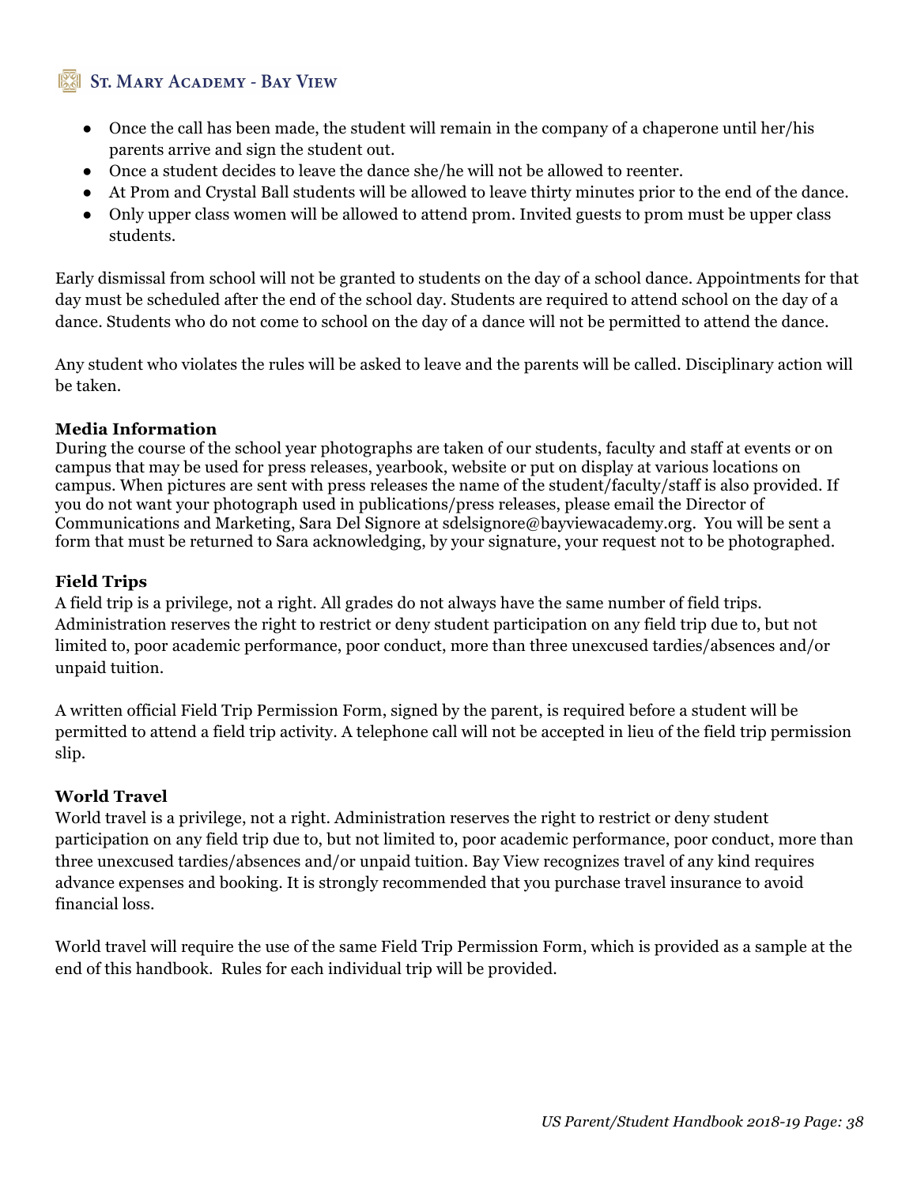- Once the call has been made, the student will remain in the company of a chaperone until her/his parents arrive and sign the student out.
- Once a student decides to leave the dance she/he will not be allowed to reenter.
- At Prom and Crystal Ball students will be allowed to leave thirty minutes prior to the end of the dance.
- Only upper class women will be allowed to attend prom. Invited guests to prom must be upper class students.

Early dismissal from school will not be granted to students on the day of a school dance. Appointments for that day must be scheduled after the end of the school day. Students are required to attend school on the day of a dance. Students who do not come to school on the day of a dance will not be permitted to attend the dance.

Any student who violates the rules will be asked to leave and the parents will be called. Disciplinary action will be taken.

**Media Information**

During the course of the school year photographs are taken of our students, faculty and staff at events or on campus that may be used for press releases, yearbook, website or put on display at various locations on campus. When pictures are sent with press releases the name of the student/faculty/staff is also provided. If you do not want your photograph used in publications/press releases, please email the Director of Communications and Marketing, Sara Del Signore at sdelsignore@bayviewacademy.org. You will be sent a form that must be returned to Sara acknowledging, by your signature, your request not to be photographed.

**Field Trips**

A field trip is a privilege, not a right. All grades do not always have the same number of field trips. Administration reserves the right to restrict or deny student participation on any field trip due to, but not limited to, poor academic performance, poor conduct, more than three unexcused tardies/absences and/or unpaid tuition.

A written official Field Trip Permission Form, signed by the parent, is required before a student will be permitted to attend a field trip activity. A telephone call will not be accepted in lieu of the field trip permission slip.

**World Travel**

World travel is a privilege, not a right. Administration reserves the right to restrict or deny student participation on any field trip due to, but not limited to, poor academic performance, poor conduct, more than three unexcused tardies/absences and/or unpaid tuition. Bay View recognizes travel of any kind requires advance expenses and booking. It is strongly recommended that you purchase travel insurance to avoid financial loss.

World travel will require the use of the same Field Trip Permission Form, which is provided as a sample at the end of this handbook. Rules for each individual trip will be provided.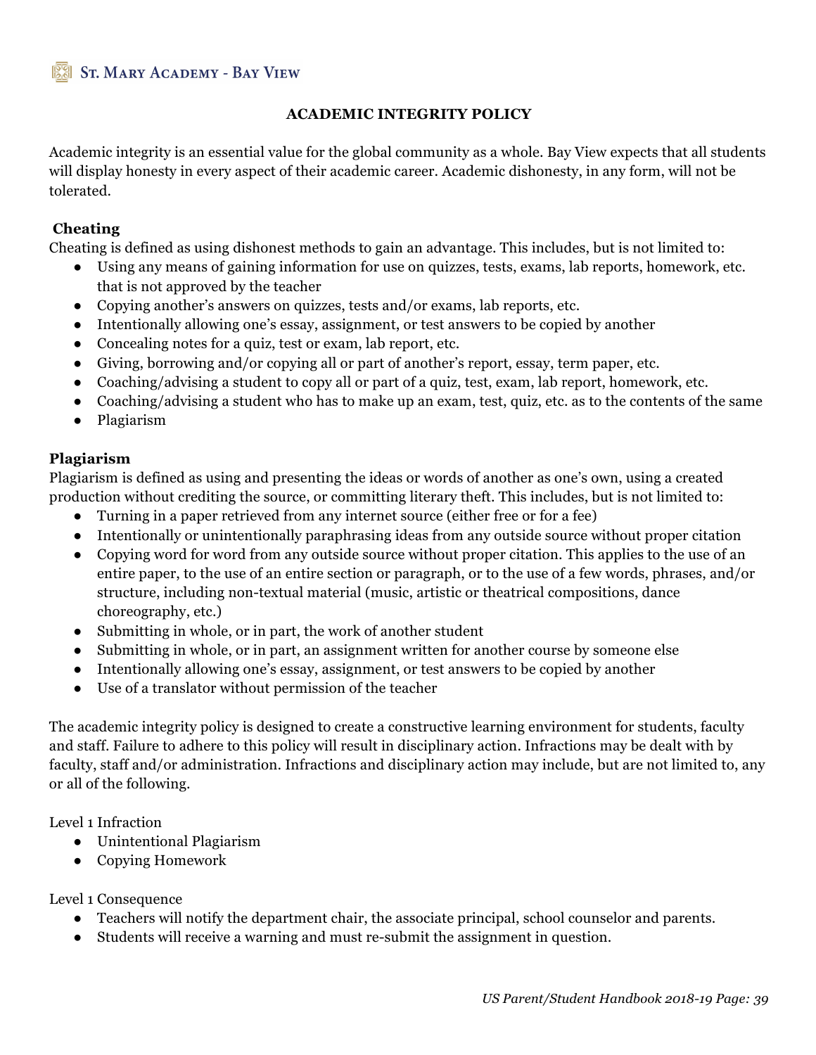## ACADEMIC INTEGRITY POLICY

Academic integrity is an essential value for the global community as a whole. Bay View expects that all students will display honesty in every aspect of their academic career. Academic dishonesty, in any form, will not be tolerated.

### Cheating

Cheating is defined as using dishonest methods to gain an advantage. This includes, but is not limited to:

- Using any means of gaining information for use on quizzes, tests, exams, lab reports, homework, etc. that is not approved by the teacher
- Copying another's answers on quizzes, tests and/or exams, lab reports, etc.
- Intentionally allowing one's essay, assignment, or test answers to be copied by another
- Concealing notes for a quiz, test or exam, lab report, etc.
- Giving, borrowing and/or copying all or part of another's report, essay, term paper, etc.
- Coaching/advising a student to copy all or part of a quiz, test, exam, lab report, homework, etc.
- Coaching/advising a student who has to make up an exam, test, quiz, etc. as to the contents of the same
- Plagiarism

### Plagiarism

Plagiarism is defined as using and presenting the ideas or words of another as one's own, using a created production without crediting the source, or committing literary theft. This includes, but is not limited to:

- Turning in a paper retrieved from any internet source (either free or for a fee)
- Intentionally or unintentionally paraphrasing ideas from any outside source without proper citation
- Copying word for word from any outside source without proper citation. This applies to the use of an entire paper, to the use of an entire section or paragraph, or to the use of a few words, phrases, and/or structure, including non-textual material (music, artistic or theatrical compositions, dance choreography, etc.)
- Submitting in whole, or in part, the work of another student
- Submitting in whole, or in part, an assignment written for another course by someone else
- Intentionally allowing one's essay, assignment, or test answers to be copied by another
- Use of a translator without permission of the teacher

The academic integrity policy is designed to create a constructive learning environment for students, faculty and staff. Failure to adhere to this policy will result in disciplinary action. Infractions may be dealt with by faculty, staff and/or administration. Infractions and disciplinary action may include, but are not limited to, any or all of the following.

Level 1 Infraction

- Unintentional Plagiarism
- Copying Homework

Level 1 Consequence

- Teachers will notify the department chair, the associate principal, school counselor and parents.
- Students will receive a warning and must re-submit the assignment in question.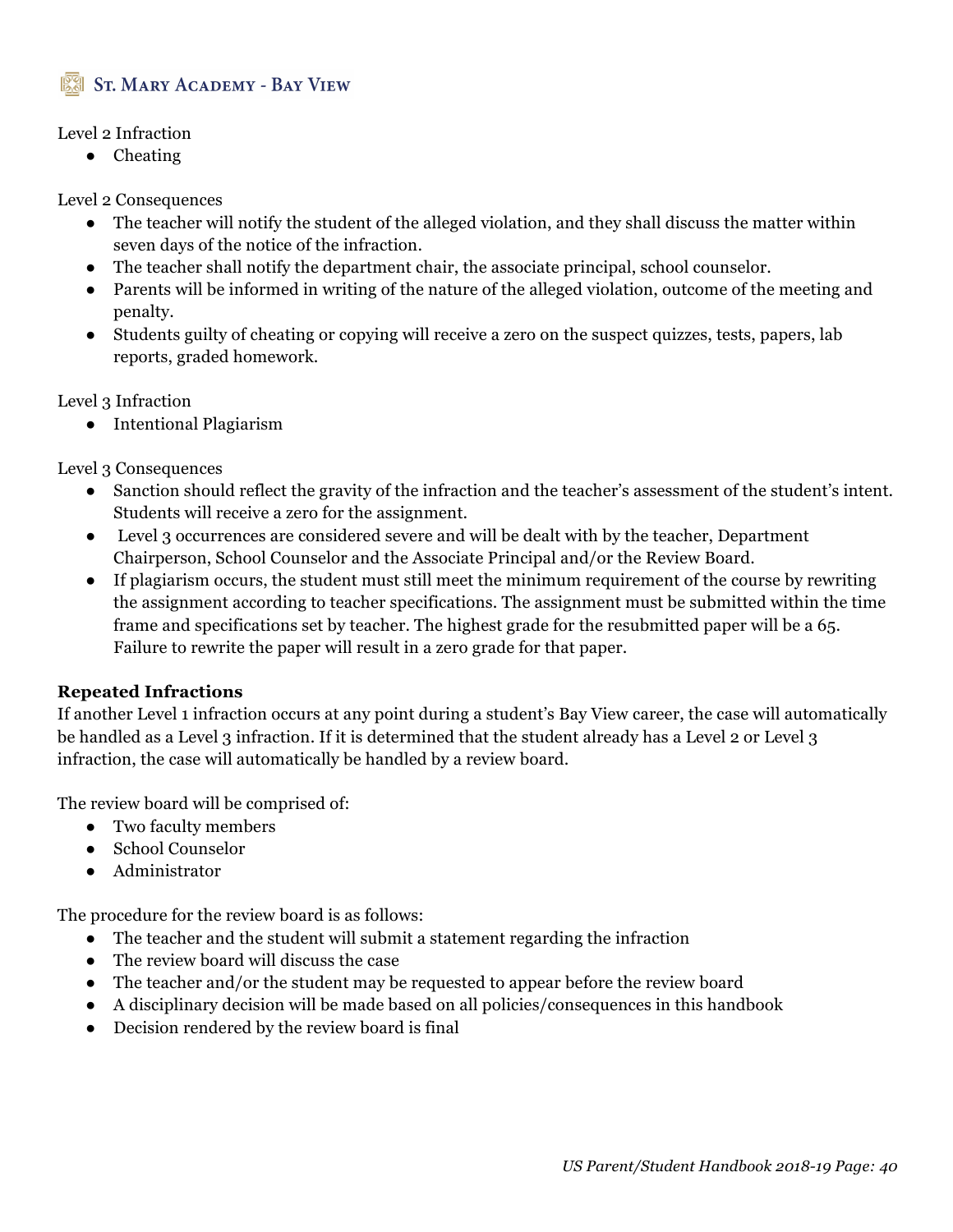Level 2 Infraction

- Cheating

Level 2 Consequences

- The teacher will notify the student of the alleged violation, and they shall discuss the matter within seven days of the notice of the infraction.
- The teacher shall notify the department chair, the associate principal, school counselor.
- Parents will be informed in writing of the nature of the alleged violation, outcome of the meeting and penalty.
- Students guilty of cheating or copying will receive a zero on the suspect quizzes, tests, papers, lab reports, graded homework.

Level 3 Infraction

- Intentional Plagiarism

Level 3 Consequences

- Sanction should reflect the gravity of the infraction and the teacher's assessment of the student's intent. Students will receive a zero for the assignment.
- Level 3 occurrences are considered severe and will be dealt with by the teacher, Department Chairperson, School Counselor and the Associate Principal and/or the Review Board.
- If plagiarism occurs, the student must still meet the minimum requirement of the course by rewriting the assignment according to teacher specifications. The assignment must be submitted within the time frame and specifications set by teacher. The highest grade for the resubmitted paper will be a 65. Failure to rewrite the paper will result in a zero grade for that paper.

**Repeated Infractions**

If another Level 1 infraction occurs at any point during a student's Bay View career, the case will automatically be handled as a Level 3 infraction. If it is determined that the student already has a Level 2 or Level 3 infraction, the case will automatically be handled by a review board.

The review board will be comprised of:

- Two faculty members
- School Counselor
- Administrator

The procedure for the review board is as follows:

- The teacher and the student will submit a statement regarding the infraction
- The review board will discuss the case
- The teacher and/or the student may be requested to appear before the review board
- A disciplinary decision will be made based on all policies/consequences in this handbook
- Decision rendered by the review board is final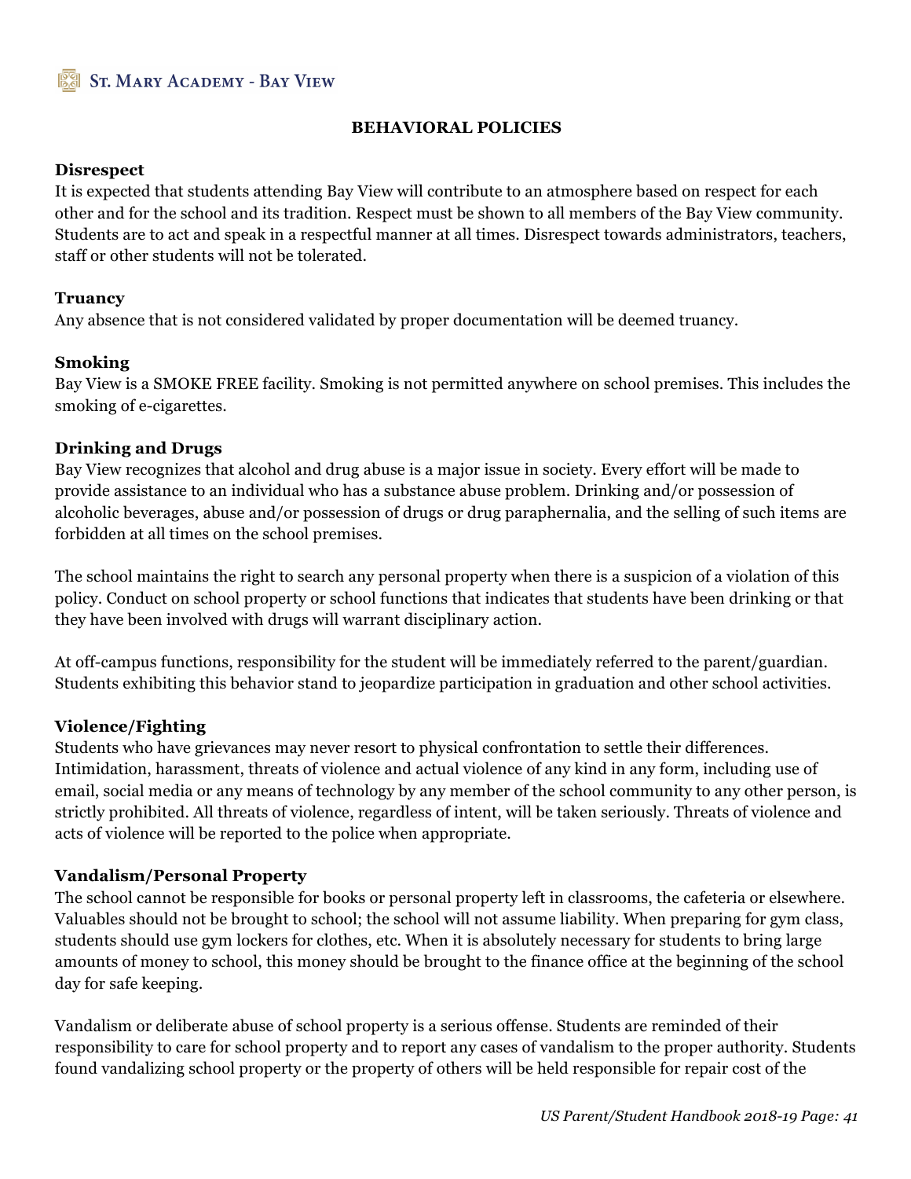## BEHAVIORAL POLICIES

**Disrespect**

It is expected that students attending Bay View will contribute to an atmosphere based on respect for each other and for the school and its tradition. Respect must be shown to all members of the Bay View community. Students are to act and speak in a respectful manner at all times. Disrespect towards administrators, teachers, staff or other students will not be tolerated.

**Truancy**

Any absence that is not considered validated by proper documentation will be deemed truancy.

**Smoking**

Bay View is a SMOKE FREE facility. Smoking is not permitted anywhere on school premises. This includes the smoking of e-cigarettes.

**Drinking and Drugs**

Bay View recognizes that alcohol and drug abuse is a major issue in society. Every effort will be made to provide assistance to an individual who has a substance abuse problem. Drinking and/or possession of alcoholic beverages, abuse and/or possession of drugs or drug paraphernalia, and the selling of such items are forbidden at all times on the school premises.

The school maintains the right to search any personal property when there is a suspicion of a violation of this policy. Conduct on school property or school functions that indicates that students have been drinking or that they have been involved with drugs will warrant disciplinary action.

At off-campus functions, responsibility for the student will be immediately referred to the parent/guardian. Students exhibiting this behavior stand to jeopardize participation in graduation and other school activities.

**Violence/Fighting**

Students who have grievances may never resort to physical confrontation to settle their differences. Intimidation, harassment, threats of violence and actual violence of any kind in any form, including use of email, social media or any means of technology by any member of the school community to any other person, is strictly prohibited. All threats of violence, regardless of intent, will be taken seriously. Threats of violence and acts of violence will be reported to the police when appropriate.

**Vandalism/Personal Property**

The school cannot be responsible for books or personal property left in classrooms, the cafeteria or elsewhere. Valuables should not be brought to school; the school will not assume liability. When preparing for gym class, students should use gym lockers for clothes, etc. When it is absolutely necessary for students to bring large amounts of money to school, this money should be brought to the finance office at the beginning of the school day for safe keeping.

Vandalism or deliberate abuse of school property is a serious offense. Students are reminded of their responsibility to care for school property and to report any cases of vandalism to the proper authority. Students found vandalizing school property or the property of others will be held responsible for repair cost of the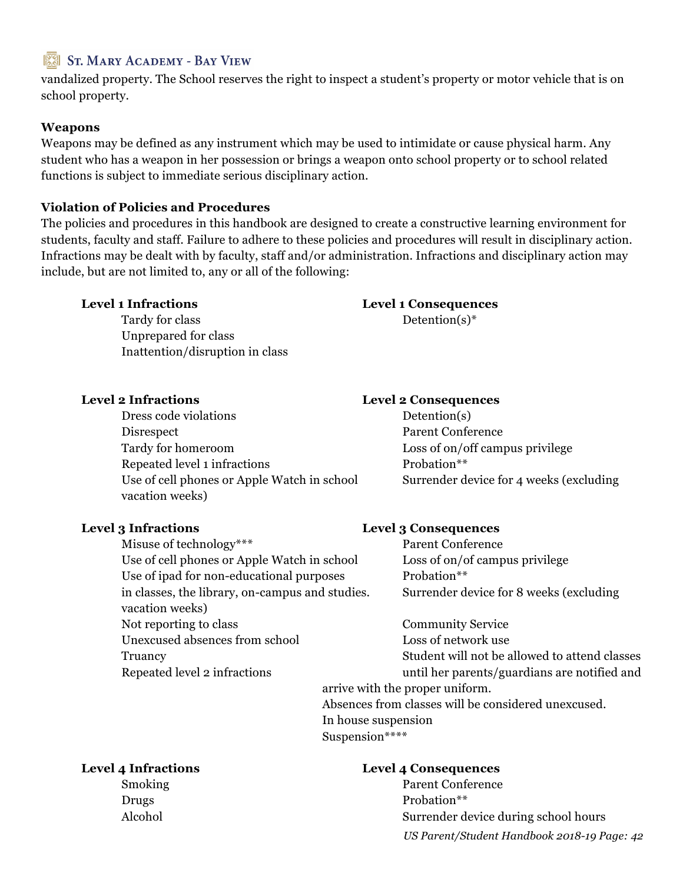vandalized property. The School reserves the right to inspect a student's property or motor vehicle that is on school property.

**Weapons**

Weapons may be defined as any instrument which may be used to intimidate or cause physical harm. Any student who has a weapon in her possession or brings a weapon onto school property or to school related functions is subject to immediate serious disciplinary action.

**Violation of Policies and Procedures**

The policies and procedures in this handbook are designed to create a constructive learning environment for students, faculty and staff. Failure to adhere to these policies and procedures will result in disciplinary action. Infractions may be dealt with by faculty, staff and/or administration. Infractions and disciplinary action may include, but are not limited to, any or all of the following:

| **Level 1 Infractions** | **Level 1 Consequences** |
|---|---|
| Tardy for class<br>Unprepared for class<br>Inattention/disruption in class | Detention(s)* |

| **Level 2 Infractions** | **Level 2 Consequences** |
|---|---|
| Dress code violations<br>Disrespect<br>Tardy for homeroom<br>Repeated level 1 infractions<br>Use of cell phones or Apple Watch in school | Detention(s)<br>Parent Conference<br>Loss of on/off campus privilege<br>Probation**<br>Surrender device for 4 weeks (excluding vacation weeks) |

| **Level 3 Infractions** | **Level 3 Consequences** |
|---|---|
| Misuse of technology***<br>Use of cell phones or Apple Watch in school<br>Use of ipad for non-educational purposes in classes, the library, on-campus and studies.<br>Not reporting to class<br>Unexcused absences from school<br>Truancy<br>Repeated level 2 infractions | Parent Conference<br>Loss of on/of campus privilege<br>Probation**<br>Surrender device for 8 weeks (excluding vacation weeks)<br>Community Service<br>Loss of network use<br>Student will not be allowed to attend classes until her parents/guardians are notified and arrive with the proper uniform.<br>Absences from classes will be considered unexcused.<br>In house suspension<br>Suspension**** |

| **Level 4 Infractions** | **Level 4 Consequences** |
|---|---|
| Smoking<br>Drugs<br>Alcohol | Parent Conference<br>Probation**<br>Surrender device during school hours |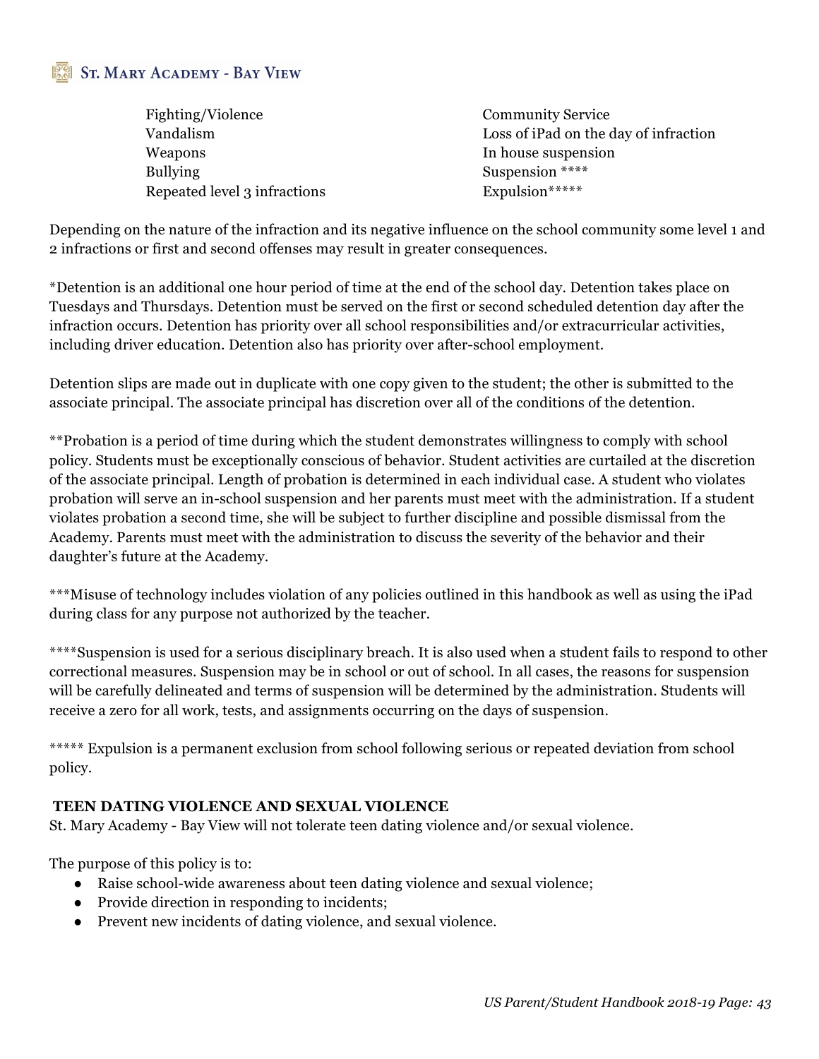| | |
|---|---|
| Fighting/Violence | Community Service |
| Vandalism | Loss of iPad on the day of infraction |
| Weapons | In house suspension |
| Bullying | Suspension **** |
| Repeated level 3 infractions | Expulsion***** |

Depending on the nature of the infraction and its negative influence on the school community some level 1 and 2 infractions or first and second offenses may result in greater consequences.

*Detention is an additional one hour period of time at the end of the school day. Detention takes place on Tuesdays and Thursdays. Detention must be served on the first or second scheduled detention day after the infraction occurs. Detention has priority over all school responsibilities and/or extracurricular activities, including driver education. Detention also has priority over after-school employment.

Detention slips are made out in duplicate with one copy given to the student; the other is submitted to the associate principal. The associate principal has discretion over all of the conditions of the detention.

**Probation is a period of time during which the student demonstrates willingness to comply with school policy. Students must be exceptionally conscious of behavior. Student activities are curtailed at the discretion of the associate principal. Length of probation is determined in each individual case. A student who violates probation will serve an in-school suspension and her parents must meet with the administration. If a student violates probation a second time, she will be subject to further discipline and possible dismissal from the Academy. Parents must meet with the administration to discuss the severity of the behavior and their daughter's future at the Academy.

***Misuse of technology includes violation of any policies outlined in this handbook as well as using the iPad during class for any purpose not authorized by the teacher.

****Suspension is used for a serious disciplinary breach. It is also used when a student fails to respond to other correctional measures. Suspension may be in school or out of school. In all cases, the reasons for suspension will be carefully delineated and terms of suspension will be determined by the administration. Students will receive a zero for all work, tests, and assignments occurring on the days of suspension.

***** Expulsion is a permanent exclusion from school following serious or repeated deviation from school policy.

**TEEN DATING VIOLENCE AND SEXUAL VIOLENCE**

St. Mary Academy - Bay View will not tolerate teen dating violence and/or sexual violence.

The purpose of this policy is to:

- Raise school-wide awareness about teen dating violence and sexual violence;
- Provide direction in responding to incidents;
- Prevent new incidents of dating violence, and sexual violence.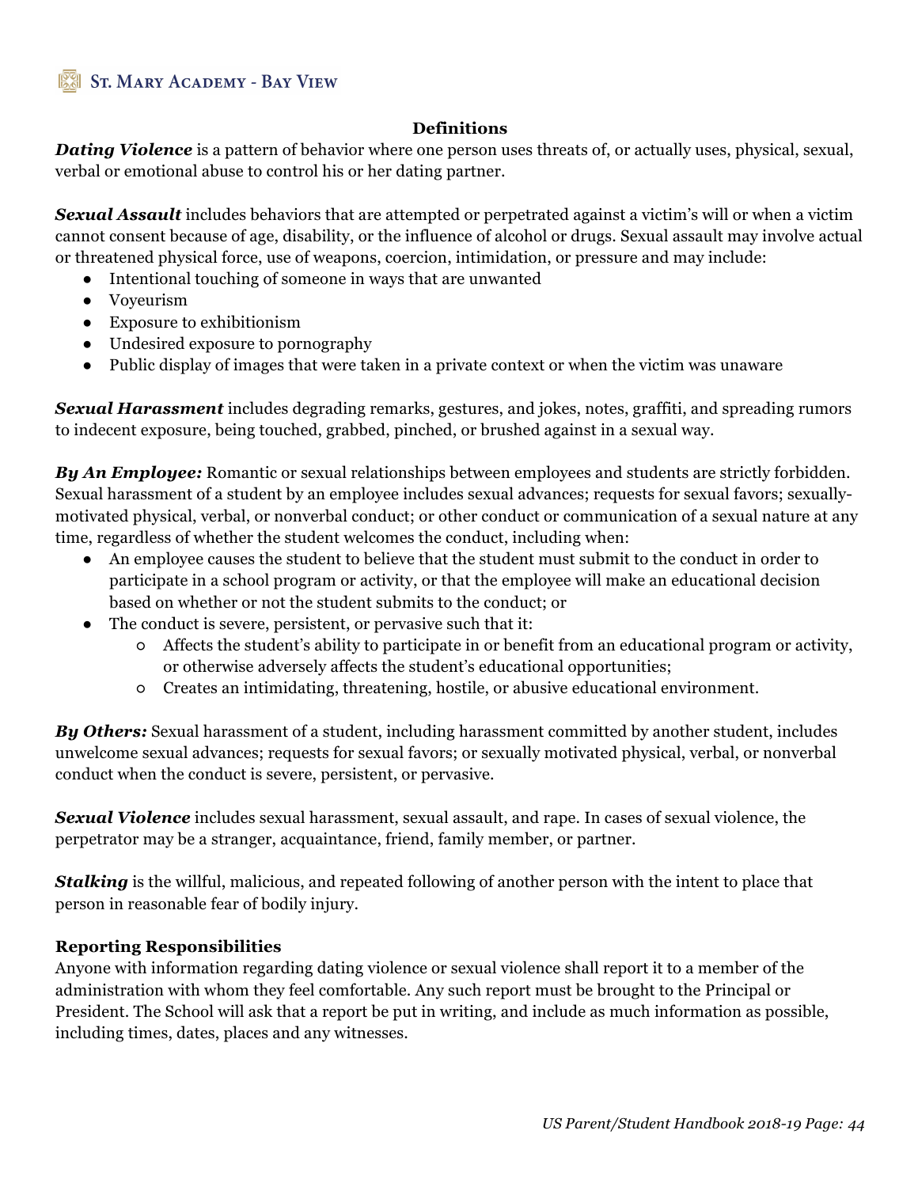## Definitions

***Dating Violence*** is a pattern of behavior where one person uses threats of, or actually uses, physical, sexual, verbal or emotional abuse to control his or her dating partner.

***Sexual Assault*** includes behaviors that are attempted or perpetrated against a victim's will or when a victim cannot consent because of age, disability, or the influence of alcohol or drugs. Sexual assault may involve actual or threatened physical force, use of weapons, coercion, intimidation, or pressure and may include:

- Intentional touching of someone in ways that are unwanted
- Voyeurism
- Exposure to exhibitionism
- Undesired exposure to pornography
- Public display of images that were taken in a private context or when the victim was unaware

***Sexual Harassment*** includes degrading remarks, gestures, and jokes, notes, graffiti, and spreading rumors to indecent exposure, being touched, grabbed, pinched, or brushed against in a sexual way.

***By An Employee:*** Romantic or sexual relationships between employees and students are strictly forbidden. Sexual harassment of a student by an employee includes sexual advances; requests for sexual favors; sexually-motivated physical, verbal, or nonverbal conduct; or other conduct or communication of a sexual nature at any time, regardless of whether the student welcomes the conduct, including when:

- An employee causes the student to believe that the student must submit to the conduct in order to participate in a school program or activity, or that the employee will make an educational decision based on whether or not the student submits to the conduct; or
- The conduct is severe, persistent, or pervasive such that it:
  - Affects the student's ability to participate in or benefit from an educational program or activity, or otherwise adversely affects the student's educational opportunities;
  - Creates an intimidating, threatening, hostile, or abusive educational environment.

***By Others:*** Sexual harassment of a student, including harassment committed by another student, includes unwelcome sexual advances; requests for sexual favors; or sexually motivated physical, verbal, or nonverbal conduct when the conduct is severe, persistent, or pervasive.

***Sexual Violence*** includes sexual harassment, sexual assault, and rape. In cases of sexual violence, the perpetrator may be a stranger, acquaintance, friend, family member, or partner.

***Stalking*** is the willful, malicious, and repeated following of another person with the intent to place that person in reasonable fear of bodily injury.

### Reporting Responsibilities

Anyone with information regarding dating violence or sexual violence shall report it to a member of the administration with whom they feel comfortable. Any such report must be brought to the Principal or President. The School will ask that a report be put in writing, and include as much information as possible, including times, dates, places and any witnesses.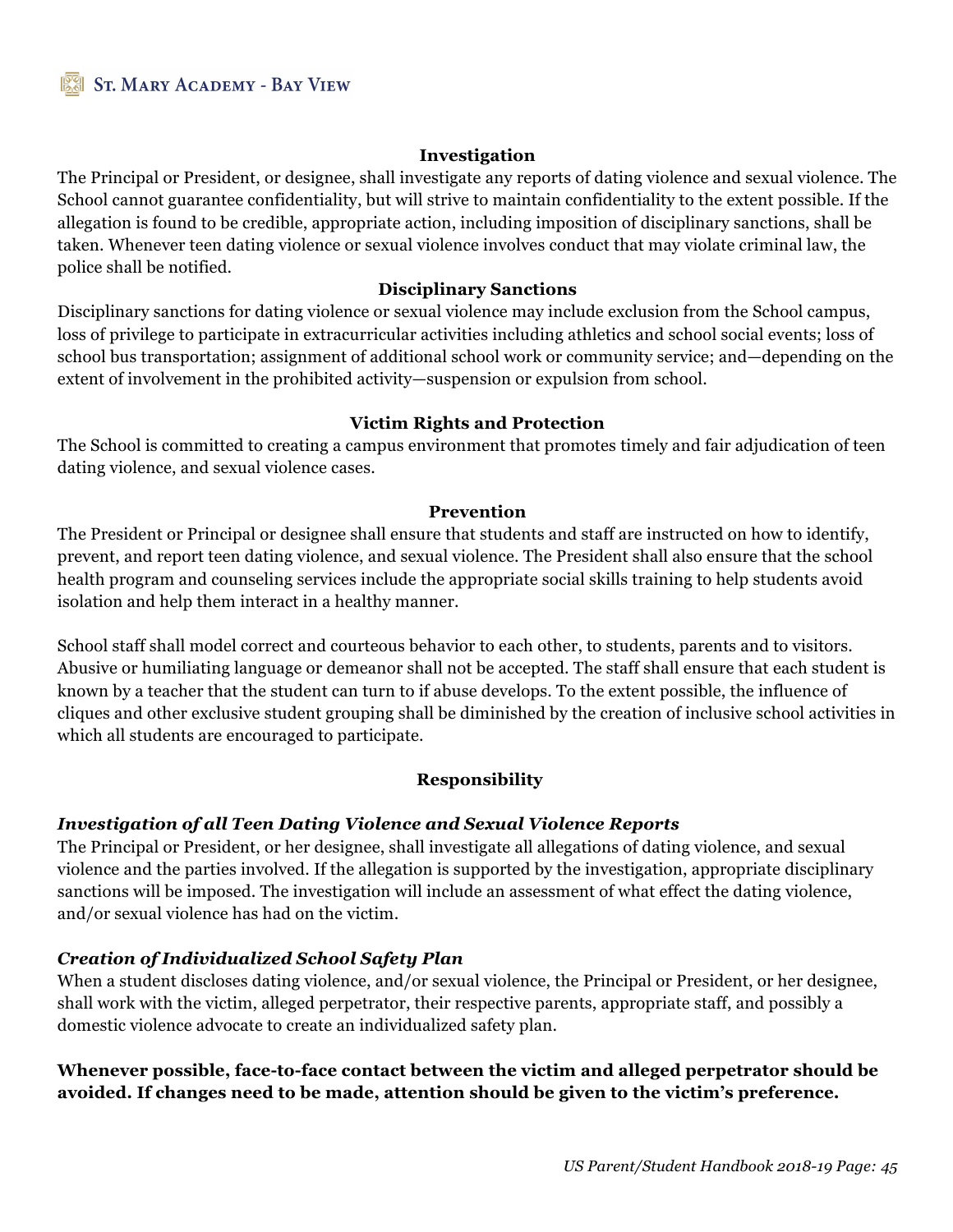### Investigation

The Principal or President, or designee, shall investigate any reports of dating violence and sexual violence. The School cannot guarantee confidentiality, but will strive to maintain confidentiality to the extent possible. If the allegation is found to be credible, appropriate action, including imposition of disciplinary sanctions, shall be taken. Whenever teen dating violence or sexual violence involves conduct that may violate criminal law, the police shall be notified.

### Disciplinary Sanctions

Disciplinary sanctions for dating violence or sexual violence may include exclusion from the School campus, loss of privilege to participate in extracurricular activities including athletics and school social events; loss of school bus transportation; assignment of additional school work or community service; and—depending on the extent of involvement in the prohibited activity—suspension or expulsion from school.

### Victim Rights and Protection

The School is committed to creating a campus environment that promotes timely and fair adjudication of teen dating violence, and sexual violence cases.

### Prevention

The President or Principal or designee shall ensure that students and staff are instructed on how to identify, prevent, and report teen dating violence, and sexual violence. The President shall also ensure that the school health program and counseling services include the appropriate social skills training to help students avoid isolation and help them interact in a healthy manner.

School staff shall model correct and courteous behavior to each other, to students, parents and to visitors. Abusive or humiliating language or demeanor shall not be accepted. The staff shall ensure that each student is known by a teacher that the student can turn to if abuse develops. To the extent possible, the influence of cliques and other exclusive student grouping shall be diminished by the creation of inclusive school activities in which all students are encouraged to participate.

### Responsibility

***Investigation of all Teen Dating Violence and Sexual Violence Reports***

The Principal or President, or her designee, shall investigate all allegations of dating violence, and sexual violence and the parties involved. If the allegation is supported by the investigation, appropriate disciplinary sanctions will be imposed. The investigation will include an assessment of what effect the dating violence, and/or sexual violence has had on the victim.

***Creation of Individualized School Safety Plan***

When a student discloses dating violence, and/or sexual violence, the Principal or President, or her designee, shall work with the victim, alleged perpetrator, their respective parents, appropriate staff, and possibly a domestic violence advocate to create an individualized safety plan.

**Whenever possible, face-to-face contact between the victim and alleged perpetrator should be avoided. If changes need to be made, attention should be given to the victim's preference.**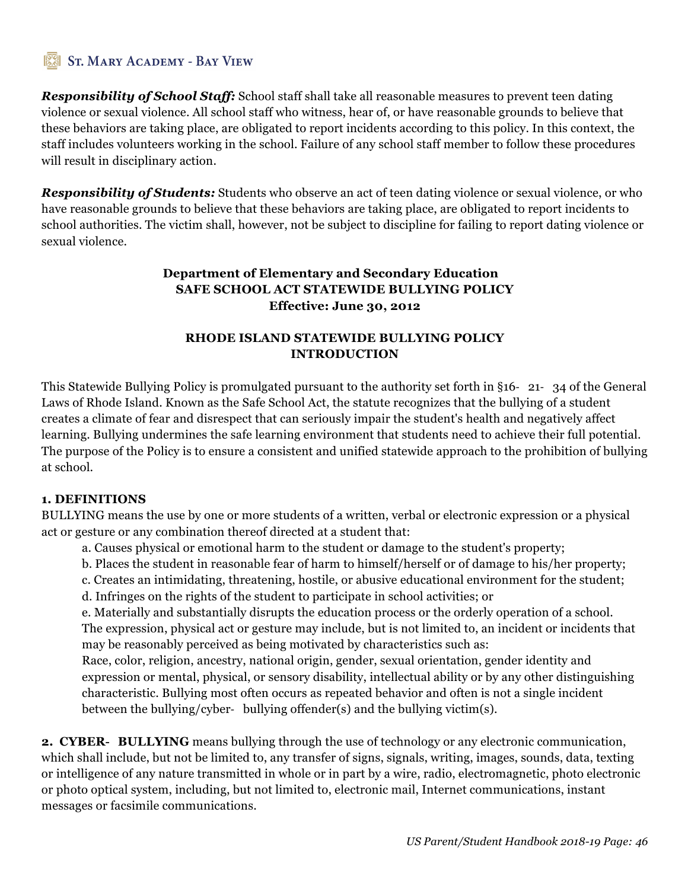***Responsibility of School Staff:*** School staff shall take all reasonable measures to prevent teen dating violence or sexual violence. All school staff who witness, hear of, or have reasonable grounds to believe that these behaviors are taking place, are obligated to report incidents according to this policy. In this context, the staff includes volunteers working in the school. Failure of any school staff member to follow these procedures will result in disciplinary action.

***Responsibility of Students:*** Students who observe an act of teen dating violence or sexual violence, or who have reasonable grounds to believe that these behaviors are taking place, are obligated to report incidents to school authorities. The victim shall, however, not be subject to discipline for failing to report dating violence or sexual violence.

**Department of Elementary and Secondary Education**
**SAFE SCHOOL ACT STATEWIDE BULLYING POLICY**
**Effective: June 30, 2012**

## RHODE ISLAND STATEWIDE BULLYING POLICY INTRODUCTION

This Statewide Bullying Policy is promulgated pursuant to the authority set forth in §16-21-34 of the General Laws of Rhode Island. Known as the Safe School Act, the statute recognizes that the bullying of a student creates a climate of fear and disrespect that can seriously impair the student's health and negatively affect learning. Bullying undermines the safe learning environment that students need to achieve their full potential. The purpose of the Policy is to ensure a consistent and unified statewide approach to the prohibition of bullying at school.

**1. DEFINITIONS**

BULLYING means the use by one or more students of a written, verbal or electronic expression or a physical act or gesture or any combination thereof directed at a student that:

a. Causes physical or emotional harm to the student or damage to the student's property;
b. Places the student in reasonable fear of harm to himself/herself or of damage to his/her property;
c. Creates an intimidating, threatening, hostile, or abusive educational environment for the student;
d. Infringes on the rights of the student to participate in school activities; or
e. Materially and substantially disrupts the education process or the orderly operation of a school.

The expression, physical act or gesture may include, but is not limited to, an incident or incidents that may be reasonably perceived as being motivated by characteristics such as:

Race, color, religion, ancestry, national origin, gender, sexual orientation, gender identity and expression or mental, physical, or sensory disability, intellectual ability or by any other distinguishing characteristic. Bullying most often occurs as repeated behavior and often is not a single incident between the bullying/cyber-bullying offender(s) and the bullying victim(s).

**2. CYBER-BULLYING** means bullying through the use of technology or any electronic communication, which shall include, but not be limited to, any transfer of signs, signals, writing, images, sounds, data, texting or intelligence of any nature transmitted in whole or in part by a wire, radio, electromagnetic, photo electronic or photo optical system, including, but not limited to, electronic mail, Internet communications, instant messages or facsimile communications.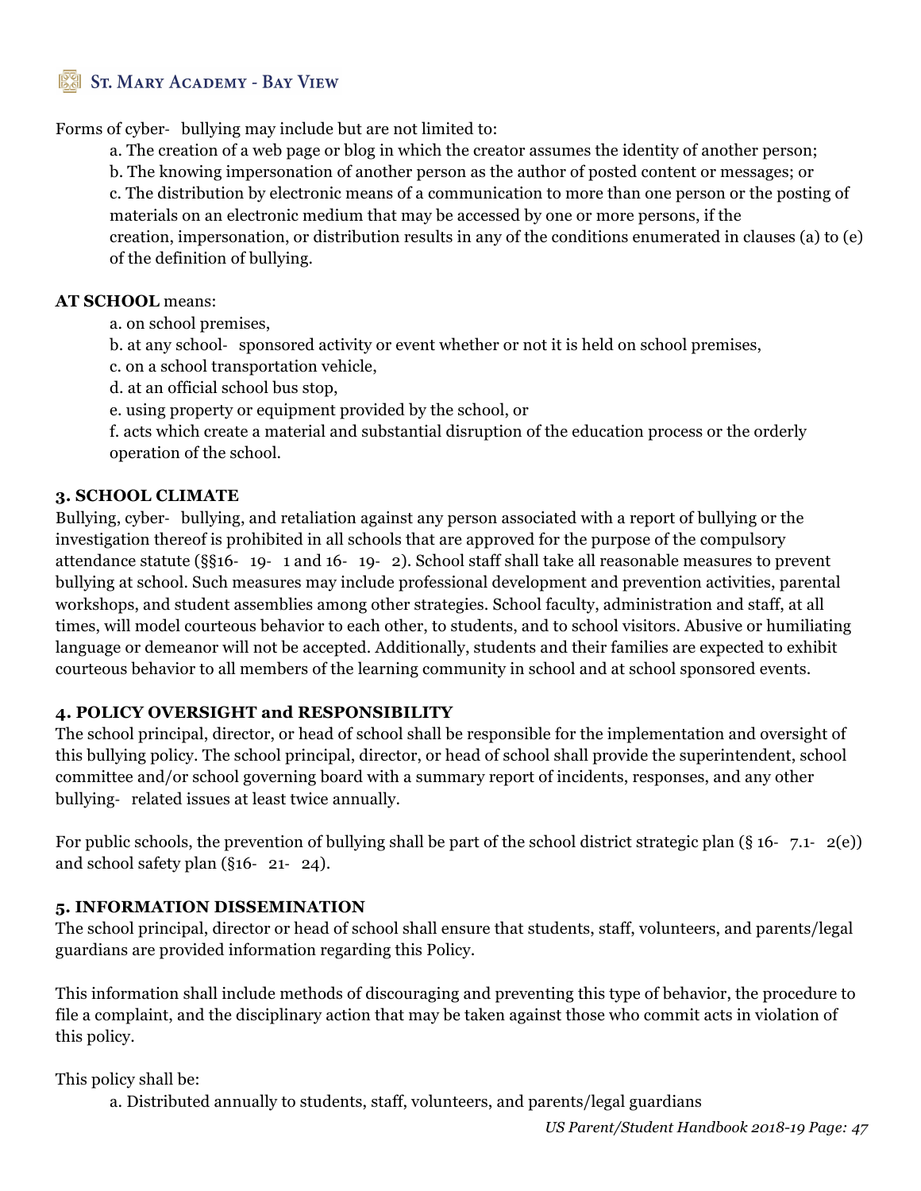Forms of cyber-bullying may include but are not limited to:

a. The creation of a web page or blog in which the creator assumes the identity of another person;

b. The knowing impersonation of another person as the author of posted content or messages; or

c. The distribution by electronic means of a communication to more than one person or the posting of materials on an electronic medium that may be accessed by one or more persons, if the creation, impersonation, or distribution results in any of the conditions enumerated in clauses (a) to (e) of the definition of bullying.

**AT SCHOOL** means:

a. on school premises,

b. at any school-sponsored activity or event whether or not it is held on school premises,

c. on a school transportation vehicle,

d. at an official school bus stop,

e. using property or equipment provided by the school, or

f. acts which create a material and substantial disruption of the education process or the orderly operation of the school.

### 3. SCHOOL CLIMATE

Bullying, cyber-bullying, and retaliation against any person associated with a report of bullying or the investigation thereof is prohibited in all schools that are approved for the purpose of the compulsory attendance statute (§§16-19-1 and 16-19-2). School staff shall take all reasonable measures to prevent bullying at school. Such measures may include professional development and prevention activities, parental workshops, and student assemblies among other strategies. School faculty, administration and staff, at all times, will model courteous behavior to each other, to students, and to school visitors. Abusive or humiliating language or demeanor will not be accepted. Additionally, students and their families are expected to exhibit courteous behavior to all members of the learning community in school and at school sponsored events.

### 4. POLICY OVERSIGHT and RESPONSIBILITY

The school principal, director, or head of school shall be responsible for the implementation and oversight of this bullying policy. The school principal, director, or head of school shall provide the superintendent, school committee and/or school governing board with a summary report of incidents, responses, and any other bullying-related issues at least twice annually.

For public schools, the prevention of bullying shall be part of the school district strategic plan (§ 16-7.1-2(e)) and school safety plan (§16-21-24).

### 5. INFORMATION DISSEMINATION

The school principal, director or head of school shall ensure that students, staff, volunteers, and parents/legal guardians are provided information regarding this Policy.

This information shall include methods of discouraging and preventing this type of behavior, the procedure to file a complaint, and the disciplinary action that may be taken against those who commit acts in violation of this policy.

This policy shall be:

a. Distributed annually to students, staff, volunteers, and parents/legal guardians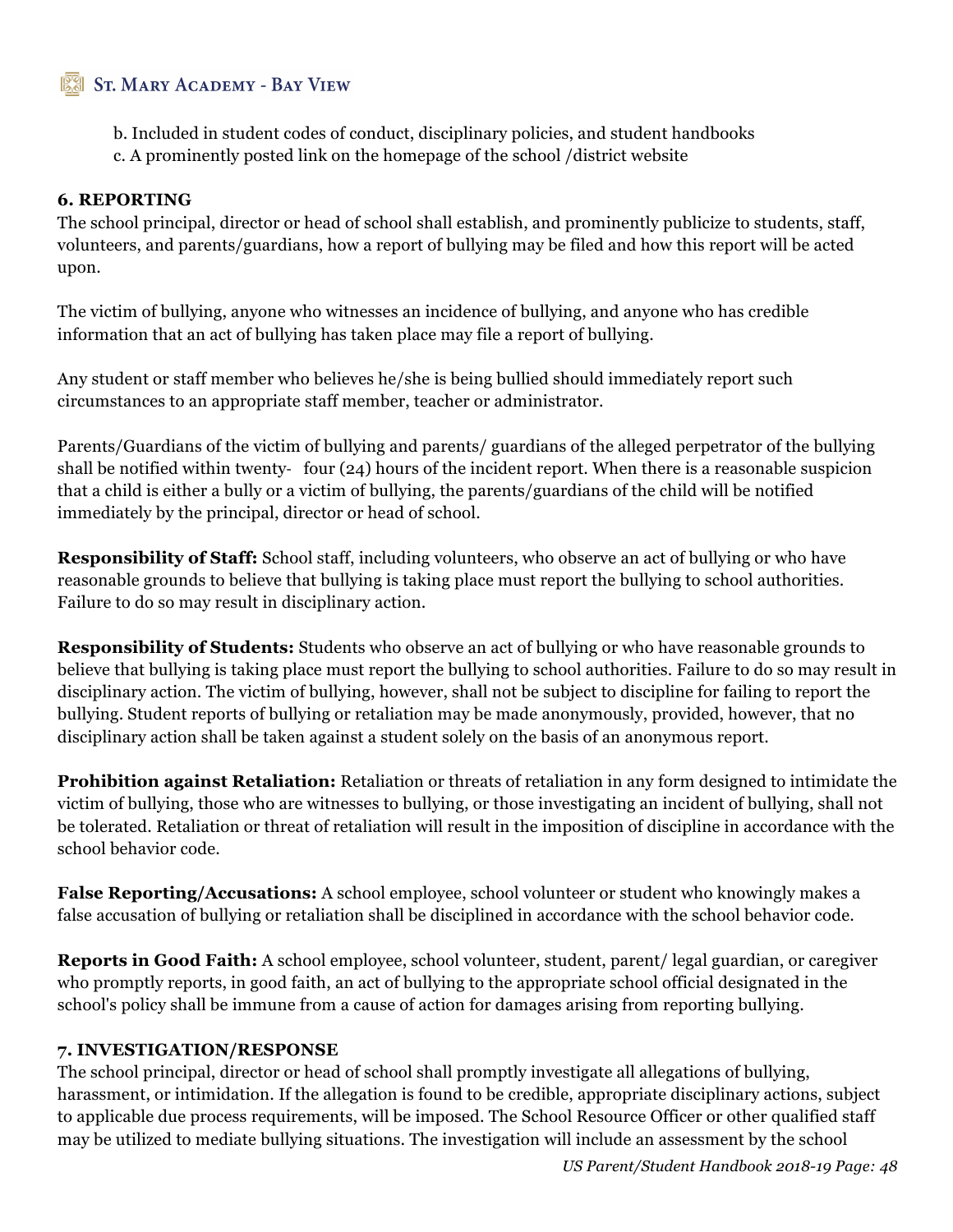b. Included in student codes of conduct, disciplinary policies, and student handbooks
c. A prominently posted link on the homepage of the school /district website

### 6. REPORTING

The school principal, director or head of school shall establish, and prominently publicize to students, staff, volunteers, and parents/guardians, how a report of bullying may be filed and how this report will be acted upon.

The victim of bullying, anyone who witnesses an incidence of bullying, and anyone who has credible information that an act of bullying has taken place may file a report of bullying.

Any student or staff member who believes he/she is being bullied should immediately report such circumstances to an appropriate staff member, teacher or administrator.

Parents/Guardians of the victim of bullying and parents/ guardians of the alleged perpetrator of the bullying shall be notified within twenty- four (24) hours of the incident report. When there is a reasonable suspicion that a child is either a bully or a victim of bullying, the parents/guardians of the child will be notified immediately by the principal, director or head of school.

**Responsibility of Staff:** School staff, including volunteers, who observe an act of bullying or who have reasonable grounds to believe that bullying is taking place must report the bullying to school authorities. Failure to do so may result in disciplinary action.

**Responsibility of Students:** Students who observe an act of bullying or who have reasonable grounds to believe that bullying is taking place must report the bullying to school authorities. Failure to do so may result in disciplinary action. The victim of bullying, however, shall not be subject to discipline for failing to report the bullying. Student reports of bullying or retaliation may be made anonymously, provided, however, that no disciplinary action shall be taken against a student solely on the basis of an anonymous report.

**Prohibition against Retaliation:** Retaliation or threats of retaliation in any form designed to intimidate the victim of bullying, those who are witnesses to bullying, or those investigating an incident of bullying, shall not be tolerated. Retaliation or threat of retaliation will result in the imposition of discipline in accordance with the school behavior code.

**False Reporting/Accusations:** A school employee, school volunteer or student who knowingly makes a false accusation of bullying or retaliation shall be disciplined in accordance with the school behavior code.

**Reports in Good Faith:** A school employee, school volunteer, student, parent/ legal guardian, or caregiver who promptly reports, in good faith, an act of bullying to the appropriate school official designated in the school's policy shall be immune from a cause of action for damages arising from reporting bullying.

### 7. INVESTIGATION/RESPONSE

The school principal, director or head of school shall promptly investigate all allegations of bullying, harassment, or intimidation. If the allegation is found to be credible, appropriate disciplinary actions, subject to applicable due process requirements, will be imposed. The School Resource Officer or other qualified staff may be utilized to mediate bullying situations. The investigation will include an assessment by the school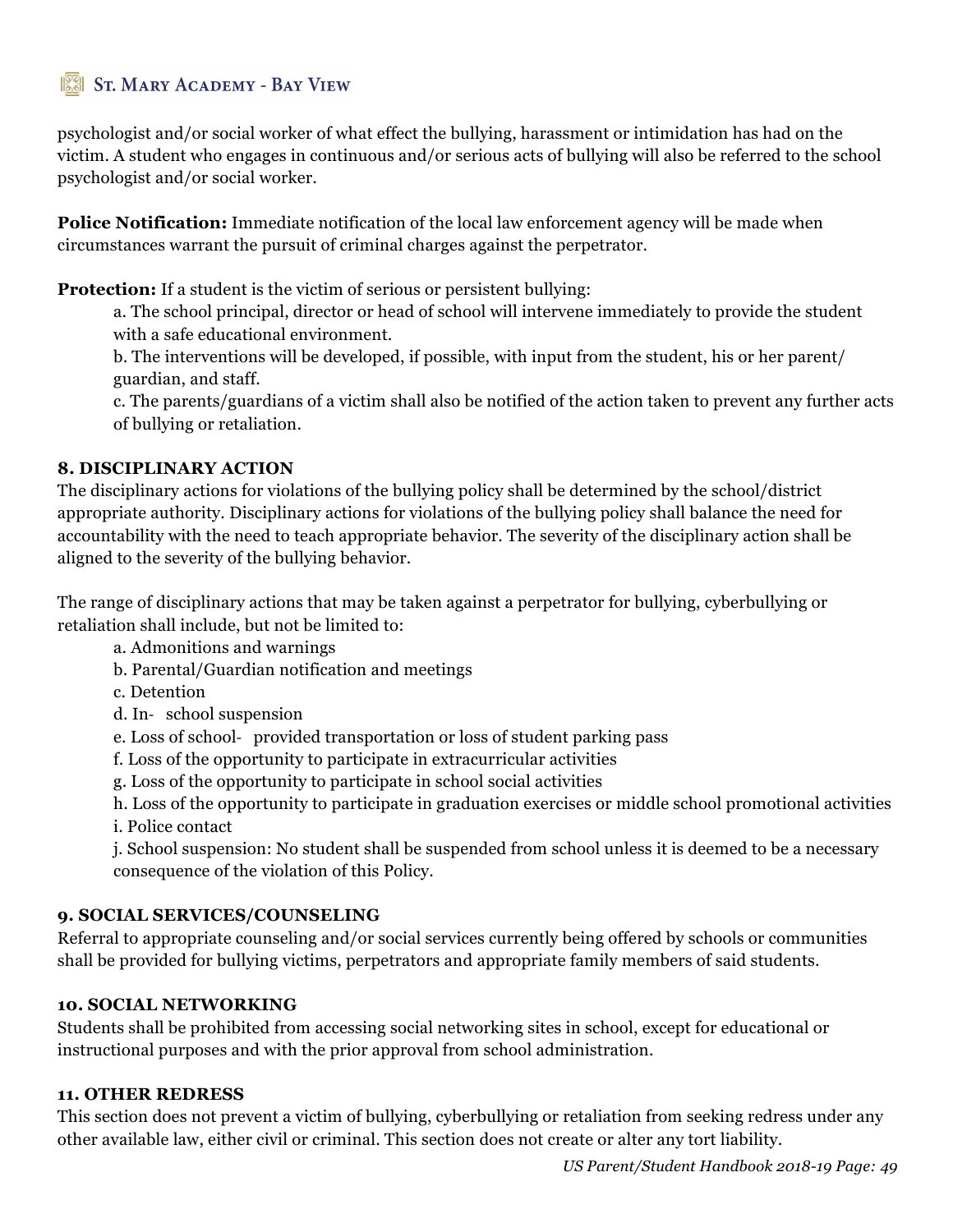psychologist and/or social worker of what effect the bullying, harassment or intimidation has had on the victim. A student who engages in continuous and/or serious acts of bullying will also be referred to the school psychologist and/or social worker.

**Police Notification:** Immediate notification of the local law enforcement agency will be made when circumstances warrant the pursuit of criminal charges against the perpetrator.

**Protection:** If a student is the victim of serious or persistent bullying:

a. The school principal, director or head of school will intervene immediately to provide the student with a safe educational environment.
b. The interventions will be developed, if possible, with input from the student, his or her parent/guardian, and staff.
c. The parents/guardians of a victim shall also be notified of the action taken to prevent any further acts of bullying or retaliation.

### 8. DISCIPLINARY ACTION

The disciplinary actions for violations of the bullying policy shall be determined by the school/district appropriate authority. Disciplinary actions for violations of the bullying policy shall balance the need for accountability with the need to teach appropriate behavior. The severity of the disciplinary action shall be aligned to the severity of the bullying behavior.

The range of disciplinary actions that may be taken against a perpetrator for bullying, cyberbullying or retaliation shall include, but not be limited to:

a. Admonitions and warnings
b. Parental/Guardian notification and meetings
c. Detention
d. In- school suspension
e. Loss of school- provided transportation or loss of student parking pass
f. Loss of the opportunity to participate in extracurricular activities
g. Loss of the opportunity to participate in school social activities
h. Loss of the opportunity to participate in graduation exercises or middle school promotional activities
i. Police contact
j. School suspension: No student shall be suspended from school unless it is deemed to be a necessary consequence of the violation of this Policy.

### 9. SOCIAL SERVICES/COUNSELING

Referral to appropriate counseling and/or social services currently being offered by schools or communities shall be provided for bullying victims, perpetrators and appropriate family members of said students.

### 10. SOCIAL NETWORKING

Students shall be prohibited from accessing social networking sites in school, except for educational or instructional purposes and with the prior approval from school administration.

### 11. OTHER REDRESS

This section does not prevent a victim of bullying, cyberbullying or retaliation from seeking redress under any other available law, either civil or criminal. This section does not create or alter any tort liability.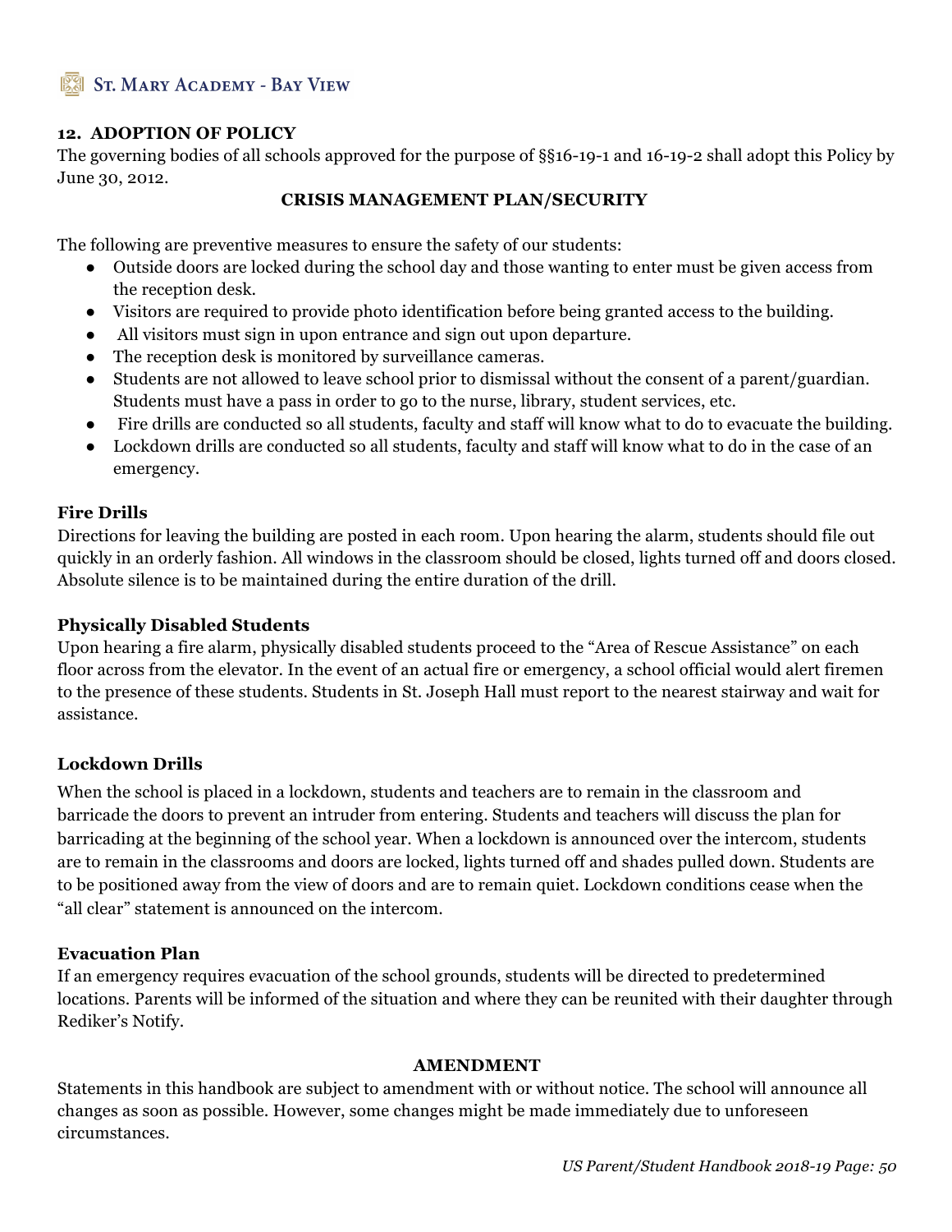## 12. ADOPTION OF POLICY

The governing bodies of all schools approved for the purpose of §§16-19-1 and 16-19-2 shall adopt this Policy by June 30, 2012.

## CRISIS MANAGEMENT PLAN/SECURITY

The following are preventive measures to ensure the safety of our students:

- Outside doors are locked during the school day and those wanting to enter must be given access from the reception desk.
- Visitors are required to provide photo identification before being granted access to the building.
- All visitors must sign in upon entrance and sign out upon departure.
- The reception desk is monitored by surveillance cameras.
- Students are not allowed to leave school prior to dismissal without the consent of a parent/guardian. Students must have a pass in order to go to the nurse, library, student services, etc.
- Fire drills are conducted so all students, faculty and staff will know what to do to evacuate the building.
- Lockdown drills are conducted so all students, faculty and staff will know what to do in the case of an emergency.

### Fire Drills

Directions for leaving the building are posted in each room. Upon hearing the alarm, students should file out quickly in an orderly fashion. All windows in the classroom should be closed, lights turned off and doors closed. Absolute silence is to be maintained during the entire duration of the drill.

### Physically Disabled Students

Upon hearing a fire alarm, physically disabled students proceed to the "Area of Rescue Assistance" on each floor across from the elevator. In the event of an actual fire or emergency, a school official would alert firemen to the presence of these students. Students in St. Joseph Hall must report to the nearest stairway and wait for assistance.

### Lockdown Drills

When the school is placed in a lockdown, students and teachers are to remain in the classroom and barricade the doors to prevent an intruder from entering. Students and teachers will discuss the plan for barricading at the beginning of the school year. When a lockdown is announced over the intercom, students are to remain in the classrooms and doors are locked, lights turned off and shades pulled down. Students are to be positioned away from the view of doors and are to remain quiet. Lockdown conditions cease when the "all clear" statement is announced on the intercom.

### Evacuation Plan

If an emergency requires evacuation of the school grounds, students will be directed to predetermined locations. Parents will be informed of the situation and where they can be reunited with their daughter through Rediker's Notify.

## AMENDMENT

Statements in this handbook are subject to amendment with or without notice. The school will announce all changes as soon as possible. However, some changes might be made immediately due to unforeseen circumstances.